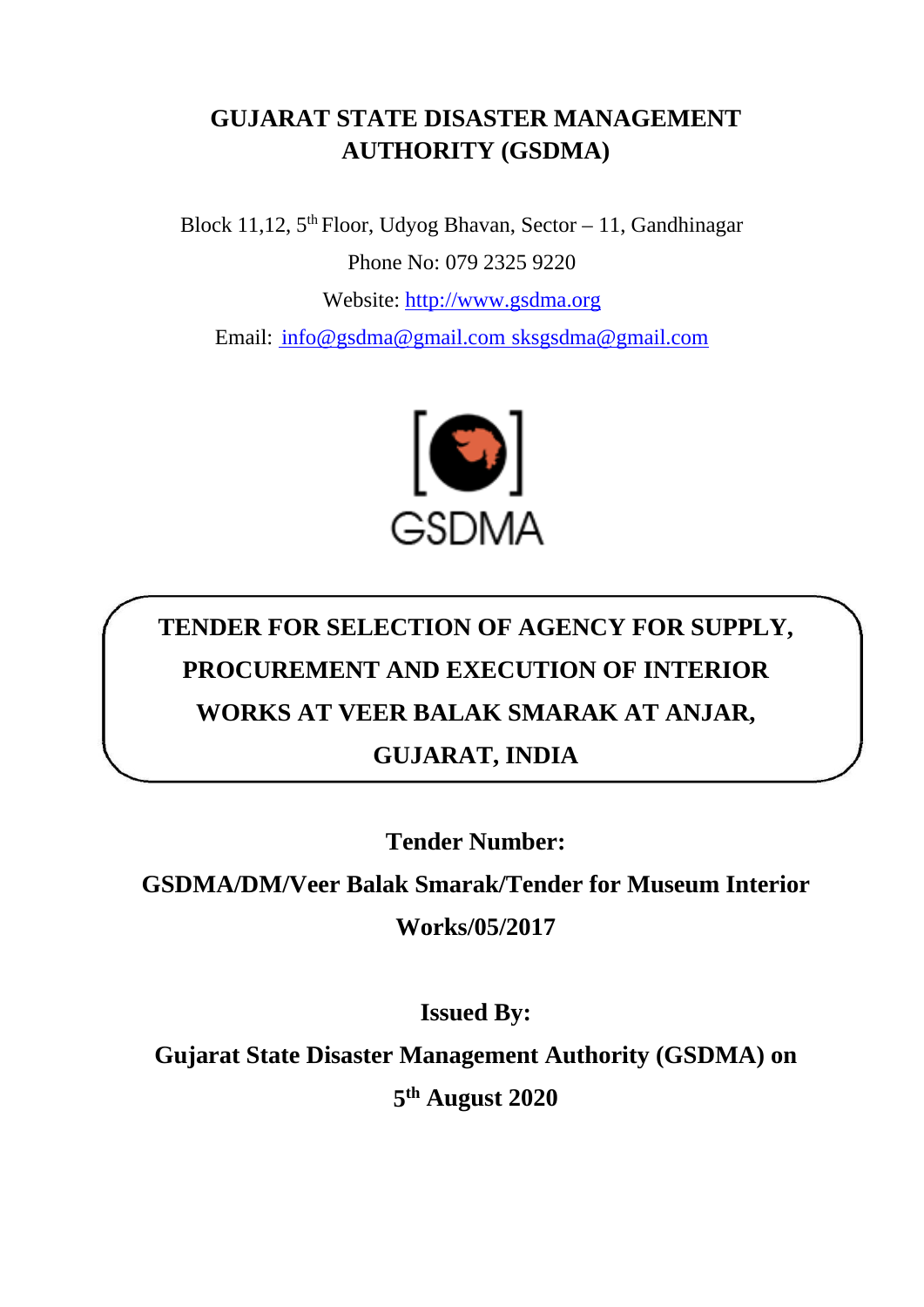# GUJARAT STATE DISASTER MANAGEMENT AUTHORITY (GSDMA)

Block 11,12, 5th Floor, Udyog Bhavan, Sector – 11, Gandhinagar

Phone No: 079 2325 9220

Website: http://www.gsdma.org

Email: info@gsdma@gmail.com sksgsdma@gmail.com

GSDMA

## TENDER FOR SELECTION OF AGENCY FOR SUPPLY, PROCUREMENT AND EXECUTION OF INTERIOR WORKS AT VEER BALAK SMARAK AT ANJAR, GUJARAT, INDIA

**Tender Number:**

**GSDMA/DM/Veer Balak Smarak/Tender for Museum Interior Works/05/2017**

**Issued By:**

**Gujarat State Disaster Management Authority (GSDMA) on 5th August 2020**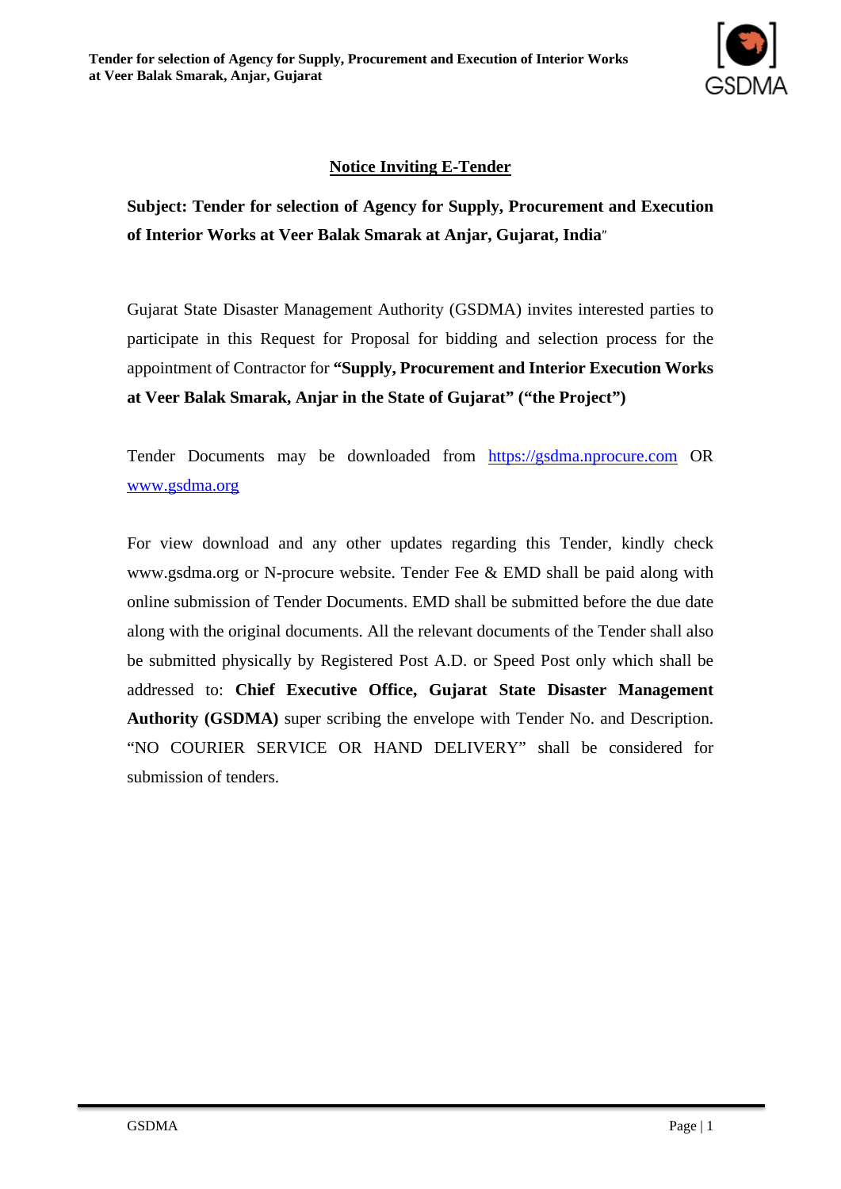## Notice Inviting E-Tender

**Subject: Tender for selection of Agency for Supply, Procurement and Execution of Interior Works at Veer Balak Smarak at Anjar, Gujarat, India**"

Gujarat State Disaster Management Authority (GSDMA) invites interested parties to participate in this Request for Proposal for bidding and selection process for the appointment of Contractor for **"Supply, Procurement and Interior Execution Works at Veer Balak Smarak, Anjar in the State of Gujarat" ("the Project")**

Tender Documents may be downloaded from https://gsdma.nprocure.com OR www.gsdma.org

For view download and any other updates regarding this Tender, kindly check www.gsdma.org or N-procure website. Tender Fee & EMD shall be paid along with online submission of Tender Documents. EMD shall be submitted before the due date along with the original documents. All the relevant documents of the Tender shall also be submitted physically by Registered Post A.D. or Speed Post only which shall be addressed to: **Chief Executive Office, Gujarat State Disaster Management Authority (GSDMA)** super scribing the envelope with Tender No. and Description. "NO COURIER SERVICE OR HAND DELIVERY" shall be considered for submission of tenders.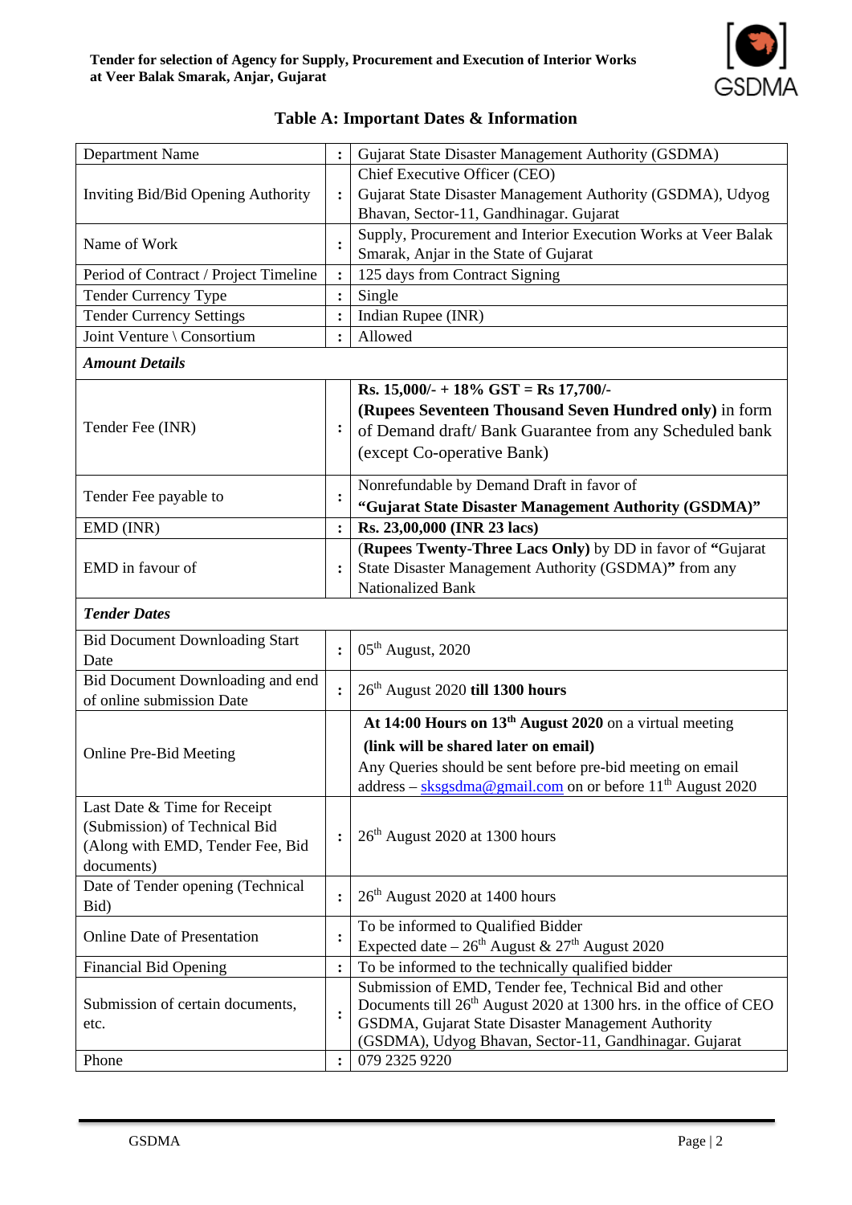## Table A: Important Dates & Information

| | | |
|---|---|---|
| Department Name | : | Gujarat State Disaster Management Authority (GSDMA) |
| Inviting Bid/Bid Opening Authority | : | Chief Executive Officer (CEO) Gujarat State Disaster Management Authority (GSDMA), Udyog Bhavan, Sector-11, Gandhinagar. Gujarat |
| Name of Work | : | Supply, Procurement and Interior Execution Works at Veer Balak Smarak, Anjar in the State of Gujarat |
| Period of Contract / Project Timeline | : | 125 days from Contract Signing |
| Tender Currency Type | : | Single |
| Tender Currency Settings | : | Indian Rupee (INR) |
| Joint Venture \ Consortium | : | Allowed |
| ***Amount Details*** | | |
| Tender Fee (INR) | : | **Rs. 15,000/- + 18% GST = Rs 17,700/- (Rupees Seventeen Thousand Seven Hundred only)** in form of Demand draft/ Bank Guarantee from any Scheduled bank (except Co-operative Bank) |
| Tender Fee payable to | : | Nonrefundable by Demand Draft in favor of **"Gujarat State Disaster Management Authority (GSDMA)"** |
| EMD (INR) | : | **Rs. 23,00,000 (INR 23 lacs)** |
| EMD in favour of | : | **(Rupees Twenty-Three Lacs Only)** by DD in favor of **"**Gujarat State Disaster Management Authority (GSDMA)**"** from any Nationalized Bank |
| ***Tender Dates*** | | |
| Bid Document Downloading Start Date | : | 05th August, 2020 |
| Bid Document Downloading and end of online submission Date | : | 26th August 2020 **till 1300 hours** |
| Online Pre-Bid Meeting | : | **At 14:00 Hours on 13th August 2020** on a virtual meeting **(link will be shared later on email)** Any Queries should be sent before pre-bid meeting on email address – sksgsdma@gmail.com on or before 11th August 2020 |
| Last Date & Time for Receipt (Submission) of Technical Bid (Along with EMD, Tender Fee, Bid documents) | : | 26th August 2020 at 1300 hours |
| Date of Tender opening (Technical Bid) | : | 26th August 2020 at 1400 hours |
| Online Date of Presentation | : | To be informed to Qualified Bidder Expected date – 26th August & 27th August 2020 |
| Financial Bid Opening | : | To be informed to the technically qualified bidder |
| Submission of certain documents, etc. | : | Submission of EMD, Tender fee, Technical Bid and other Documents till 26th August 2020 at 1300 hrs. in the office of CEO GSDMA, Gujarat State Disaster Management Authority (GSDMA), Udyog Bhavan, Sector-11, Gandhinagar. Gujarat |
| Phone | : | 079 2325 9220 |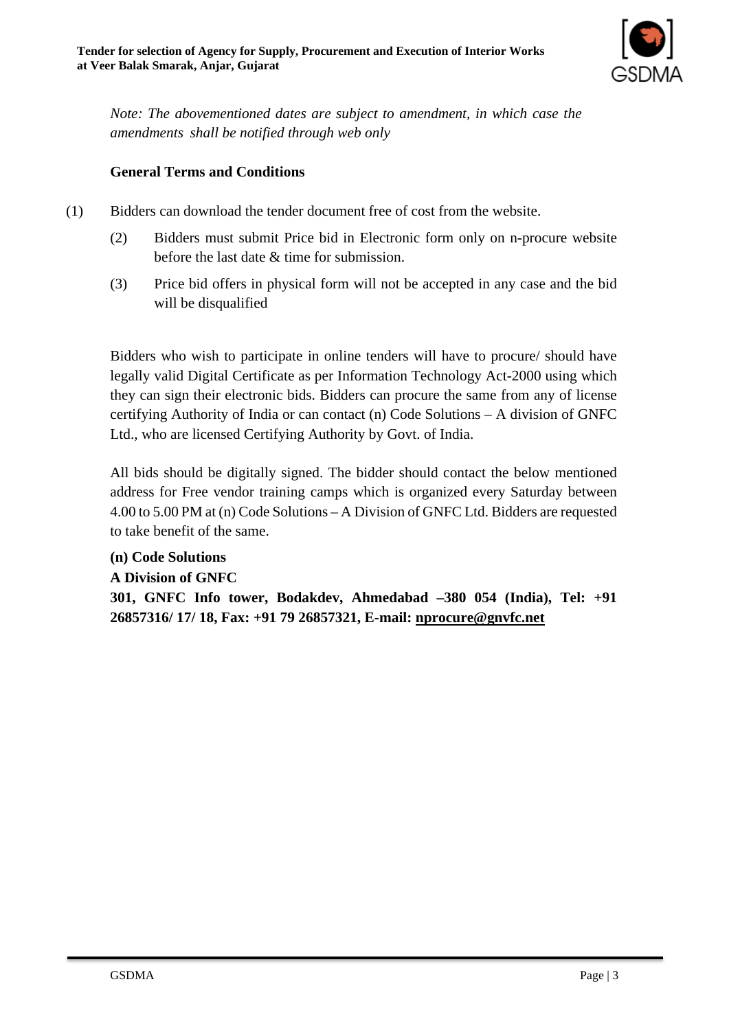*Note: The abovementioned dates are subject to amendment, in which case the amendments shall be notified through web only*

**General Terms and Conditions**

(1) Bidders can download the tender document free of cost from the website.

(2) Bidders must submit Price bid in Electronic form only on n-procure website before the last date & time for submission.

(3) Price bid offers in physical form will not be accepted in any case and the bid will be disqualified

Bidders who wish to participate in online tenders will have to procure/ should have legally valid Digital Certificate as per Information Technology Act-2000 using which they can sign their electronic bids. Bidders can procure the same from any of license certifying Authority of India or can contact (n) Code Solutions – A division of GNFC Ltd., who are licensed Certifying Authority by Govt. of India.

All bids should be digitally signed. The bidder should contact the below mentioned address for Free vendor training camps which is organized every Saturday between 4.00 to 5.00 PM at (n) Code Solutions – A Division of GNFC Ltd. Bidders are requested to take benefit of the same.

**(n) Code Solutions**
**A Division of GNFC**
**301, GNFC Info tower, Bodakdev, Ahmedabad –380 054 (India), Tel: +91 26857316/ 17/ 18, Fax: +91 79 26857321, E-mail: nprocure@gnvfc.net**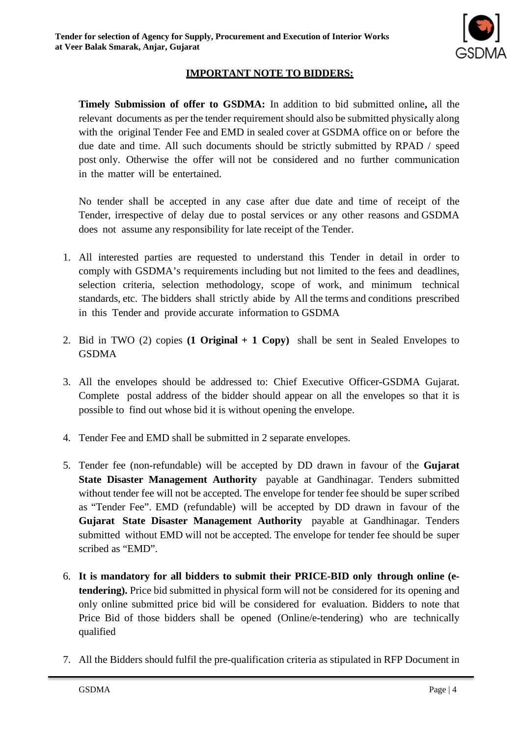## IMPORTANT NOTE TO BIDDERS:

**Timely Submission of offer to GSDMA:** In addition to bid submitted online**,** all the relevant documents as per the tender requirement should also be submitted physically along with the original Tender Fee and EMD in sealed cover at GSDMA office on or before the due date and time. All such documents should be strictly submitted by RPAD / speed post only. Otherwise the offer will not be considered and no further communication in the matter will be entertained.

No tender shall be accepted in any case after due date and time of receipt of the Tender, irrespective of delay due to postal services or any other reasons and GSDMA does not assume any responsibility for late receipt of the Tender.

1. All interested parties are requested to understand this Tender in detail in order to comply with GSDMA's requirements including but not limited to the fees and deadlines, selection criteria, selection methodology, scope of work, and minimum technical standards, etc. The bidders shall strictly abide by All the terms and conditions prescribed in this Tender and provide accurate information to GSDMA

2. Bid in TWO (2) copies **(1 Original + 1 Copy)** shall be sent in Sealed Envelopes to GSDMA

3. All the envelopes should be addressed to: Chief Executive Officer-GSDMA Gujarat. Complete postal address of the bidder should appear on all the envelopes so that it is possible to find out whose bid it is without opening the envelope.

4. Tender Fee and EMD shall be submitted in 2 separate envelopes.

5. Tender fee (non-refundable) will be accepted by DD drawn in favour of the **Gujarat State Disaster Management Authority** payable at Gandhinagar. Tenders submitted without tender fee will not be accepted. The envelope for tender fee should be super scribed as "Tender Fee". EMD (refundable) will be accepted by DD drawn in favour of the **Gujarat State Disaster Management Authority** payable at Gandhinagar. Tenders submitted without EMD will not be accepted. The envelope for tender fee should be super scribed as "EMD".

6. **It is mandatory for all bidders to submit their PRICE-BID only through online (e-tendering).** Price bid submitted in physical form will not be considered for its opening and only online submitted price bid will be considered for evaluation. Bidders to note that Price Bid of those bidders shall be opened (Online/e-tendering) who are technically qualified

7. All the Bidders should fulfil the pre-qualification criteria as stipulated in RFP Document in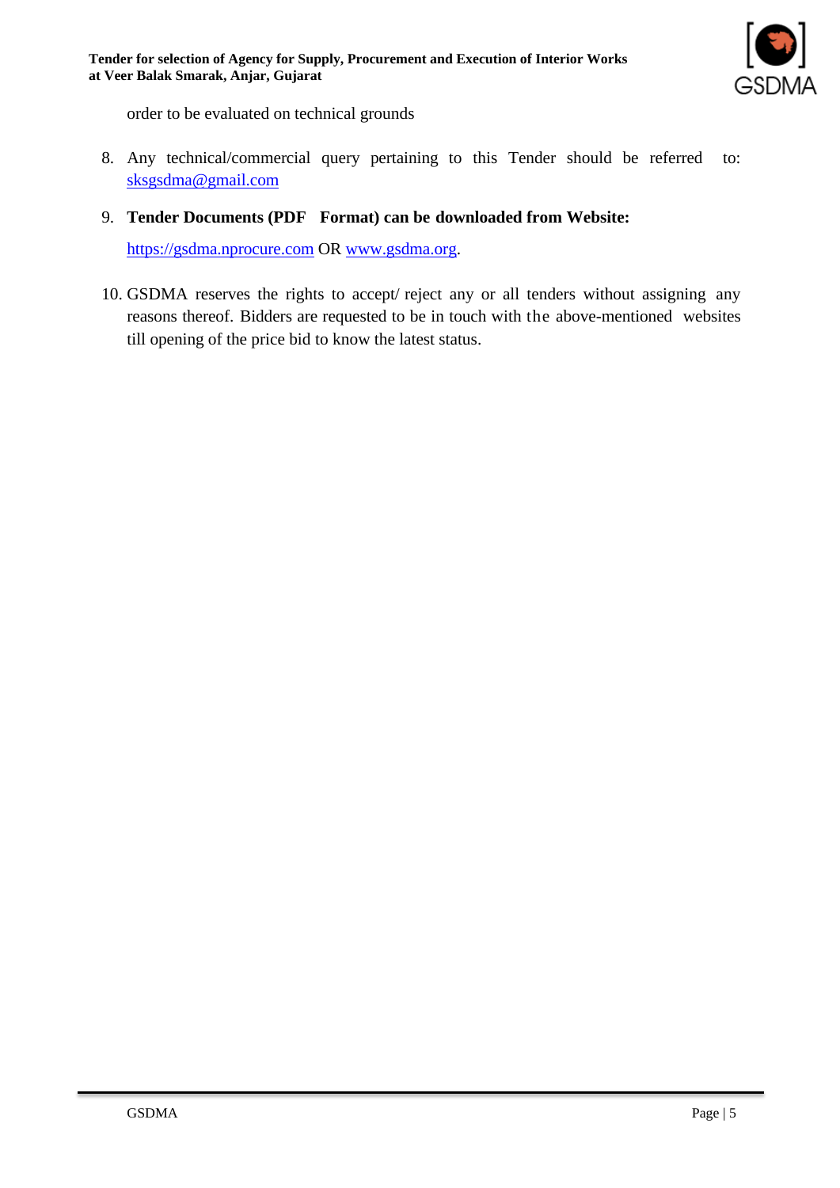order to be evaluated on technical grounds

8. Any technical/commercial query pertaining to this Tender should be referred to: sksgsdma@gmail.com

9. **Tender Documents (PDF Format) can be downloaded from Website:**

   https://gsdma.nprocure.com OR www.gsdma.org.

10. GSDMA reserves the rights to accept/ reject any or all tenders without assigning any reasons thereof. Bidders are requested to be in touch with the above-mentioned websites till opening of the price bid to know the latest status.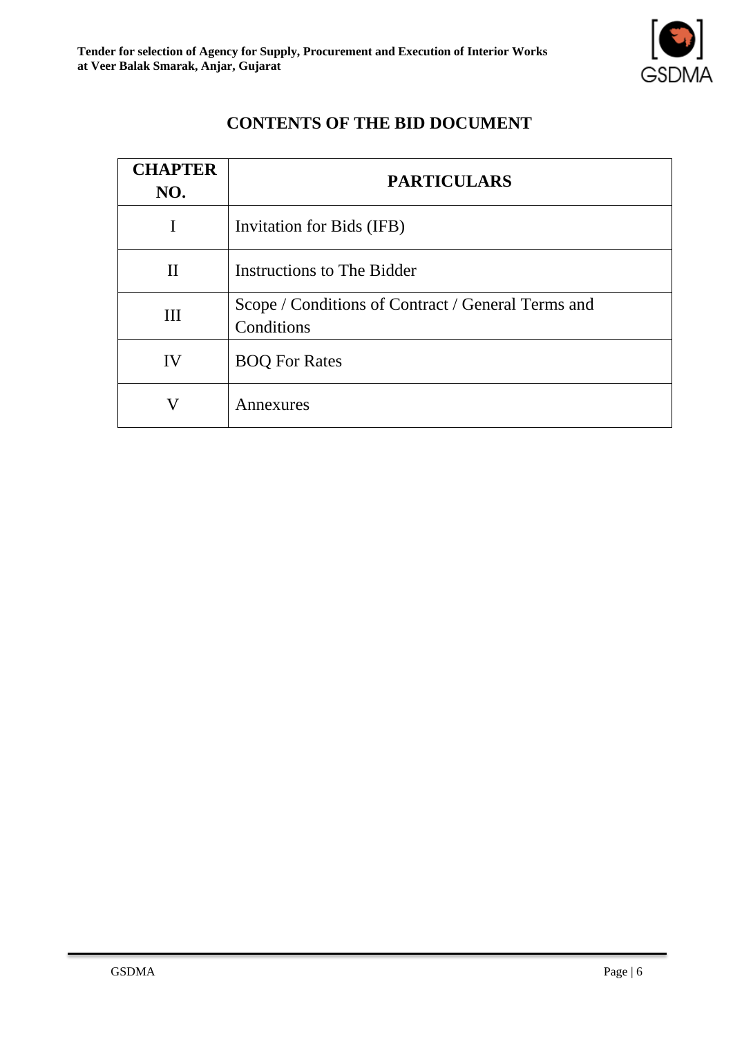## CONTENTS OF THE BID DOCUMENT

| CHAPTER NO. | PARTICULARS |
|---|---|
| I | Invitation for Bids (IFB) |
| II | Instructions to The Bidder |
| III | Scope / Conditions of Contract / General Terms and Conditions |
| IV | BOQ For Rates |
| V | Annexures |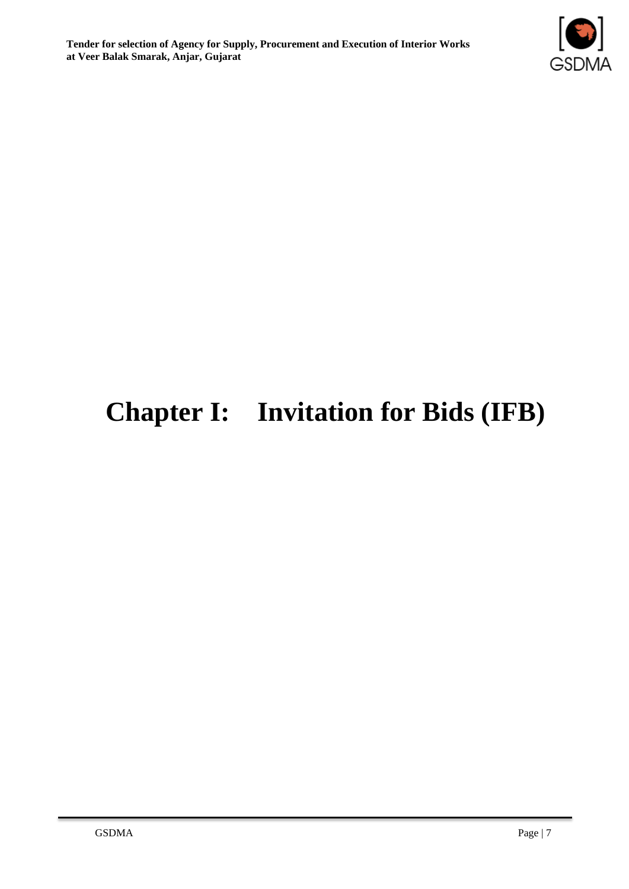# Chapter I: Invitation for Bids (IFB)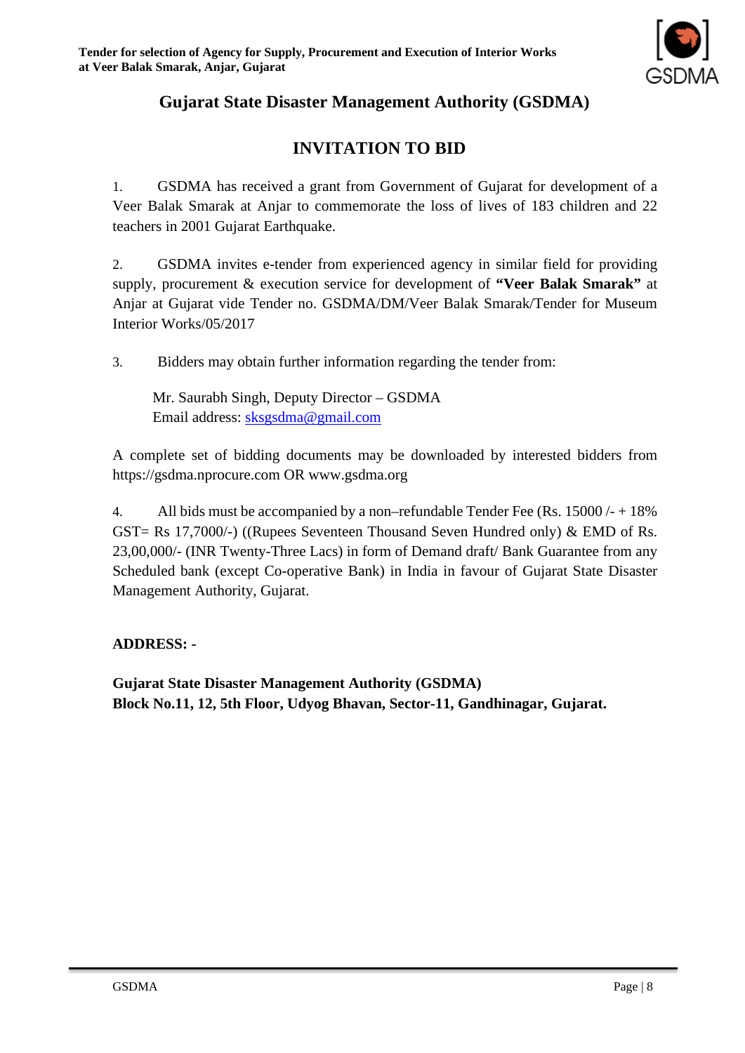## Gujarat State Disaster Management Authority (GSDMA)

## INVITATION TO BID

1. GSDMA has received a grant from Government of Gujarat for development of a Veer Balak Smarak at Anjar to commemorate the loss of lives of 183 children and 22 teachers in 2001 Gujarat Earthquake.

2. GSDMA invites e-tender from experienced agency in similar field for providing supply, procurement & execution service for development of **"Veer Balak Smarak"** at Anjar at Gujarat vide Tender no. GSDMA/DM/Veer Balak Smarak/Tender for Museum Interior Works/05/2017

3. Bidders may obtain further information regarding the tender from:

   Mr. Saurabh Singh, Deputy Director – GSDMA
   Email address: sksgsdma@gmail.com

A complete set of bidding documents may be downloaded by interested bidders from https://gsdma.nprocure.com OR www.gsdma.org

4. All bids must be accompanied by a non–refundable Tender Fee (Rs. 15000 /- + 18% GST= Rs 17,7000/-) ((Rupees Seventeen Thousand Seven Hundred only) & EMD of Rs. 23,00,000/- (INR Twenty-Three Lacs) in form of Demand draft/ Bank Guarantee from any Scheduled bank (except Co-operative Bank) in India in favour of Gujarat State Disaster Management Authority, Gujarat.

**ADDRESS: -**

**Gujarat State Disaster Management Authority (GSDMA)**
**Block No.11, 12, 5th Floor, Udyog Bhavan, Sector-11, Gandhinagar, Gujarat.**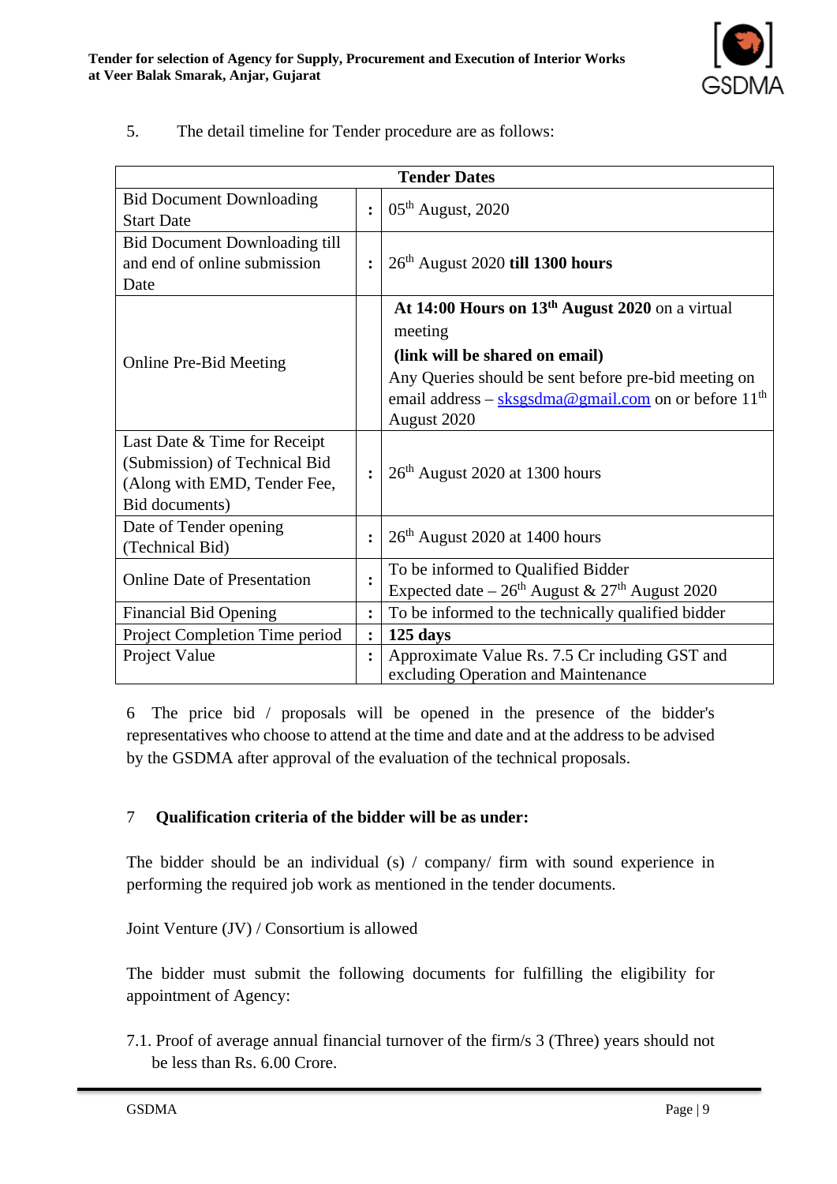5. The detail timeline for Tender procedure are as follows:

| Tender Dates | | |
|---|---|---|
| Bid Document Downloading Start Date | : | 05th August, 2020 |
| Bid Document Downloading till and end of online submission Date | : | 26th August 2020 **till 1300 hours** |
| Online Pre-Bid Meeting | | **At 14:00 Hours on 13th August 2020** on a virtual meeting **(link will be shared on email)** Any Queries should be sent before pre-bid meeting on email address – sksgsdma@gmail.com on or before 11th August 2020 |
| Last Date & Time for Receipt (Submission) of Technical Bid (Along with EMD, Tender Fee, Bid documents) | : | 26th August 2020 at 1300 hours |
| Date of Tender opening (Technical Bid) | : | 26th August 2020 at 1400 hours |
| Online Date of Presentation | : | To be informed to Qualified Bidder Expected date – 26th August & 27th August 2020 |
| Financial Bid Opening | : | To be informed to the technically qualified bidder |
| Project Completion Time period | : | **125 days** |
| Project Value | : | Approximate Value Rs. 7.5 Cr including GST and excluding Operation and Maintenance |

6 The price bid / proposals will be opened in the presence of the bidder's representatives who choose to attend at the time and date and at the address to be advised by the GSDMA after approval of the evaluation of the technical proposals.

7 **Qualification criteria of the bidder will be as under:**

The bidder should be an individual (s) / company/ firm with sound experience in performing the required job work as mentioned in the tender documents.

Joint Venture (JV) / Consortium is allowed

The bidder must submit the following documents for fulfilling the eligibility for appointment of Agency:

7.1. Proof of average annual financial turnover of the firm/s 3 (Three) years should not be less than Rs. 6.00 Crore.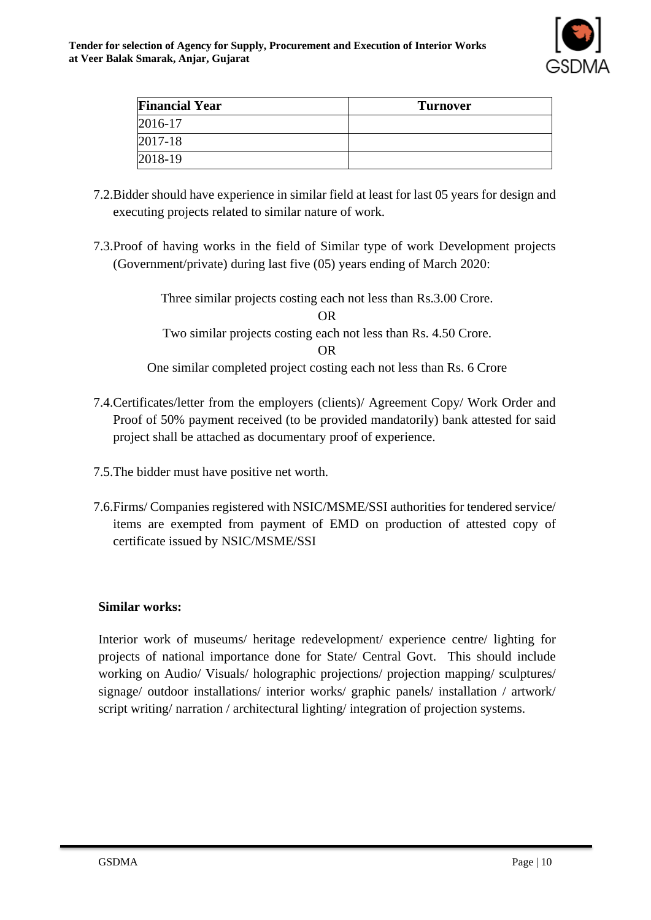| Financial Year | Turnover |
|---|---|
| 2016-17 | |
| 2017-18 | |
| 2018-19 | |

7.2. Bidder should have experience in similar field at least for last 05 years for design and executing projects related to similar nature of work.

7.3. Proof of having works in the field of Similar type of work Development projects (Government/private) during last five (05) years ending of March 2020:

Three similar projects costing each not less than Rs.3.00 Crore.

OR

Two similar projects costing each not less than Rs. 4.50 Crore.

OR

One similar completed project costing each not less than Rs. 6 Crore

7.4. Certificates/letter from the employers (clients)/ Agreement Copy/ Work Order and Proof of 50% payment received (to be provided mandatorily) bank attested for said project shall be attached as documentary proof of experience.

7.5. The bidder must have positive net worth.

7.6. Firms/ Companies registered with NSIC/MSME/SSI authorities for tendered service/ items are exempted from payment of EMD on production of attested copy of certificate issued by NSIC/MSME/SSI

**Similar works:**

Interior work of museums/ heritage redevelopment/ experience centre/ lighting for projects of national importance done for State/ Central Govt. This should include working on Audio/ Visuals/ holographic projections/ projection mapping/ sculptures/ signage/ outdoor installations/ interior works/ graphic panels/ installation / artwork/ script writing/ narration / architectural lighting/ integration of projection systems.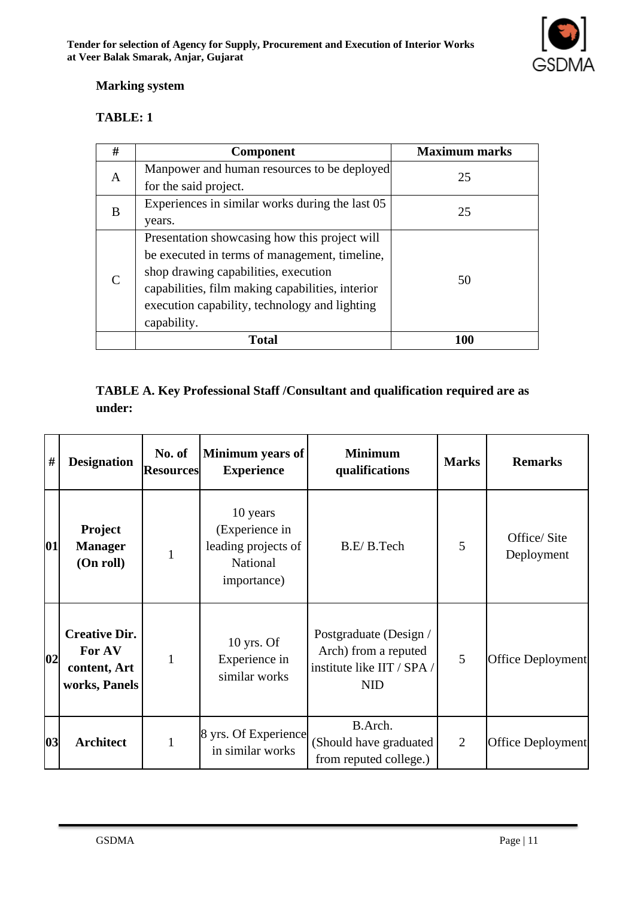**Marking system**

**TABLE: 1**

| # | Component | Maximum marks |
|---|---|---|
| A | Manpower and human resources to be deployed for the said project. | 25 |
| B | Experiences in similar works during the last 05 years. | 25 |
| C | Presentation showcasing how this project will be executed in terms of management, timeline, shop drawing capabilities, execution capabilities, film making capabilities, interior execution capability, technology and lighting capability. | 50 |
| | **Total** | **100** |

**TABLE A. Key Professional Staff /Consultant and qualification required are as under:**

| # | Designation | No. of Resources | Minimum years of Experience | Minimum qualifications | Marks | Remarks |
|---|---|---|---|---|---|---|
| **01** | **Project Manager (On roll)** | 1 | 10 years (Experience in leading projects of National importance) | B.E/ B.Tech | 5 | Office/ Site Deployment |
| **02** | **Creative Dir. For AV content, Art works, Panels** | 1 | 10 yrs. Of Experience in similar works | Postgraduate (Design / Arch) from a reputed institute like IIT / SPA / NID | 5 | Office Deployment |
| **03** | **Architect** | 1 | 8 yrs. Of Experience in similar works | B.Arch. (Should have graduated from reputed college.) | 2 | Office Deployment |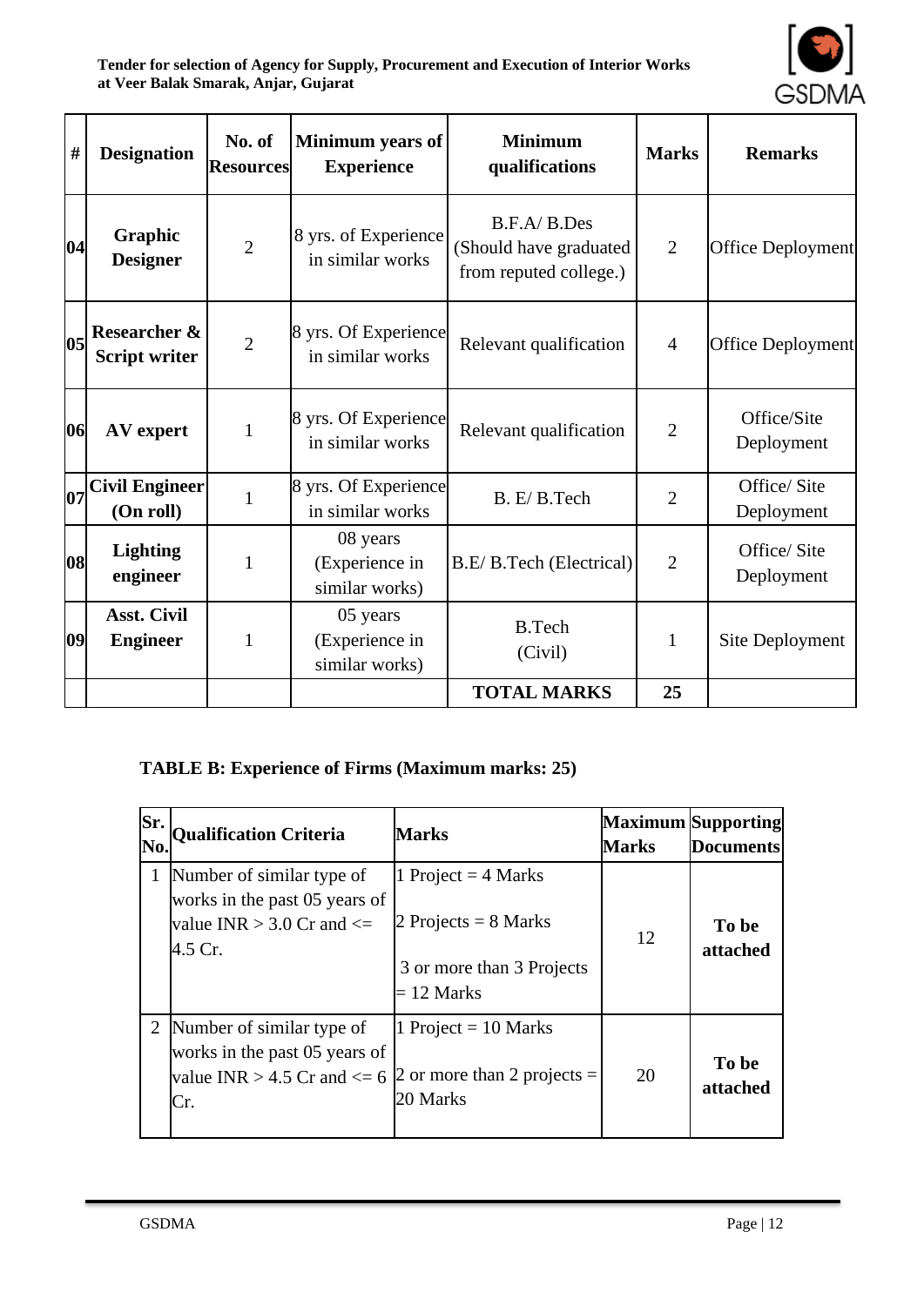| # | Designation | No. of Resources | Minimum years of Experience | Minimum qualifications | Marks | Remarks |
|---|---|---|---|---|---|---|
| 04 | Graphic Designer | 2 | 8 yrs. of Experience in similar works | B.F.A/ B.Des (Should have graduated from reputed college.) | 2 | Office Deployment |
| 05 | Researcher & Script writer | 2 | 8 yrs. Of Experience in similar works | Relevant qualification | 4 | Office Deployment |
| 06 | AV expert | 1 | 8 yrs. Of Experience in similar works | Relevant qualification | 2 | Office/Site Deployment |
| 07 | Civil Engineer (On roll) | 1 | 8 yrs. Of Experience in similar works | B. E/ B.Tech | 2 | Office/ Site Deployment |
| 08 | Lighting engineer | 1 | 08 years (Experience in similar works) | B.E/ B.Tech (Electrical) | 2 | Office/ Site Deployment |
| 09 | Asst. Civil Engineer | 1 | 05 years (Experience in similar works) | B.Tech (Civil) | 1 | Site Deployment |
| | | | | **TOTAL MARKS** | **25** | |

**TABLE B: Experience of Firms (Maximum marks: 25)**

| Sr. No. | Qualification Criteria | Marks | Maximum Marks | Supporting Documents |
|---|---|---|---|---|
| 1 | Number of similar type of works in the past 05 years of value INR > 3.0 Cr and <= 4.5 Cr. | 1 Project = 4 Marks<br>2 Projects = 8 Marks<br>3 or more than 3 Projects = 12 Marks | 12 | **To be attached** |
| 2 | Number of similar type of works in the past 05 years of value INR > 4.5 Cr and <= 6 Cr. | 1 Project = 10 Marks<br>2 or more than 2 projects = 20 Marks | 20 | **To be attached** |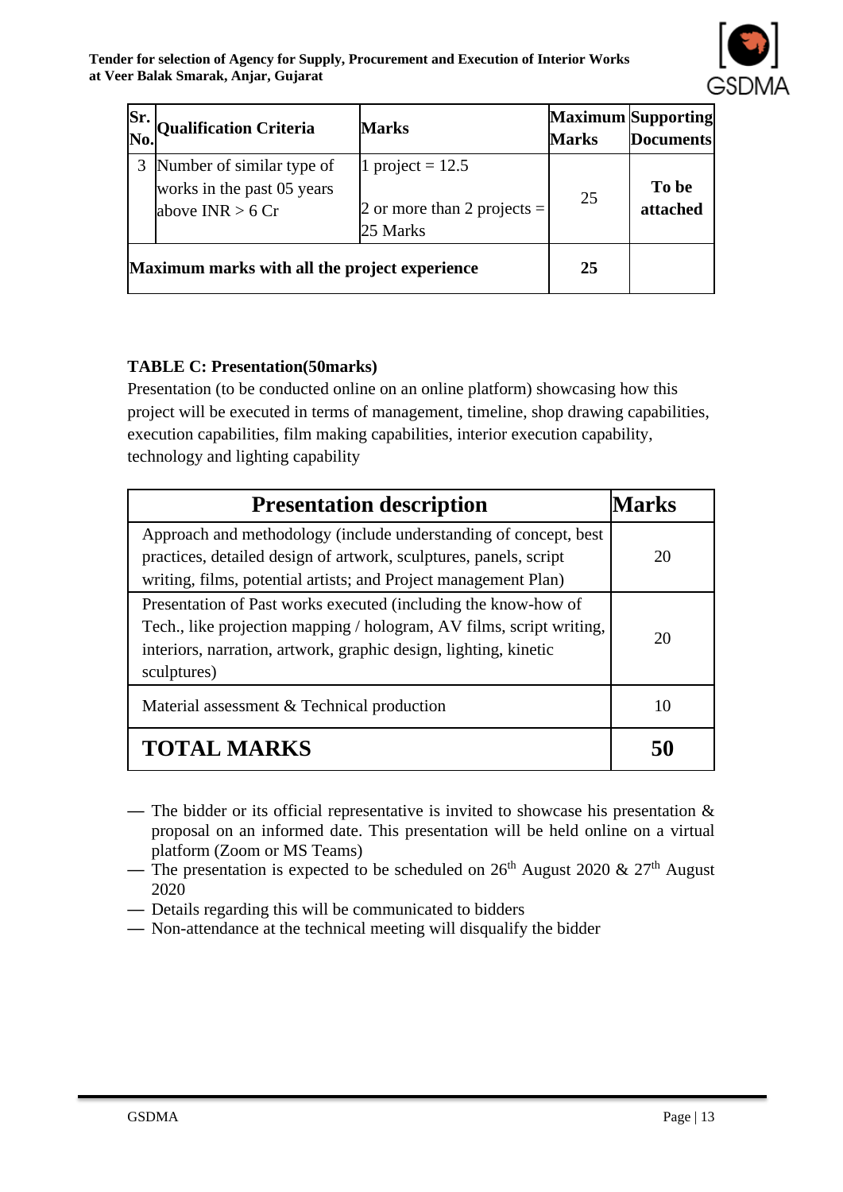| Sr. No. | Qualification Criteria | Marks | Maximum Marks | Supporting Documents |
|---|---|---|---|---|
| 3 | Number of similar type of works in the past 05 years above INR > 6 Cr | 1 project = 12.5<br><br>2 or more than 2 projects = 25 Marks | 25 | **To be attached** |
| **Maximum marks with all the project experience** | | | **25** | |

**TABLE C: Presentation(50marks)**

Presentation (to be conducted online on an online platform) showcasing how this project will be executed in terms of management, timeline, shop drawing capabilities, execution capabilities, film making capabilities, interior execution capability, technology and lighting capability

| Presentation description | Marks |
|---|---|
| Approach and methodology (include understanding of concept, best practices, detailed design of artwork, sculptures, panels, script writing, films, potential artists; and Project management Plan) | 20 |
| Presentation of Past works executed (including the know-how of Tech., like projection mapping / hologram, AV films, script writing, interiors, narration, artwork, graphic design, lighting, kinetic sculptures) | 20 |
| Material assessment & Technical production | 10 |
| **TOTAL MARKS** | **50** |

- The bidder or its official representative is invited to showcase his presentation & proposal on an informed date. This presentation will be held online on a virtual platform (Zoom or MS Teams)
- The presentation is expected to be scheduled on 26th August 2020 & 27th August 2020
- Details regarding this will be communicated to bidders
- Non-attendance at the technical meeting will disqualify the bidder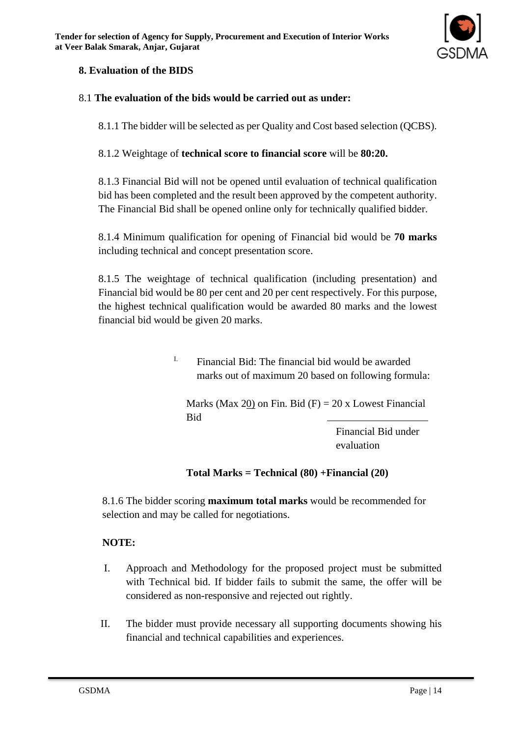## 8. Evaluation of the BIDS

8.1 **The evaluation of the bids would be carried out as under:**

8.1.1 The bidder will be selected as per Quality and Cost based selection (QCBS).

8.1.2 Weightage of **technical score to financial score** will be **80:20.**

8.1.3 Financial Bid will not be opened until evaluation of technical qualification bid has been completed and the result been approved by the competent authority. The Financial Bid shall be opened online only for technically qualified bidder.

8.1.4 Minimum qualification for opening of Financial bid would be **70 marks** including technical and concept presentation score.

8.1.5 The weightage of technical qualification (including presentation) and Financial bid would be 80 per cent and 20 per cent respectively. For this purpose, the highest technical qualification would be awarded 80 marks and the lowest financial bid would be given 20 marks.

I. Financial Bid: The financial bid would be awarded marks out of maximum 20 based on following formula:

$$\text{Marks (Max 20) on Fin. Bid (F)} = \frac{20 \times \text{Lowest Financial Bid}}{\text{Financial Bid under evaluation}}$$

**Total Marks = Technical (80) +Financial (20)**

8.1.6 The bidder scoring **maximum total marks** would be recommended for selection and may be called for negotiations.

**NOTE:**

I. Approach and Methodology for the proposed project must be submitted with Technical bid. If bidder fails to submit the same, the offer will be considered as non-responsive and rejected out rightly.

II. The bidder must provide necessary all supporting documents showing his financial and technical capabilities and experiences.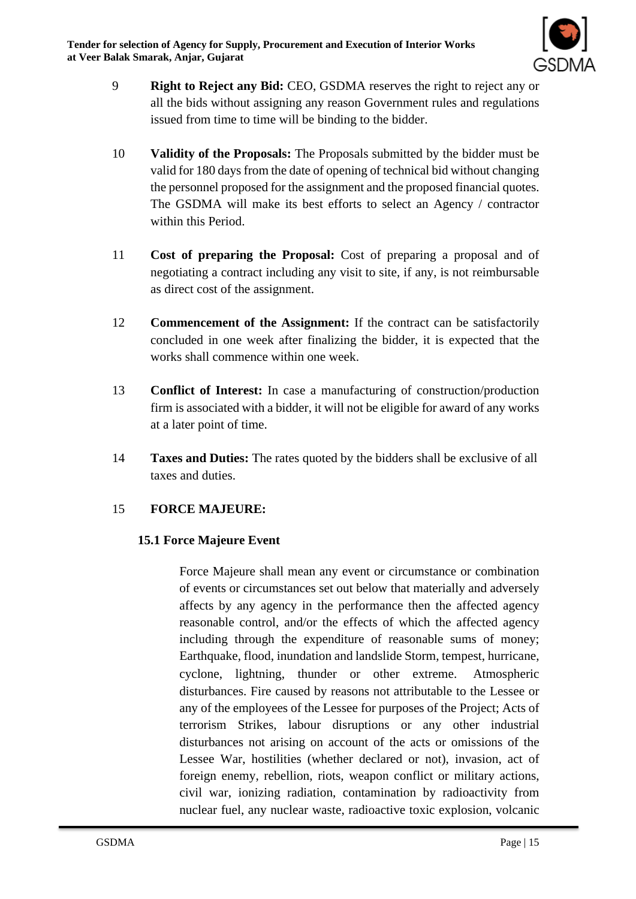9 **Right to Reject any Bid:** CEO, GSDMA reserves the right to reject any or all the bids without assigning any reason Government rules and regulations issued from time to time will be binding to the bidder.

10 **Validity of the Proposals:** The Proposals submitted by the bidder must be valid for 180 days from the date of opening of technical bid without changing the personnel proposed for the assignment and the proposed financial quotes. The GSDMA will make its best efforts to select an Agency / contractor within this Period.

11 **Cost of preparing the Proposal:** Cost of preparing a proposal and of negotiating a contract including any visit to site, if any, is not reimbursable as direct cost of the assignment.

12 **Commencement of the Assignment:** If the contract can be satisfactorily concluded in one week after finalizing the bidder, it is expected that the works shall commence within one week.

13 **Conflict of Interest:** In case a manufacturing of construction/production firm is associated with a bidder, it will not be eligible for award of any works at a later point of time.

14 **Taxes and Duties:** The rates quoted by the bidders shall be exclusive of all taxes and duties.

15 **FORCE MAJEURE:**

**15.1 Force Majeure Event**

Force Majeure shall mean any event or circumstance or combination of events or circumstances set out below that materially and adversely affects by any agency in the performance then the affected agency reasonable control, and/or the effects of which the affected agency including through the expenditure of reasonable sums of money; Earthquake, flood, inundation and landslide Storm, tempest, hurricane, cyclone, lightning, thunder or other extreme. Atmospheric disturbances. Fire caused by reasons not attributable to the Lessee or any of the employees of the Lessee for purposes of the Project; Acts of terrorism Strikes, labour disruptions or any other industrial disturbances not arising on account of the acts or omissions of the Lessee War, hostilities (whether declared or not), invasion, act of foreign enemy, rebellion, riots, weapon conflict or military actions, civil war, ionizing radiation, contamination by radioactivity from nuclear fuel, any nuclear waste, radioactive toxic explosion, volcanic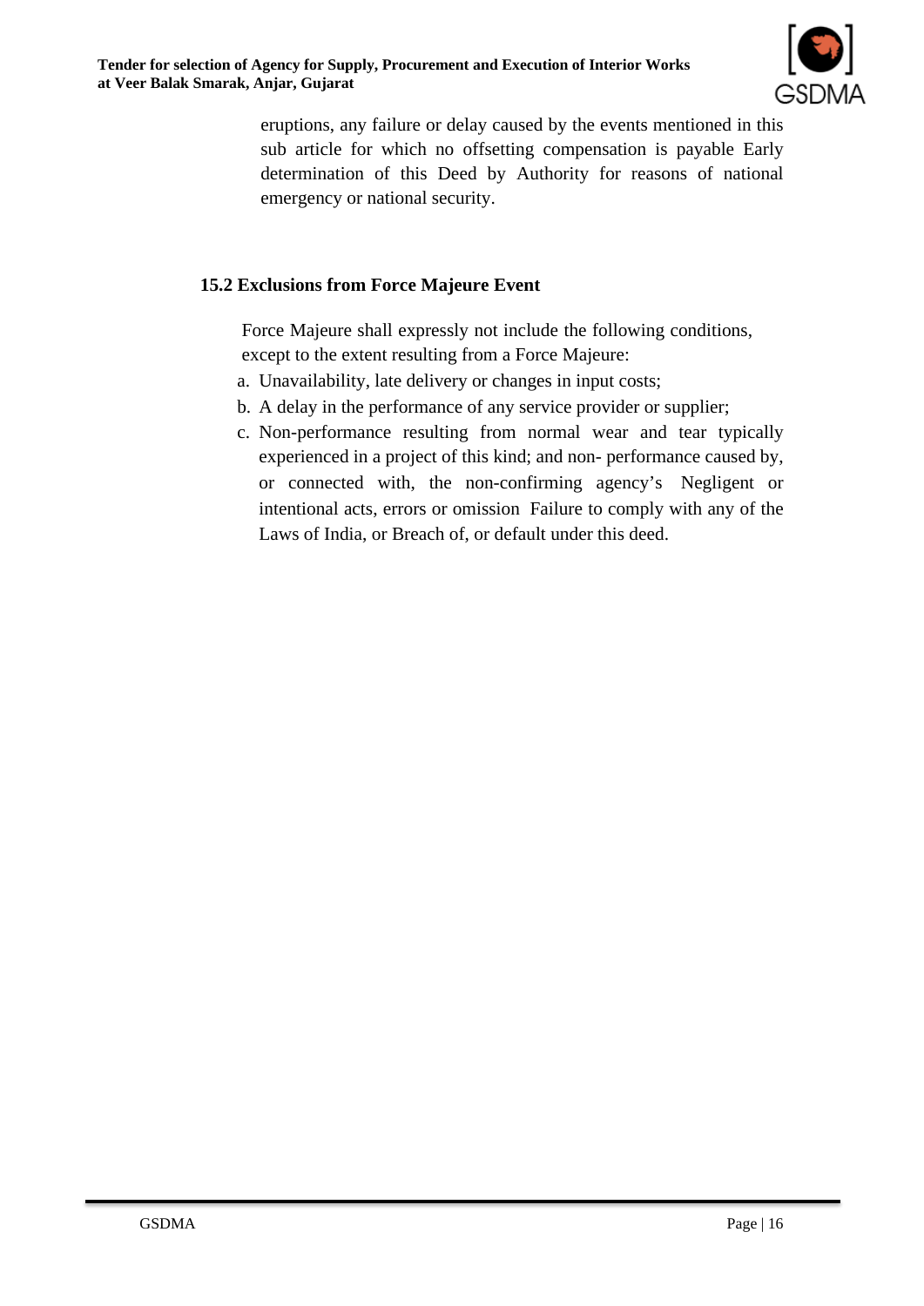eruptions, any failure or delay caused by the events mentioned in this sub article for which no offsetting compensation is payable Early determination of this Deed by Authority for reasons of national emergency or national security.

### 15.2 Exclusions from Force Majeure Event

Force Majeure shall expressly not include the following conditions, except to the extent resulting from a Force Majeure:

a. Unavailability, late delivery or changes in input costs;
b. A delay in the performance of any service provider or supplier;
c. Non-performance resulting from normal wear and tear typically experienced in a project of this kind; and non- performance caused by, or connected with, the non-confirming agency's Negligent or intentional acts, errors or omission Failure to comply with any of the Laws of India, or Breach of, or default under this deed.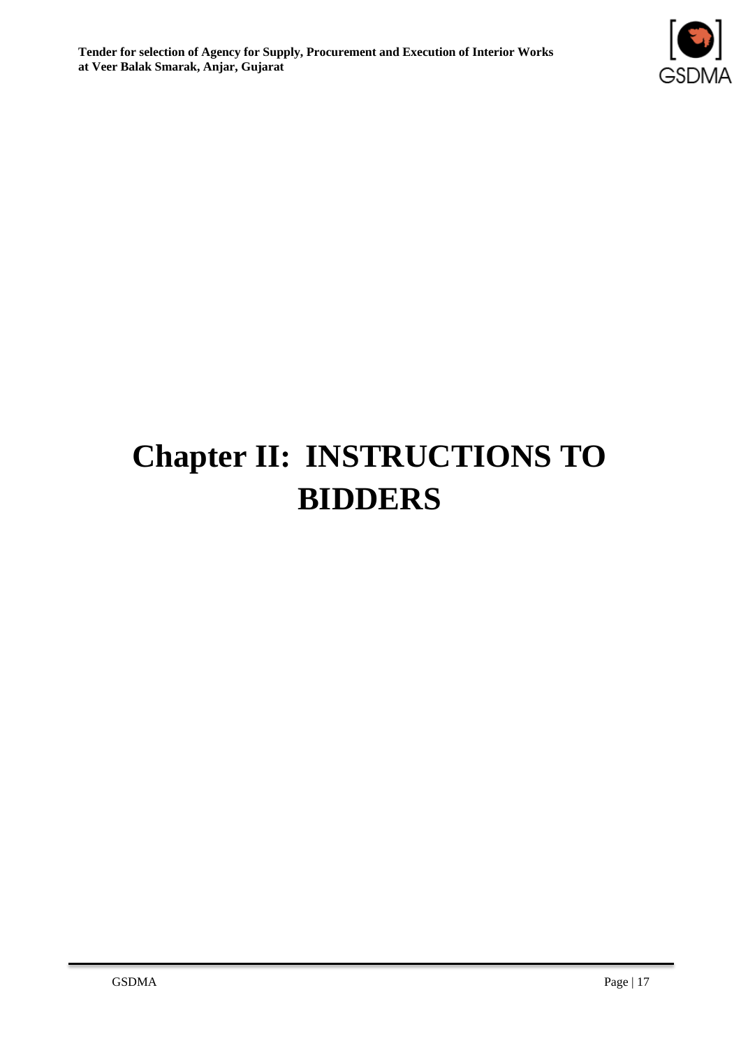# Chapter II: INSTRUCTIONS TO BIDDERS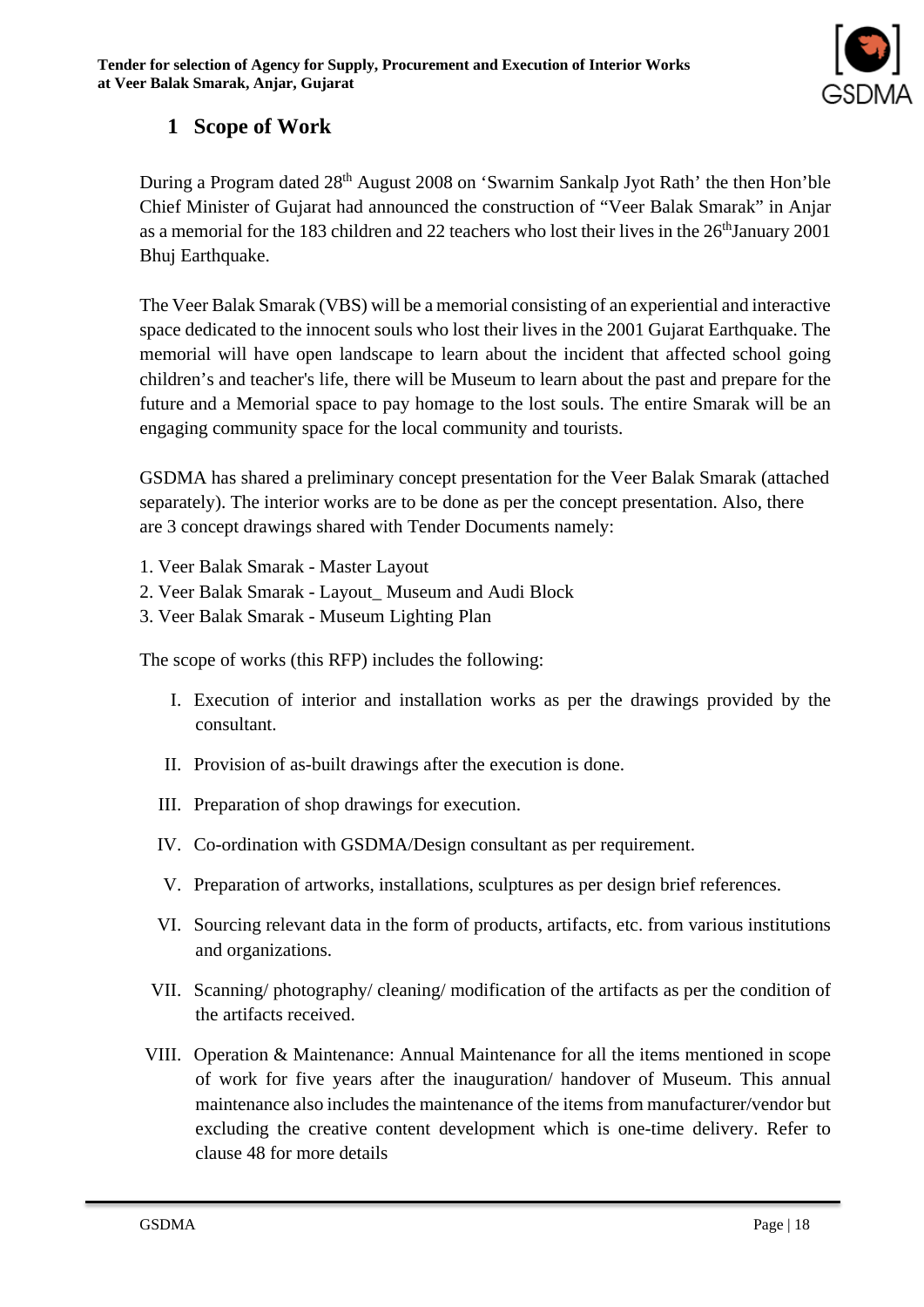# 1 Scope of Work

During a Program dated 28th August 2008 on 'Swarnim Sankalp Jyot Rath' the then Hon'ble Chief Minister of Gujarat had announced the construction of "Veer Balak Smarak" in Anjar as a memorial for the 183 children and 22 teachers who lost their lives in the 26th January 2001 Bhuj Earthquake.

The Veer Balak Smarak (VBS) will be a memorial consisting of an experiential and interactive space dedicated to the innocent souls who lost their lives in the 2001 Gujarat Earthquake. The memorial will have open landscape to learn about the incident that affected school going children's and teacher's life, there will be Museum to learn about the past and prepare for the future and a Memorial space to pay homage to the lost souls. The entire Smarak will be an engaging community space for the local community and tourists.

GSDMA has shared a preliminary concept presentation for the Veer Balak Smarak (attached separately). The interior works are to be done as per the concept presentation. Also, there are 3 concept drawings shared with Tender Documents namely:

1. Veer Balak Smarak - Master Layout
2. Veer Balak Smarak - Layout_ Museum and Audi Block
3. Veer Balak Smarak - Museum Lighting Plan

The scope of works (this RFP) includes the following:

I. Execution of interior and installation works as per the drawings provided by the consultant.

II. Provision of as-built drawings after the execution is done.

III. Preparation of shop drawings for execution.

IV. Co-ordination with GSDMA/Design consultant as per requirement.

V. Preparation of artworks, installations, sculptures as per design brief references.

VI. Sourcing relevant data in the form of products, artifacts, etc. from various institutions and organizations.

VII. Scanning/ photography/ cleaning/ modification of the artifacts as per the condition of the artifacts received.

VIII. Operation & Maintenance: Annual Maintenance for all the items mentioned in scope of work for five years after the inauguration/ handover of Museum. This annual maintenance also includes the maintenance of the items from manufacturer/vendor but excluding the creative content development which is one-time delivery. Refer to clause 48 for more details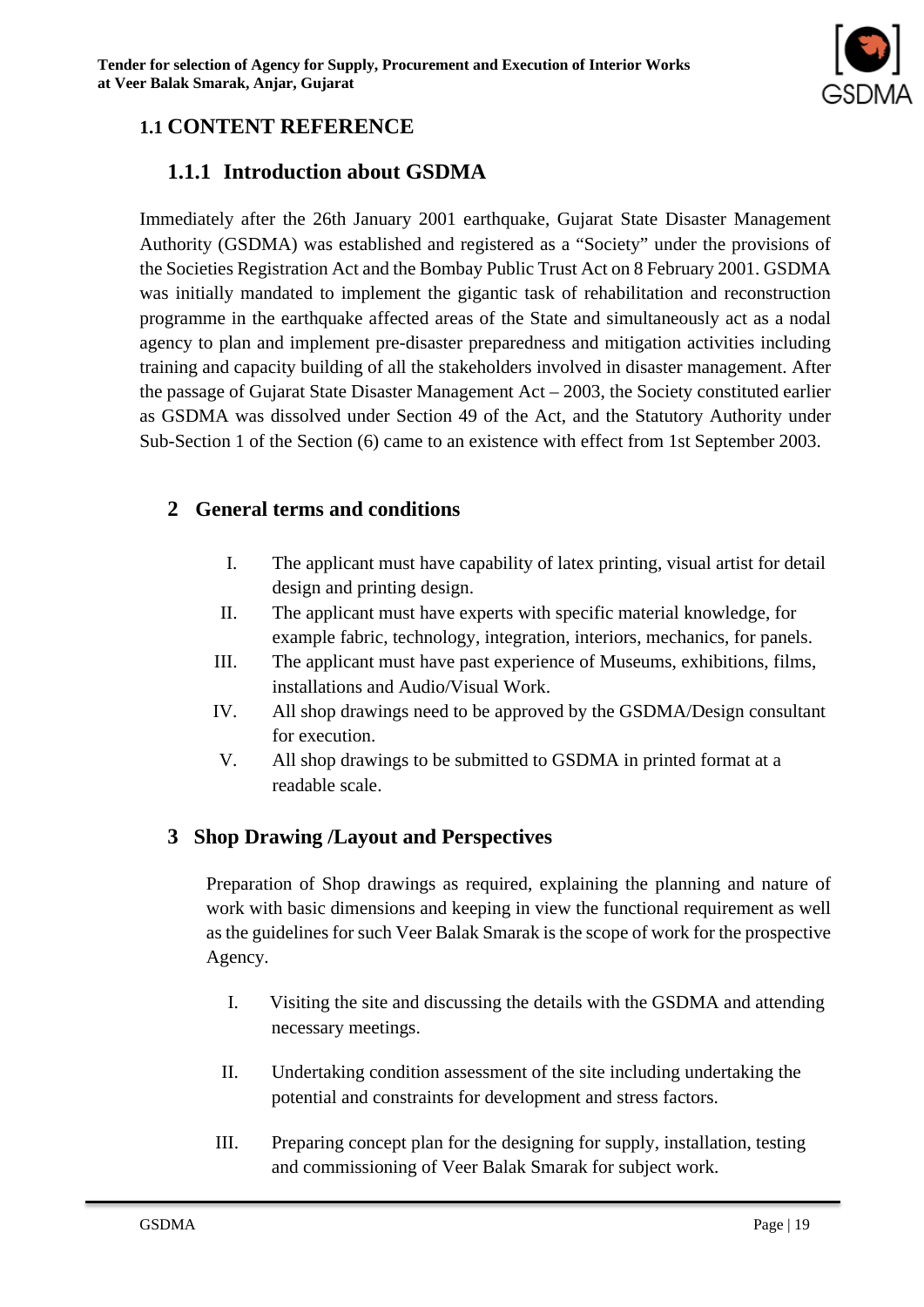## 1.1 CONTENT REFERENCE

### 1.1.1 Introduction about GSDMA

Immediately after the 26th January 2001 earthquake, Gujarat State Disaster Management Authority (GSDMA) was established and registered as a “Society” under the provisions of the Societies Registration Act and the Bombay Public Trust Act on 8 February 2001. GSDMA was initially mandated to implement the gigantic task of rehabilitation and reconstruction programme in the earthquake affected areas of the State and simultaneously act as a nodal agency to plan and implement pre-disaster preparedness and mitigation activities including training and capacity building of all the stakeholders involved in disaster management. After the passage of Gujarat State Disaster Management Act – 2003, the Society constituted earlier as GSDMA was dissolved under Section 49 of the Act, and the Statutory Authority under Sub-Section 1 of the Section (6) came to an existence with effect from 1st September 2003.

## 2 General terms and conditions

I. The applicant must have capability of latex printing, visual artist for detail design and printing design.

II. The applicant must have experts with specific material knowledge, for example fabric, technology, integration, interiors, mechanics, for panels.

III. The applicant must have past experience of Museums, exhibitions, films, installations and Audio/Visual Work.

IV. All shop drawings need to be approved by the GSDMA/Design consultant for execution.

V. All shop drawings to be submitted to GSDMA in printed format at a readable scale.

## 3 Shop Drawing /Layout and Perspectives

Preparation of Shop drawings as required, explaining the planning and nature of work with basic dimensions and keeping in view the functional requirement as well as the guidelines for such Veer Balak Smarak is the scope of work for the prospective Agency.

I. Visiting the site and discussing the details with the GSDMA and attending necessary meetings.

II. Undertaking condition assessment of the site including undertaking the potential and constraints for development and stress factors.

III. Preparing concept plan for the designing for supply, installation, testing and commissioning of Veer Balak Smarak for subject work.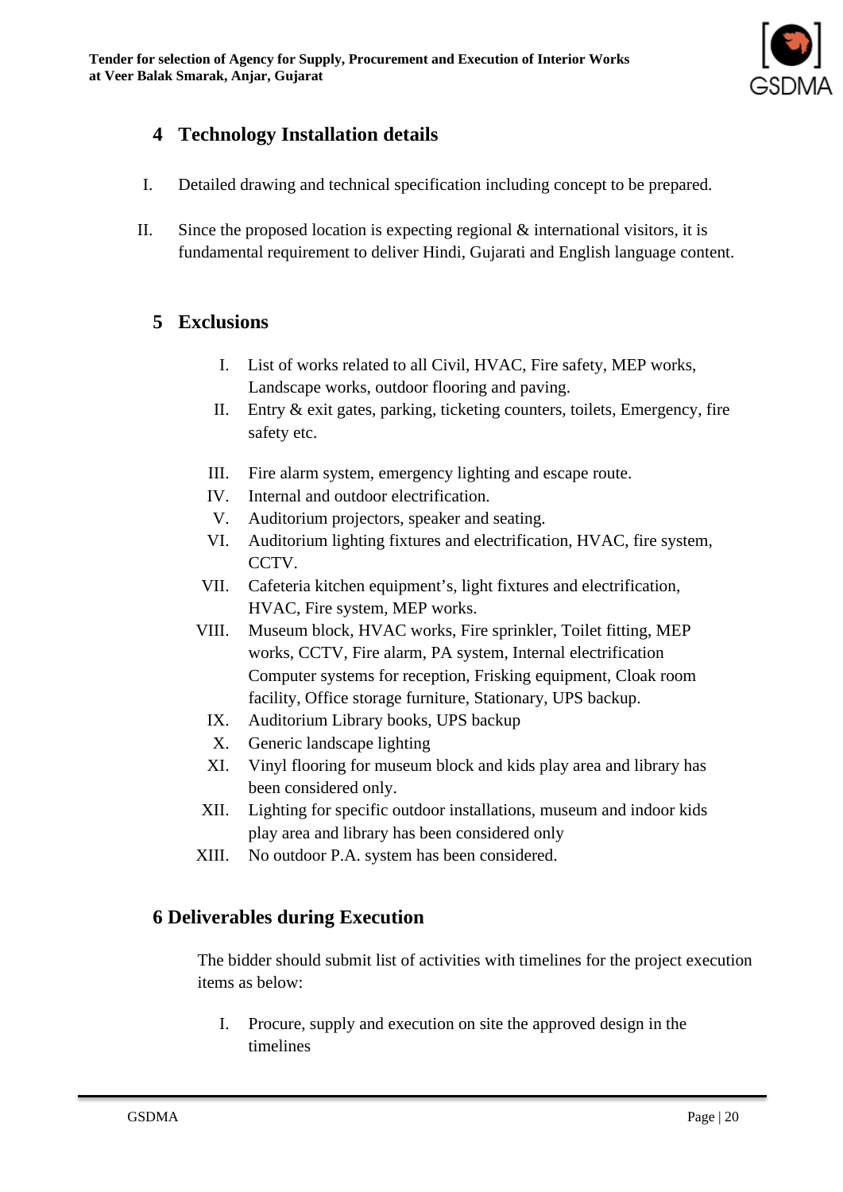## 4 Technology Installation details

I. Detailed drawing and technical specification including concept to be prepared.

II. Since the proposed location is expecting regional & international visitors, it is fundamental requirement to deliver Hindi, Gujarati and English language content.

## 5 Exclusions

I. List of works related to all Civil, HVAC, Fire safety, MEP works, Landscape works, outdoor flooring and paving.
II. Entry & exit gates, parking, ticketing counters, toilets, Emergency, fire safety etc.
III. Fire alarm system, emergency lighting and escape route.
IV. Internal and outdoor electrification.
V. Auditorium projectors, speaker and seating.
VI. Auditorium lighting fixtures and electrification, HVAC, fire system, CCTV.
VII. Cafeteria kitchen equipment's, light fixtures and electrification, HVAC, Fire system, MEP works.
VIII. Museum block, HVAC works, Fire sprinkler, Toilet fitting, MEP works, CCTV, Fire alarm, PA system, Internal electrification Computer systems for reception, Frisking equipment, Cloak room facility, Office storage furniture, Stationary, UPS backup.
IX. Auditorium Library books, UPS backup
X. Generic landscape lighting
XI. Vinyl flooring for museum block and kids play area and library has been considered only.
XII. Lighting for specific outdoor installations, museum and indoor kids play area and library has been considered only
XIII. No outdoor P.A. system has been considered.

## 6 Deliverables during Execution

The bidder should submit list of activities with timelines for the project execution items as below:

I. Procure, supply and execution on site the approved design in the timelines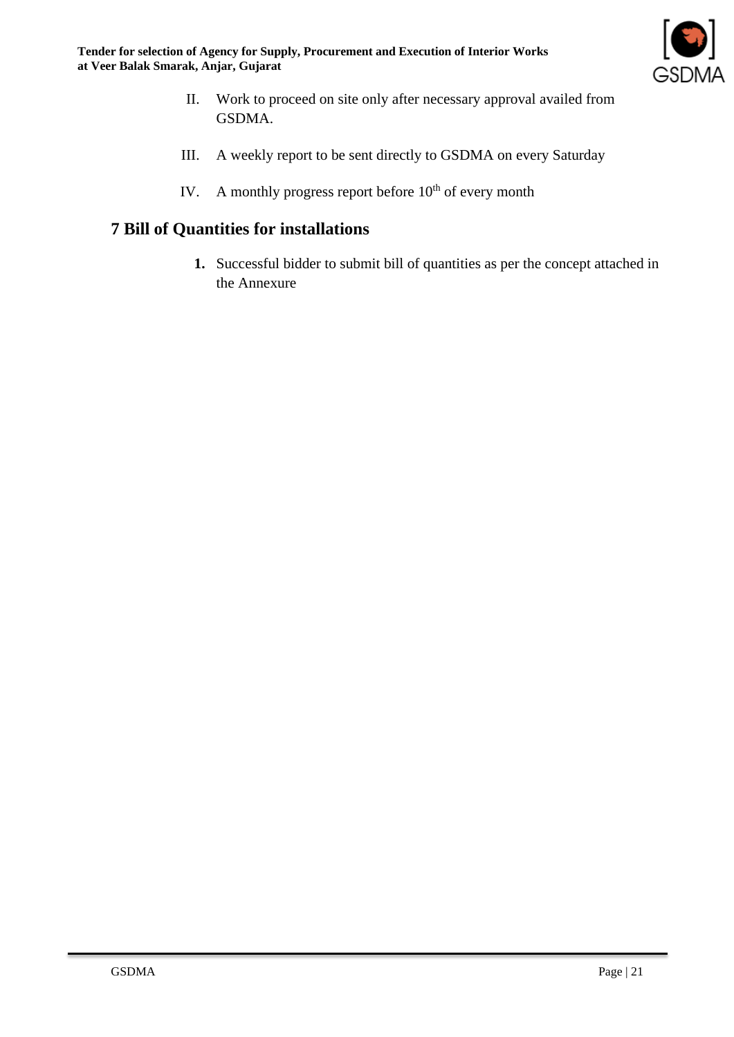II. Work to proceed on site only after necessary approval availed from GSDMA.

III. A weekly report to be sent directly to GSDMA on every Saturday

IV. A monthly progress report before $10^{th}$ of every month

## 7 Bill of Quantities for installations

**1.** Successful bidder to submit bill of quantities as per the concept attached in the Annexure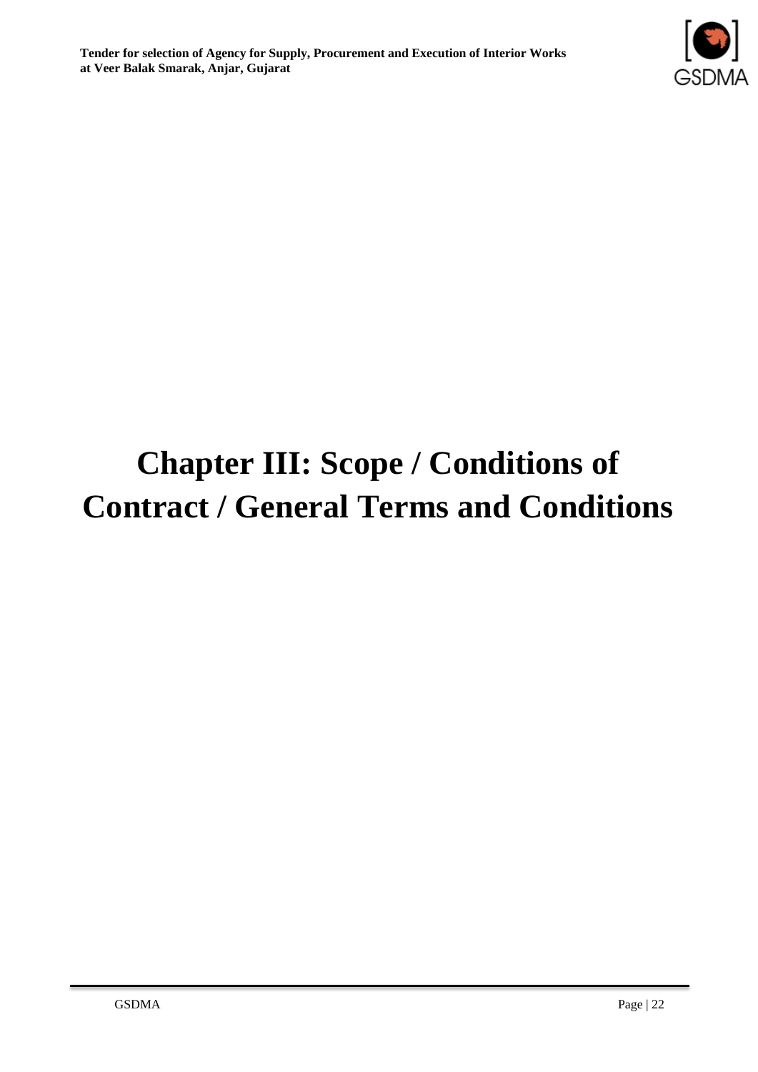# Chapter III: Scope / Conditions of Contract / General Terms and Conditions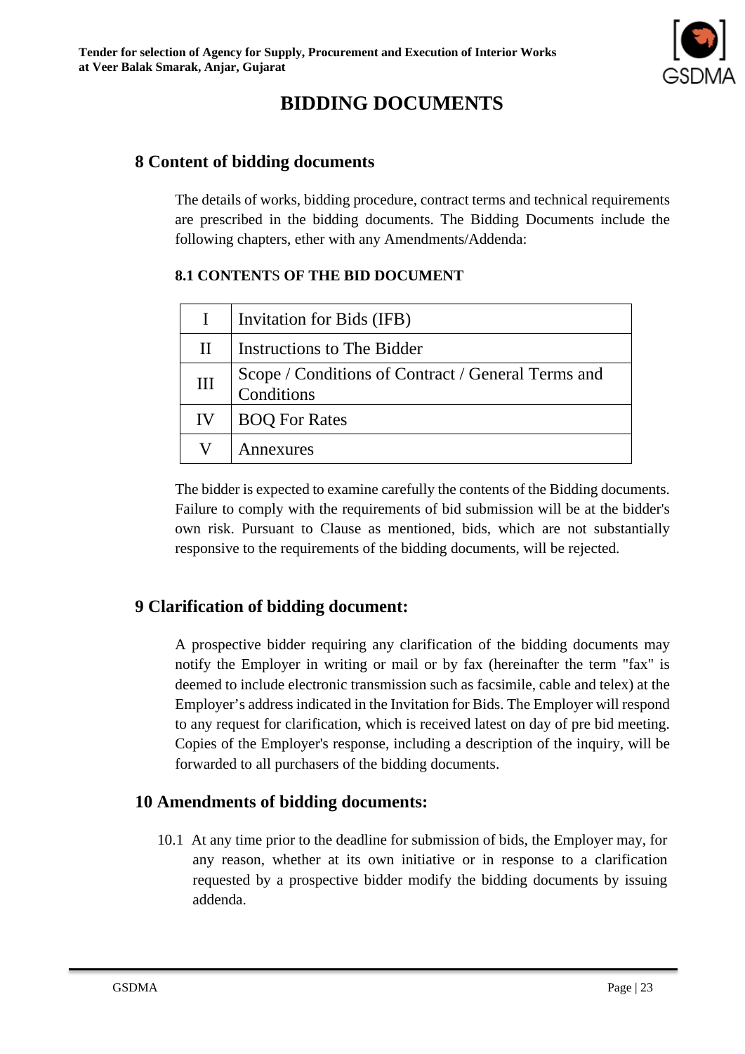# BIDDING DOCUMENTS

## 8 Content of bidding documents

The details of works, bidding procedure, contract terms and technical requirements are prescribed in the bidding documents. The Bidding Documents include the following chapters, ether with any Amendments/Addenda:

### 8.1 CONTENTS OF THE BID DOCUMENT

| | |
|---|---|
| I | Invitation for Bids (IFB) |
| II | Instructions to The Bidder |
| III | Scope / Conditions of Contract / General Terms and Conditions |
| IV | BOQ For Rates |
| V | Annexures |

The bidder is expected to examine carefully the contents of the Bidding documents. Failure to comply with the requirements of bid submission will be at the bidder's own risk. Pursuant to Clause as mentioned, bids, which are not substantially responsive to the requirements of the bidding documents, will be rejected.

## 9 Clarification of bidding document:

A prospective bidder requiring any clarification of the bidding documents may notify the Employer in writing or mail or by fax (hereinafter the term "fax" is deemed to include electronic transmission such as facsimile, cable and telex) at the Employer's address indicated in the Invitation for Bids. The Employer will respond to any request for clarification, which is received latest on day of pre bid meeting. Copies of the Employer's response, including a description of the inquiry, will be forwarded to all purchasers of the bidding documents.

## 10 Amendments of bidding documents:

10.1 At any time prior to the deadline for submission of bids, the Employer may, for any reason, whether at its own initiative or in response to a clarification requested by a prospective bidder modify the bidding documents by issuing addenda.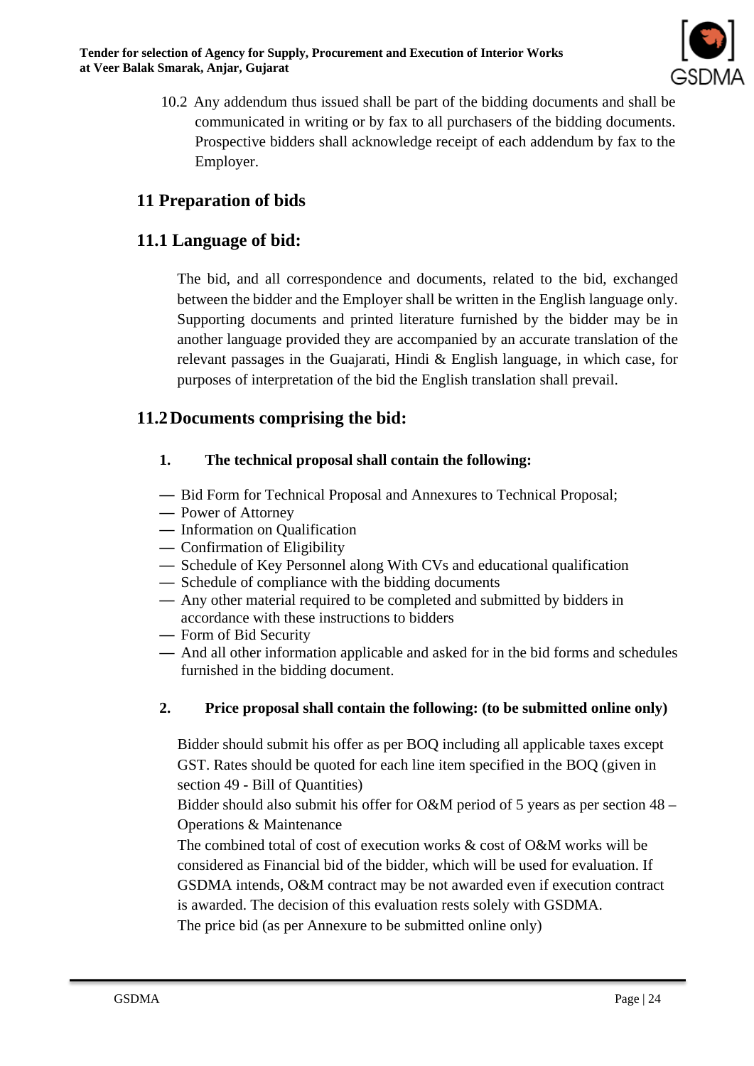10.2 Any addendum thus issued shall be part of the bidding documents and shall be communicated in writing or by fax to all purchasers of the bidding documents. Prospective bidders shall acknowledge receipt of each addendum by fax to the Employer.

## 11 Preparation of bids

## 11.1 Language of bid:

The bid, and all correspondence and documents, related to the bid, exchanged between the bidder and the Employer shall be written in the English language only. Supporting documents and printed literature furnished by the bidder may be in another language provided they are accompanied by an accurate translation of the relevant passages in the Guajarati, Hindi & English language, in which case, for purposes of interpretation of the bid the English translation shall prevail.

## 11.2 Documents comprising the bid:

**1. The technical proposal shall contain the following:**

— Bid Form for Technical Proposal and Annexures to Technical Proposal;
— Power of Attorney
— Information on Qualification
— Confirmation of Eligibility
— Schedule of Key Personnel along With CVs and educational qualification
— Schedule of compliance with the bidding documents
— Any other material required to be completed and submitted by bidders in accordance with these instructions to bidders
— Form of Bid Security
— And all other information applicable and asked for in the bid forms and schedules furnished in the bidding document.

**2. Price proposal shall contain the following: (to be submitted online only)**

Bidder should submit his offer as per BOQ including all applicable taxes except GST. Rates should be quoted for each line item specified in the BOQ (given in section 49 - Bill of Quantities)
Bidder should also submit his offer for O&M period of 5 years as per section 48 – Operations & Maintenance
The combined total of cost of execution works & cost of O&M works will be considered as Financial bid of the bidder, which will be used for evaluation. If GSDMA intends, O&M contract may be not awarded even if execution contract is awarded. The decision of this evaluation rests solely with GSDMA.
The price bid (as per Annexure to be submitted online only)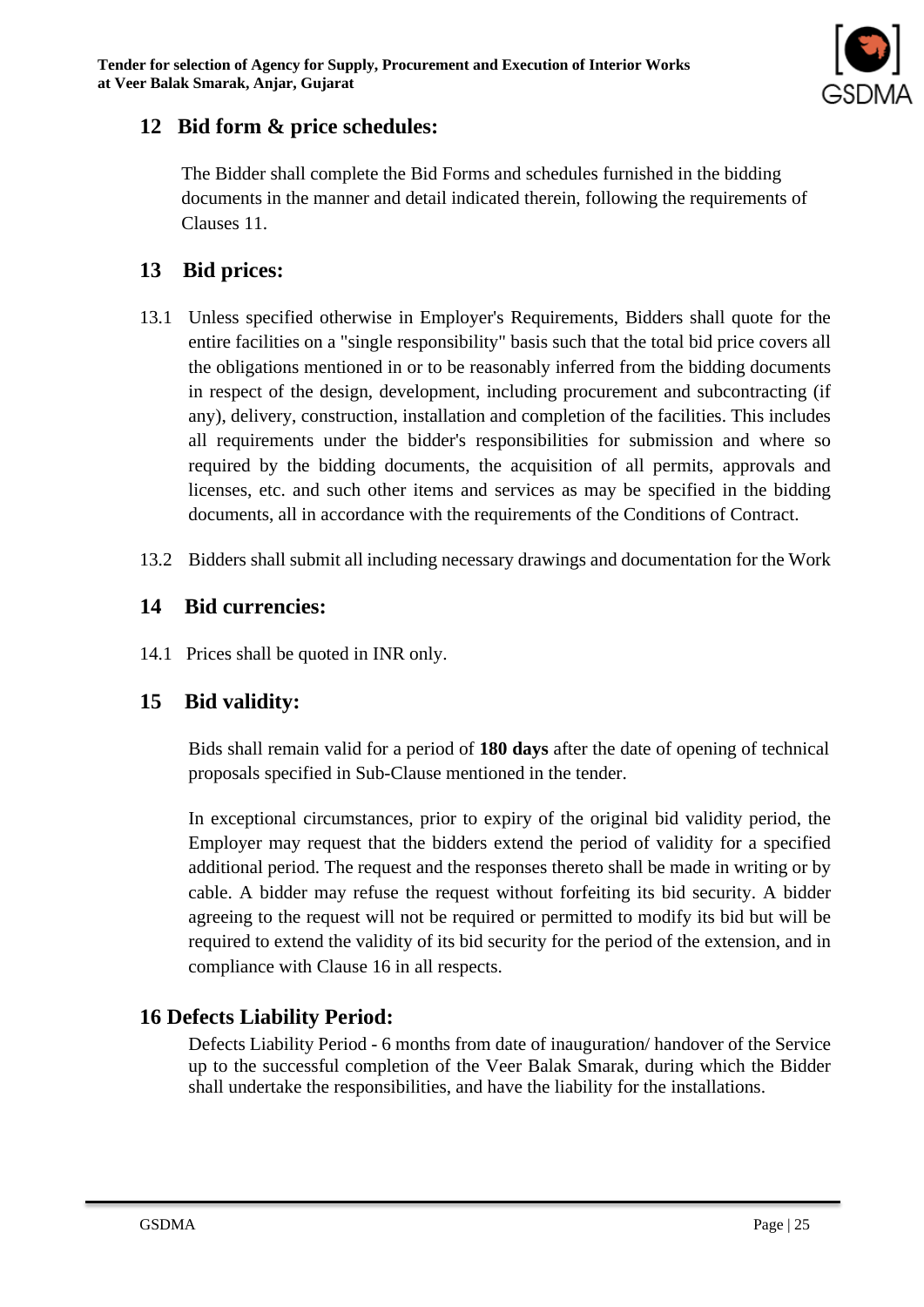## 12 Bid form & price schedules:

The Bidder shall complete the Bid Forms and schedules furnished in the bidding documents in the manner and detail indicated therein, following the requirements of Clauses 11.

## 13 Bid prices:

13.1 Unless specified otherwise in Employer's Requirements, Bidders shall quote for the entire facilities on a "single responsibility" basis such that the total bid price covers all the obligations mentioned in or to be reasonably inferred from the bidding documents in respect of the design, development, including procurement and subcontracting (if any), delivery, construction, installation and completion of the facilities. This includes all requirements under the bidder's responsibilities for submission and where so required by the bidding documents, the acquisition of all permits, approvals and licenses, etc. and such other items and services as may be specified in the bidding documents, all in accordance with the requirements of the Conditions of Contract.

13.2 Bidders shall submit all including necessary drawings and documentation for the Work

## 14 Bid currencies:

14.1 Prices shall be quoted in INR only.

## 15 Bid validity:

Bids shall remain valid for a period of **180 days** after the date of opening of technical proposals specified in Sub-Clause mentioned in the tender.

In exceptional circumstances, prior to expiry of the original bid validity period, the Employer may request that the bidders extend the period of validity for a specified additional period. The request and the responses thereto shall be made in writing or by cable. A bidder may refuse the request without forfeiting its bid security. A bidder agreeing to the request will not be required or permitted to modify its bid but will be required to extend the validity of its bid security for the period of the extension, and in compliance with Clause 16 in all respects.

## 16 Defects Liability Period:

Defects Liability Period - 6 months from date of inauguration/ handover of the Service up to the successful completion of the Veer Balak Smarak, during which the Bidder shall undertake the responsibilities, and have the liability for the installations.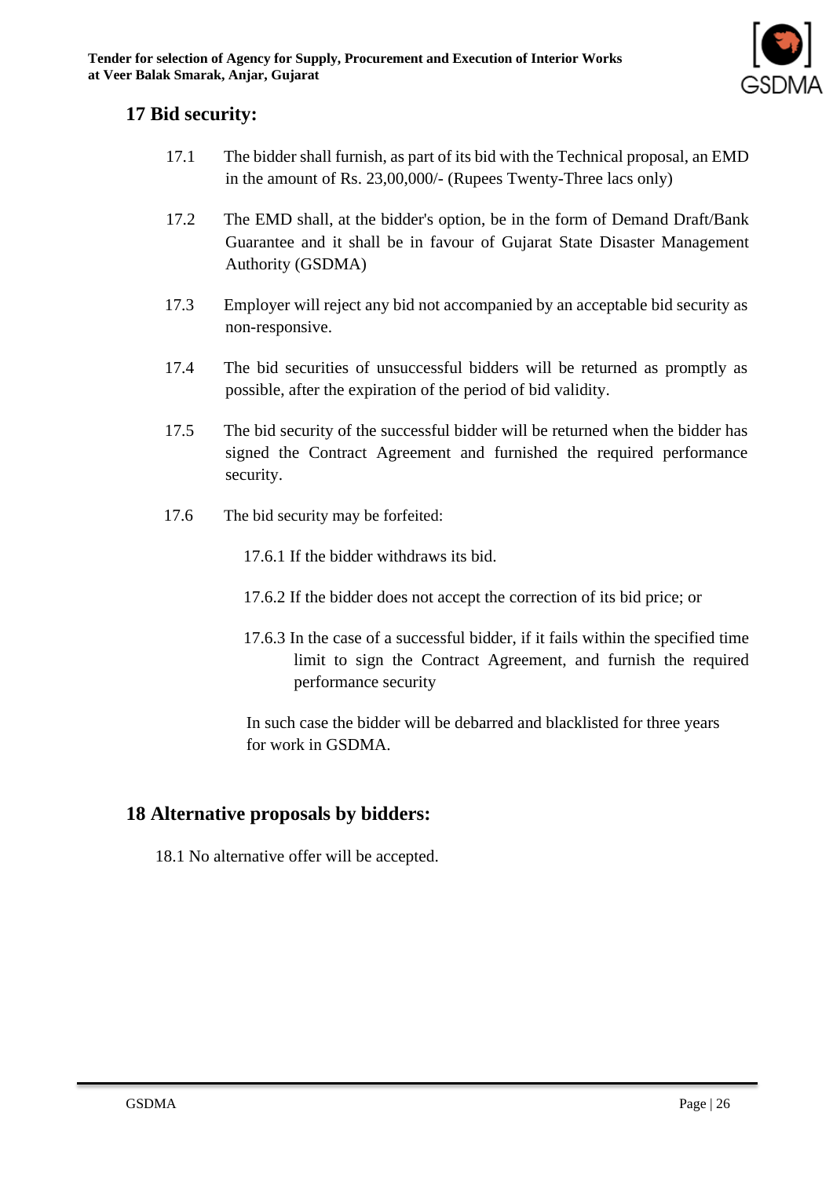## 17 Bid security:

17.1 The bidder shall furnish, as part of its bid with the Technical proposal, an EMD in the amount of Rs. 23,00,000/- (Rupees Twenty-Three lacs only)

17.2 The EMD shall, at the bidder's option, be in the form of Demand Draft/Bank Guarantee and it shall be in favour of Gujarat State Disaster Management Authority (GSDMA)

17.3 Employer will reject any bid not accompanied by an acceptable bid security as non-responsive.

17.4 The bid securities of unsuccessful bidders will be returned as promptly as possible, after the expiration of the period of bid validity.

17.5 The bid security of the successful bidder will be returned when the bidder has signed the Contract Agreement and furnished the required performance security.

17.6 The bid security may be forfeited:

17.6.1 If the bidder withdraws its bid.

17.6.2 If the bidder does not accept the correction of its bid price; or

17.6.3 In the case of a successful bidder, if it fails within the specified time limit to sign the Contract Agreement, and furnish the required performance security

In such case the bidder will be debarred and blacklisted for three years for work in GSDMA.

## 18 Alternative proposals by bidders:

18.1 No alternative offer will be accepted.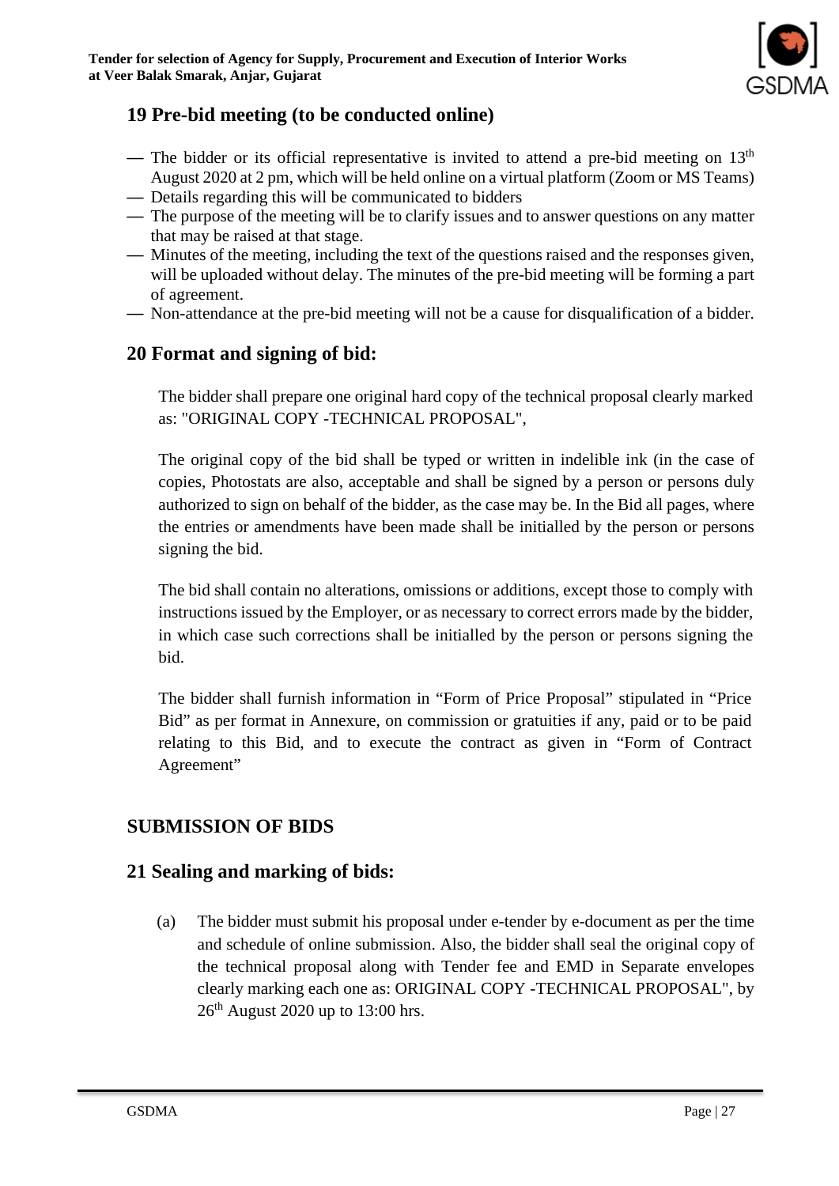## 19 Pre-bid meeting (to be conducted online)

- The bidder or its official representative is invited to attend a pre-bid meeting on 13th August 2020 at 2 pm, which will be held online on a virtual platform (Zoom or MS Teams)
- Details regarding this will be communicated to bidders
- The purpose of the meeting will be to clarify issues and to answer questions on any matter that may be raised at that stage.
- Minutes of the meeting, including the text of the questions raised and the responses given, will be uploaded without delay. The minutes of the pre-bid meeting will be forming a part of agreement.
- Non-attendance at the pre-bid meeting will not be a cause for disqualification of a bidder.

## 20 Format and signing of bid:

The bidder shall prepare one original hard copy of the technical proposal clearly marked as: "ORIGINAL COPY -TECHNICAL PROPOSAL",

The original copy of the bid shall be typed or written in indelible ink (in the case of copies, Photostats are also, acceptable and shall be signed by a person or persons duly authorized to sign on behalf of the bidder, as the case may be. In the Bid all pages, where the entries or amendments have been made shall be initialled by the person or persons signing the bid.

The bid shall contain no alterations, omissions or additions, except those to comply with instructions issued by the Employer, or as necessary to correct errors made by the bidder, in which case such corrections shall be initialled by the person or persons signing the bid.

The bidder shall furnish information in "Form of Price Proposal" stipulated in "Price Bid" as per format in Annexure, on commission or gratuities if any, paid or to be paid relating to this Bid, and to execute the contract as given in "Form of Contract Agreement"

## SUBMISSION OF BIDS

## 21 Sealing and marking of bids:

(a) The bidder must submit his proposal under e-tender by e-document as per the time and schedule of online submission. Also, the bidder shall seal the original copy of the technical proposal along with Tender fee and EMD in Separate envelopes clearly marking each one as: ORIGINAL COPY -TECHNICAL PROPOSAL", by 26th August 2020 up to 13:00 hrs.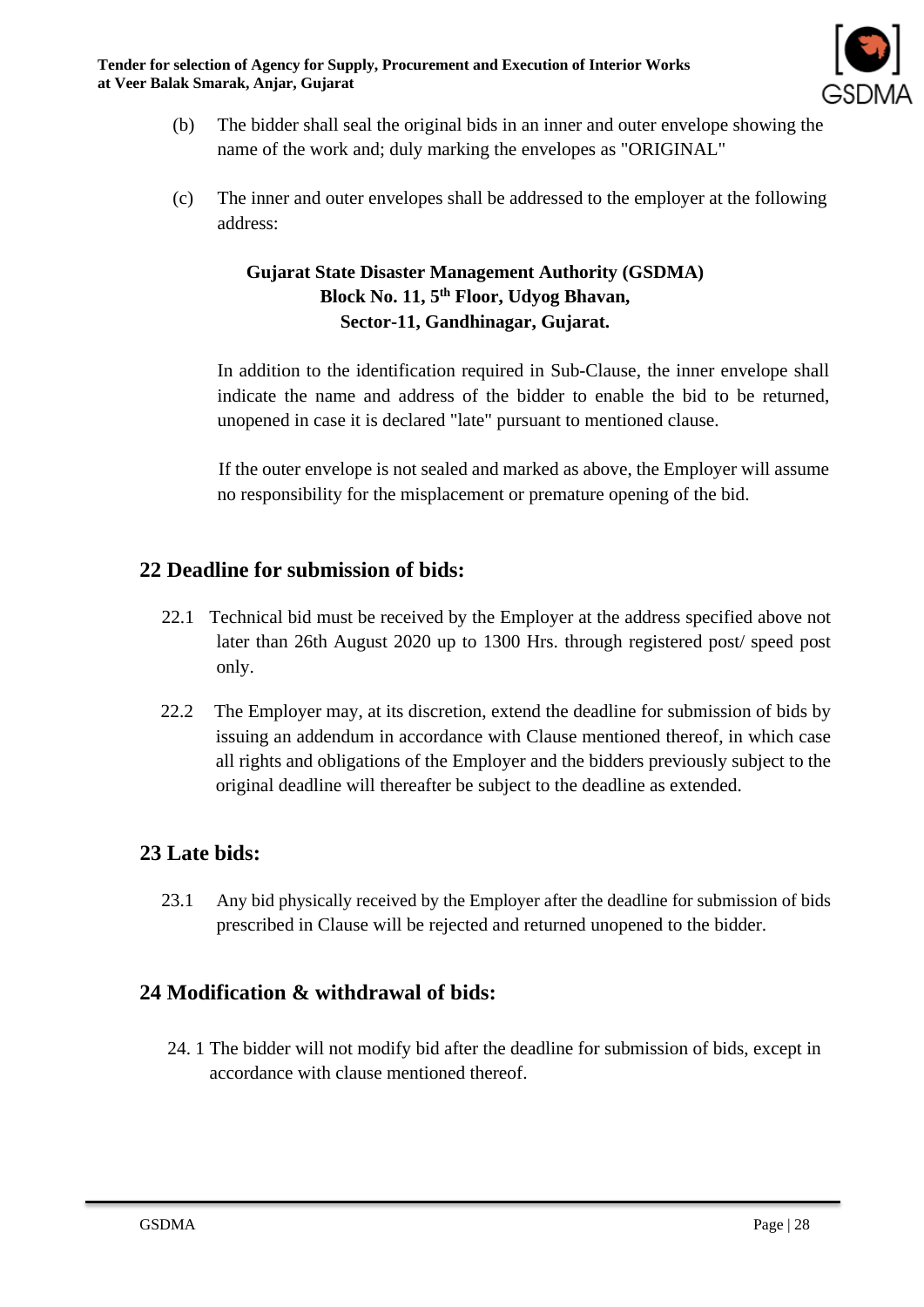(b) The bidder shall seal the original bids in an inner and outer envelope showing the name of the work and; duly marking the envelopes as "ORIGINAL"

(c) The inner and outer envelopes shall be addressed to the employer at the following address:

**Gujarat State Disaster Management Authority (GSDMA)**
**Block No. 11, 5th Floor, Udyog Bhavan,**
**Sector-11, Gandhinagar, Gujarat.**

In addition to the identification required in Sub-Clause, the inner envelope shall indicate the name and address of the bidder to enable the bid to be returned, unopened in case it is declared "late" pursuant to mentioned clause.

If the outer envelope is not sealed and marked as above, the Employer will assume no responsibility for the misplacement or premature opening of the bid.

## 22 Deadline for submission of bids:

22.1 Technical bid must be received by the Employer at the address specified above not later than 26th August 2020 up to 1300 Hrs. through registered post/ speed post only.

22.2 The Employer may, at its discretion, extend the deadline for submission of bids by issuing an addendum in accordance with Clause mentioned thereof, in which case all rights and obligations of the Employer and the bidders previously subject to the original deadline will thereafter be subject to the deadline as extended.

## 23 Late bids:

23.1 Any bid physically received by the Employer after the deadline for submission of bids prescribed in Clause will be rejected and returned unopened to the bidder.

## 24 Modification & withdrawal of bids:

24. 1 The bidder will not modify bid after the deadline for submission of bids, except in accordance with clause mentioned thereof.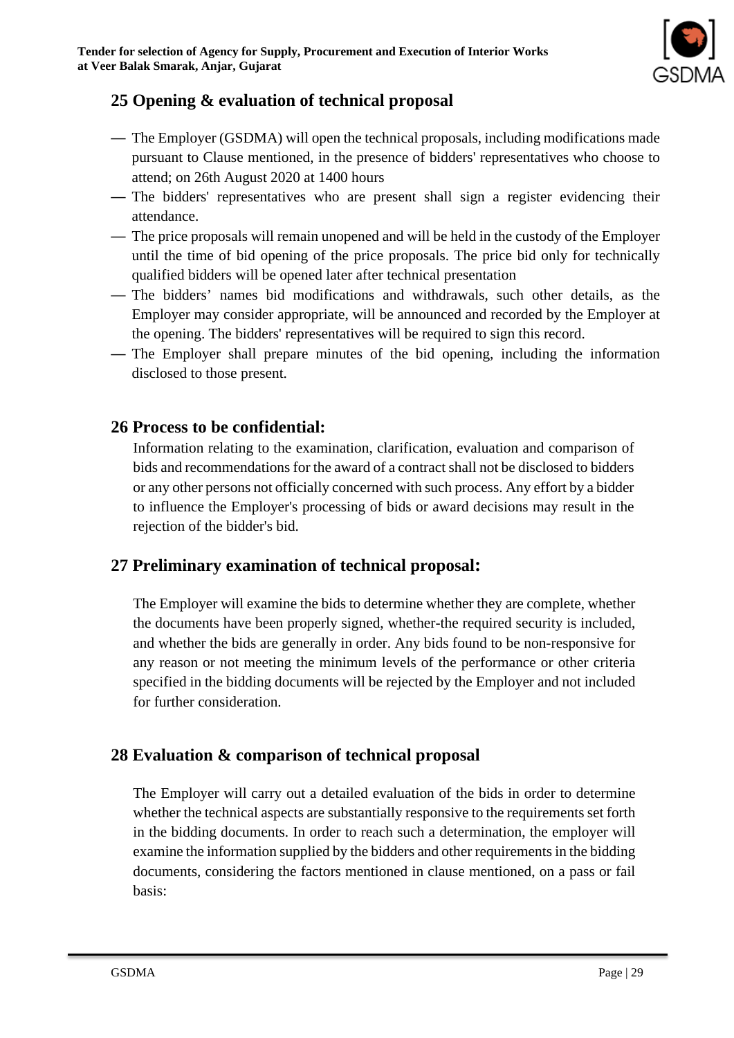## 25 Opening & evaluation of technical proposal

- The Employer (GSDMA) will open the technical proposals, including modifications made pursuant to Clause mentioned, in the presence of bidders' representatives who choose to attend; on 26th August 2020 at 1400 hours
- The bidders' representatives who are present shall sign a register evidencing their attendance.
- The price proposals will remain unopened and will be held in the custody of the Employer until the time of bid opening of the price proposals. The price bid only for technically qualified bidders will be opened later after technical presentation
- The bidders' names bid modifications and withdrawals, such other details, as the Employer may consider appropriate, will be announced and recorded by the Employer at the opening. The bidders' representatives will be required to sign this record.
- The Employer shall prepare minutes of the bid opening, including the information disclosed to those present.

## 26 Process to be confidential:

Information relating to the examination, clarification, evaluation and comparison of bids and recommendations for the award of a contract shall not be disclosed to bidders or any other persons not officially concerned with such process. Any effort by a bidder to influence the Employer's processing of bids or award decisions may result in the rejection of the bidder's bid.

## 27 Preliminary examination of technical proposal:

The Employer will examine the bids to determine whether they are complete, whether the documents have been properly signed, whether-the required security is included, and whether the bids are generally in order. Any bids found to be non-responsive for any reason or not meeting the minimum levels of the performance or other criteria specified in the bidding documents will be rejected by the Employer and not included for further consideration.

## 28 Evaluation & comparison of technical proposal

The Employer will carry out a detailed evaluation of the bids in order to determine whether the technical aspects are substantially responsive to the requirements set forth in the bidding documents. In order to reach such a determination, the employer will examine the information supplied by the bidders and other requirements in the bidding documents, considering the factors mentioned in clause mentioned, on a pass or fail basis: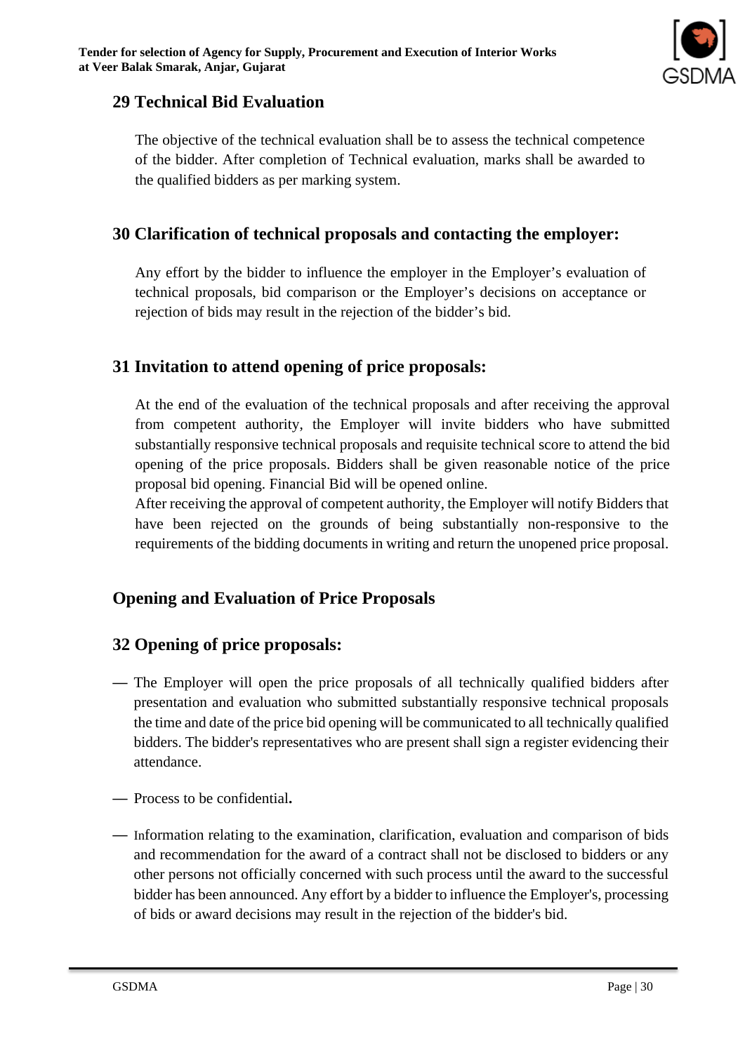## 29 Technical Bid Evaluation

The objective of the technical evaluation shall be to assess the technical competence of the bidder. After completion of Technical evaluation, marks shall be awarded to the qualified bidders as per marking system.

## 30 Clarification of technical proposals and contacting the employer:

Any effort by the bidder to influence the employer in the Employer's evaluation of technical proposals, bid comparison or the Employer's decisions on acceptance or rejection of bids may result in the rejection of the bidder's bid.

## 31 Invitation to attend opening of price proposals:

At the end of the evaluation of the technical proposals and after receiving the approval from competent authority, the Employer will invite bidders who have submitted substantially responsive technical proposals and requisite technical score to attend the bid opening of the price proposals. Bidders shall be given reasonable notice of the price proposal bid opening. Financial Bid will be opened online.
After receiving the approval of competent authority, the Employer will notify Bidders that have been rejected on the grounds of being substantially non-responsive to the requirements of the bidding documents in writing and return the unopened price proposal.

## Opening and Evaluation of Price Proposals

## 32 Opening of price proposals:

— The Employer will open the price proposals of all technically qualified bidders after presentation and evaluation who submitted substantially responsive technical proposals the time and date of the price bid opening will be communicated to all technically qualified bidders. The bidder's representatives who are present shall sign a register evidencing their attendance.

— Process to be confidential**.**

— Information relating to the examination, clarification, evaluation and comparison of bids and recommendation for the award of a contract shall not be disclosed to bidders or any other persons not officially concerned with such process until the award to the successful bidder has been announced. Any effort by a bidder to influence the Employer's, processing of bids or award decisions may result in the rejection of the bidder's bid.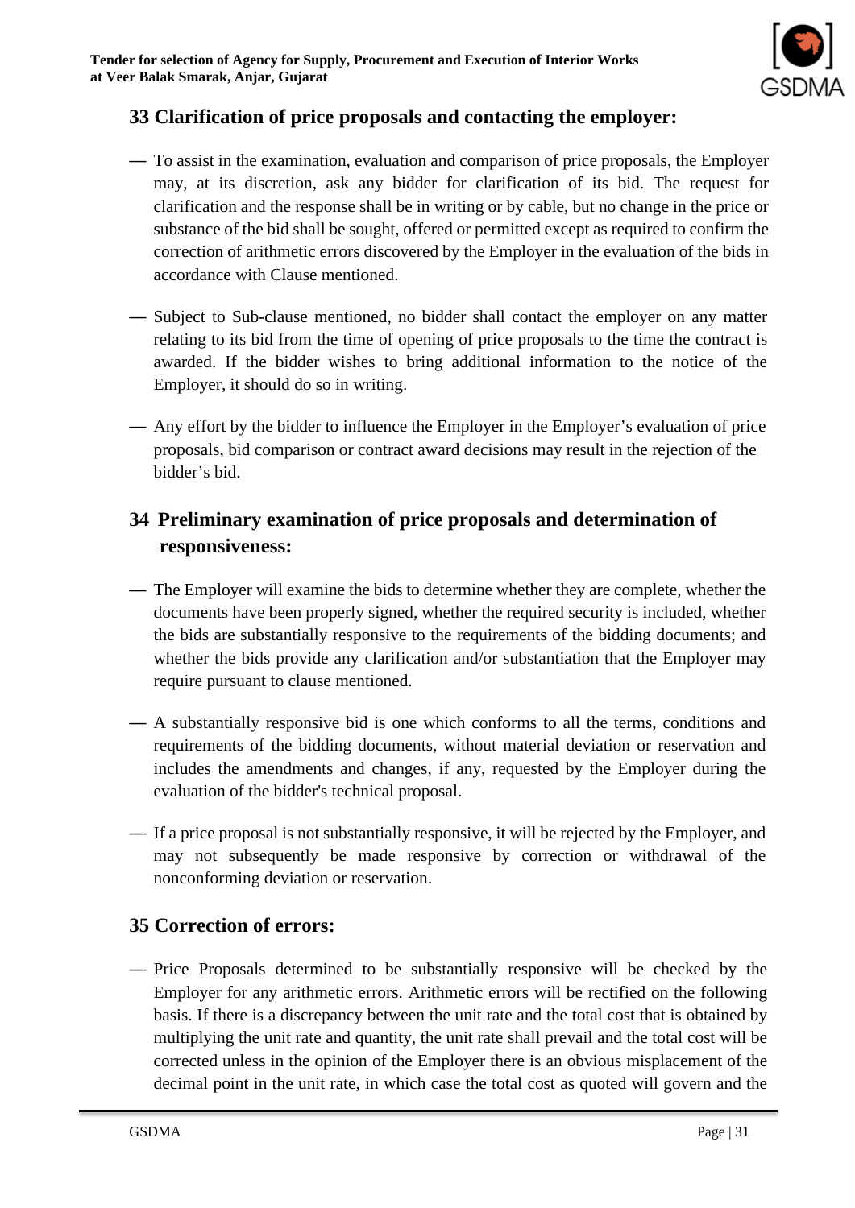## 33 Clarification of price proposals and contacting the employer:

- To assist in the examination, evaluation and comparison of price proposals, the Employer may, at its discretion, ask any bidder for clarification of its bid. The request for clarification and the response shall be in writing or by cable, but no change in the price or substance of the bid shall be sought, offered or permitted except as required to confirm the correction of arithmetic errors discovered by the Employer in the evaluation of the bids in accordance with Clause mentioned.

- Subject to Sub-clause mentioned, no bidder shall contact the employer on any matter relating to its bid from the time of opening of price proposals to the time the contract is awarded. If the bidder wishes to bring additional information to the notice of the Employer, it should do so in writing.

- Any effort by the bidder to influence the Employer in the Employer's evaluation of price proposals, bid comparison or contract award decisions may result in the rejection of the bidder's bid.

## 34 Preliminary examination of price proposals and determination of responsiveness:

- The Employer will examine the bids to determine whether they are complete, whether the documents have been properly signed, whether the required security is included, whether the bids are substantially responsive to the requirements of the bidding documents; and whether the bids provide any clarification and/or substantiation that the Employer may require pursuant to clause mentioned.

- A substantially responsive bid is one which conforms to all the terms, conditions and requirements of the bidding documents, without material deviation or reservation and includes the amendments and changes, if any, requested by the Employer during the evaluation of the bidder's technical proposal.

- If a price proposal is not substantially responsive, it will be rejected by the Employer, and may not subsequently be made responsive by correction or withdrawal of the nonconforming deviation or reservation.

## 35 Correction of errors:

- Price Proposals determined to be substantially responsive will be checked by the Employer for any arithmetic errors. Arithmetic errors will be rectified on the following basis. If there is a discrepancy between the unit rate and the total cost that is obtained by multiplying the unit rate and quantity, the unit rate shall prevail and the total cost will be corrected unless in the opinion of the Employer there is an obvious misplacement of the decimal point in the unit rate, in which case the total cost as quoted will govern and the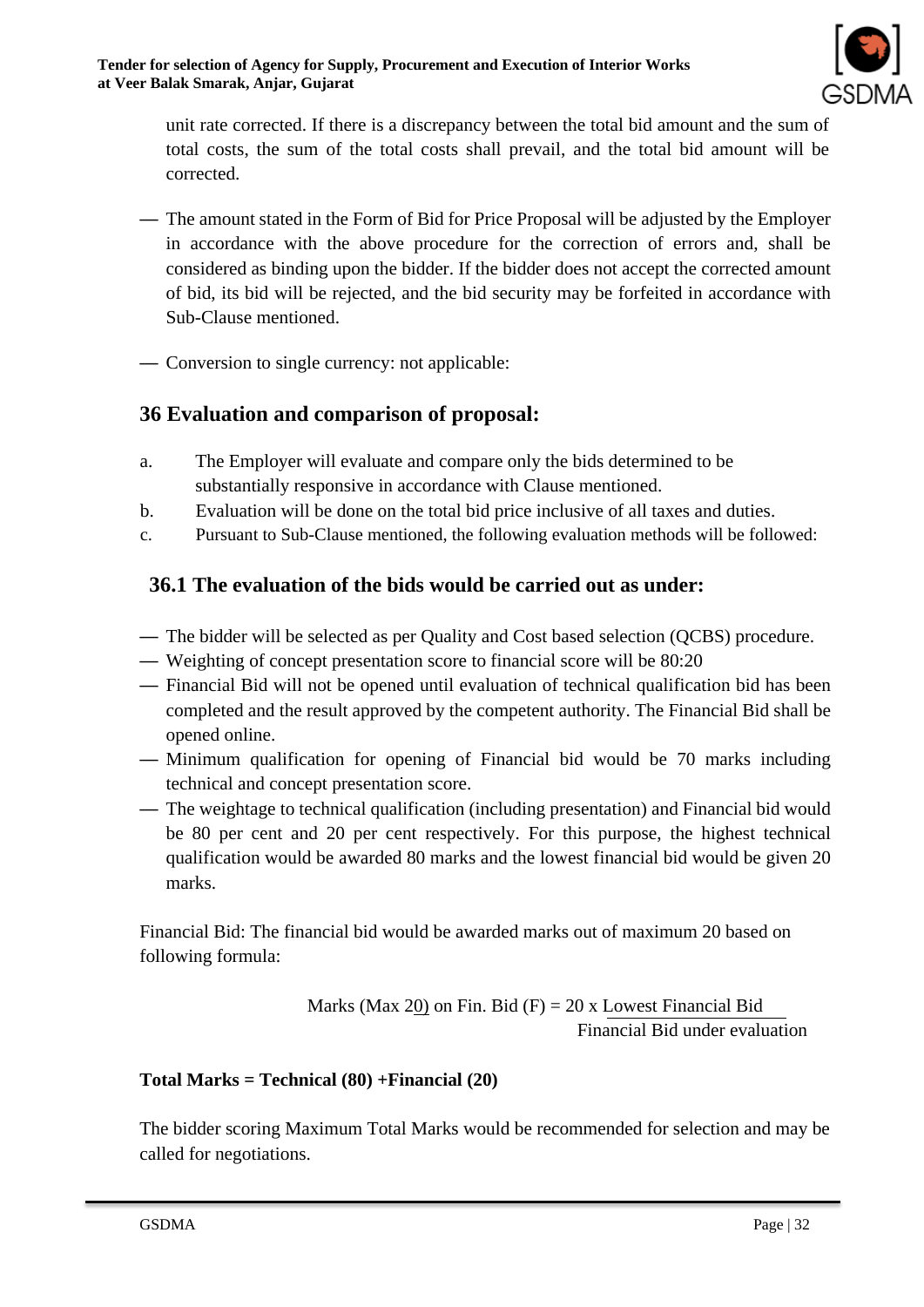unit rate corrected. If there is a discrepancy between the total bid amount and the sum of total costs, the sum of the total costs shall prevail, and the total bid amount will be corrected.

— The amount stated in the Form of Bid for Price Proposal will be adjusted by the Employer in accordance with the above procedure for the correction of errors and, shall be considered as binding upon the bidder. If the bidder does not accept the corrected amount of bid, its bid will be rejected, and the bid security may be forfeited in accordance with Sub-Clause mentioned.

— Conversion to single currency: not applicable:

## 36 Evaluation and comparison of proposal:

a. The Employer will evaluate and compare only the bids determined to be substantially responsive in accordance with Clause mentioned.

b. Evaluation will be done on the total bid price inclusive of all taxes and duties.

c. Pursuant to Sub-Clause mentioned, the following evaluation methods will be followed:

### 36.1 The evaluation of the bids would be carried out as under:

— The bidder will be selected as per Quality and Cost based selection (QCBS) procedure.

— Weighting of concept presentation score to financial score will be 80:20

— Financial Bid will not be opened until evaluation of technical qualification bid has been completed and the result approved by the competent authority. The Financial Bid shall be opened online.

— Minimum qualification for opening of Financial bid would be 70 marks including technical and concept presentation score.

— The weightage to technical qualification (including presentation) and Financial bid would be 80 per cent and 20 per cent respectively. For this purpose, the highest technical qualification would be awarded 80 marks and the lowest financial bid would be given 20 marks.

Financial Bid: The financial bid would be awarded marks out of maximum 20 based on following formula:

$$\text{Marks (Max 20) on Fin. Bid (F)} = 20 \times \frac{\text{Lowest Financial Bid}}{\text{Financial Bid under evaluation}}$$

**Total Marks = Technical (80) +Financial (20)**

The bidder scoring Maximum Total Marks would be recommended for selection and may be called for negotiations.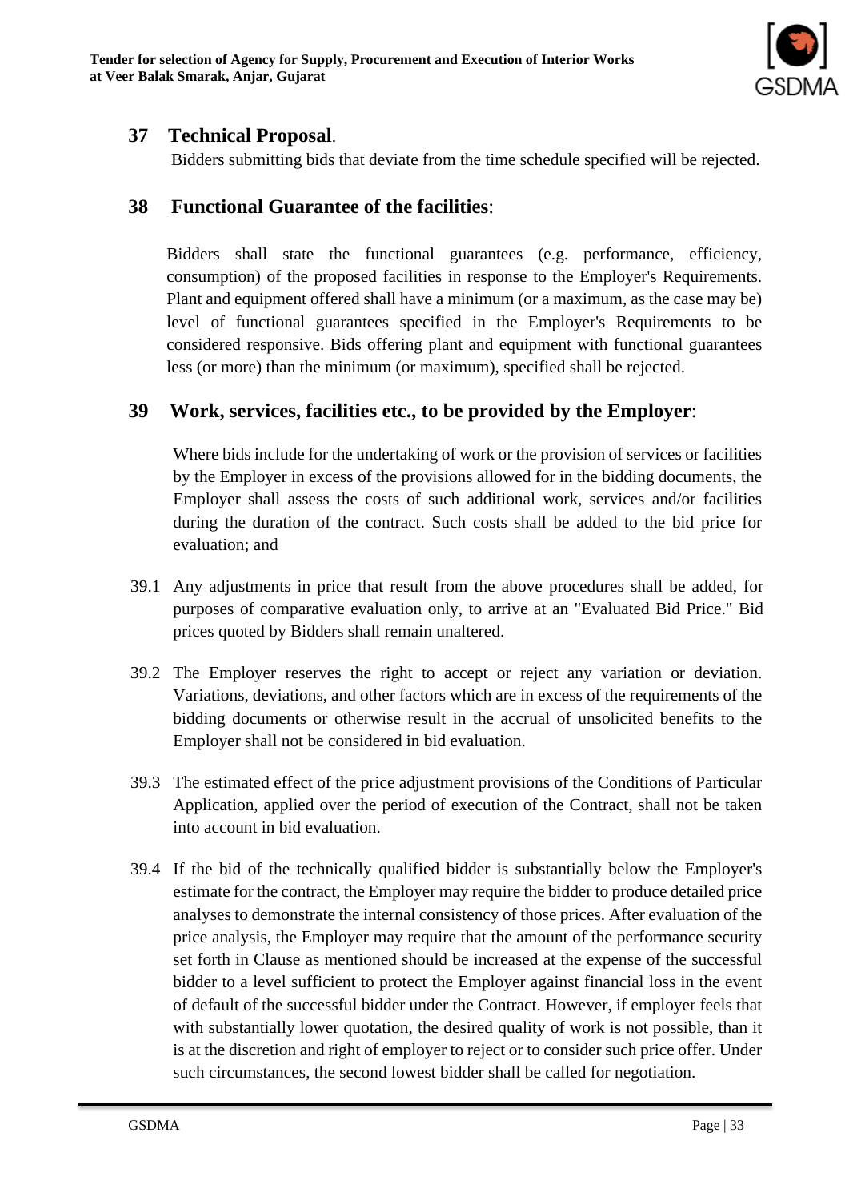## 37 Technical Proposal.

Bidders submitting bids that deviate from the time schedule specified will be rejected.

## 38 Functional Guarantee of the facilities:

Bidders shall state the functional guarantees (e.g. performance, efficiency, consumption) of the proposed facilities in response to the Employer's Requirements. Plant and equipment offered shall have a minimum (or a maximum, as the case may be) level of functional guarantees specified in the Employer's Requirements to be considered responsive. Bids offering plant and equipment with functional guarantees less (or more) than the minimum (or maximum), specified shall be rejected.

## 39 Work, services, facilities etc., to be provided by the Employer:

Where bids include for the undertaking of work or the provision of services or facilities by the Employer in excess of the provisions allowed for in the bidding documents, the Employer shall assess the costs of such additional work, services and/or facilities during the duration of the contract. Such costs shall be added to the bid price for evaluation; and

39.1 Any adjustments in price that result from the above procedures shall be added, for purposes of comparative evaluation only, to arrive at an "Evaluated Bid Price." Bid prices quoted by Bidders shall remain unaltered.

39.2 The Employer reserves the right to accept or reject any variation or deviation. Variations, deviations, and other factors which are in excess of the requirements of the bidding documents or otherwise result in the accrual of unsolicited benefits to the Employer shall not be considered in bid evaluation.

39.3 The estimated effect of the price adjustment provisions of the Conditions of Particular Application, applied over the period of execution of the Contract, shall not be taken into account in bid evaluation.

39.4 If the bid of the technically qualified bidder is substantially below the Employer's estimate for the contract, the Employer may require the bidder to produce detailed price analyses to demonstrate the internal consistency of those prices. After evaluation of the price analysis, the Employer may require that the amount of the performance security set forth in Clause as mentioned should be increased at the expense of the successful bidder to a level sufficient to protect the Employer against financial loss in the event of default of the successful bidder under the Contract. However, if employer feels that with substantially lower quotation, the desired quality of work is not possible, than it is at the discretion and right of employer to reject or to consider such price offer. Under such circumstances, the second lowest bidder shall be called for negotiation.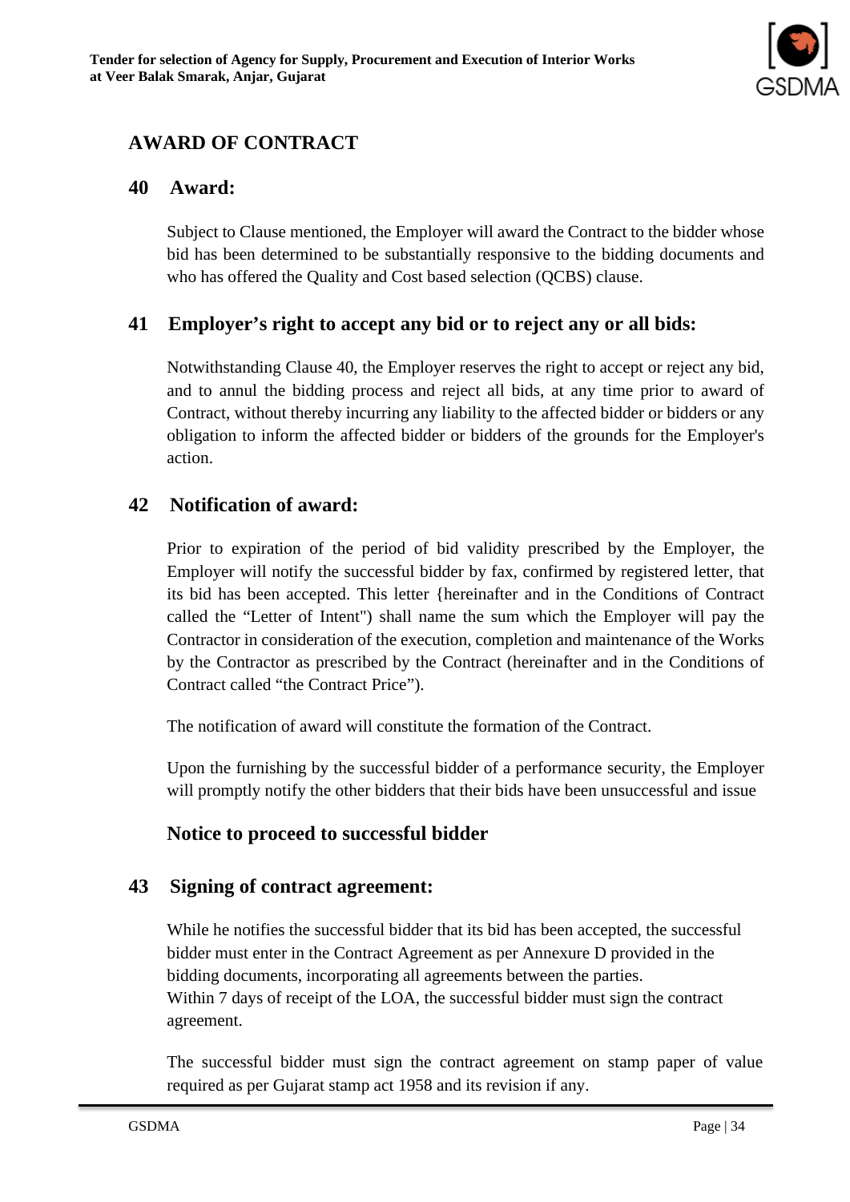## AWARD OF CONTRACT

### 40 Award:

Subject to Clause mentioned, the Employer will award the Contract to the bidder whose bid has been determined to be substantially responsive to the bidding documents and who has offered the Quality and Cost based selection (QCBS) clause.

### 41 Employer's right to accept any bid or to reject any or all bids:

Notwithstanding Clause 40, the Employer reserves the right to accept or reject any bid, and to annul the bidding process and reject all bids, at any time prior to award of Contract, without thereby incurring any liability to the affected bidder or bidders or any obligation to inform the affected bidder or bidders of the grounds for the Employer's action.

### 42 Notification of award:

Prior to expiration of the period of bid validity prescribed by the Employer, the Employer will notify the successful bidder by fax, confirmed by registered letter, that its bid has been accepted. This letter {hereinafter and in the Conditions of Contract called the "Letter of Intent") shall name the sum which the Employer will pay the Contractor in consideration of the execution, completion and maintenance of the Works by the Contractor as prescribed by the Contract (hereinafter and in the Conditions of Contract called "the Contract Price").

The notification of award will constitute the formation of the Contract.

Upon the furnishing by the successful bidder of a performance security, the Employer will promptly notify the other bidders that their bids have been unsuccessful and issue

**Notice to proceed to successful bidder**

### 43 Signing of contract agreement:

While he notifies the successful bidder that its bid has been accepted, the successful bidder must enter in the Contract Agreement as per Annexure D provided in the bidding documents, incorporating all agreements between the parties.
Within 7 days of receipt of the LOA, the successful bidder must sign the contract agreement.

The successful bidder must sign the contract agreement on stamp paper of value required as per Gujarat stamp act 1958 and its revision if any.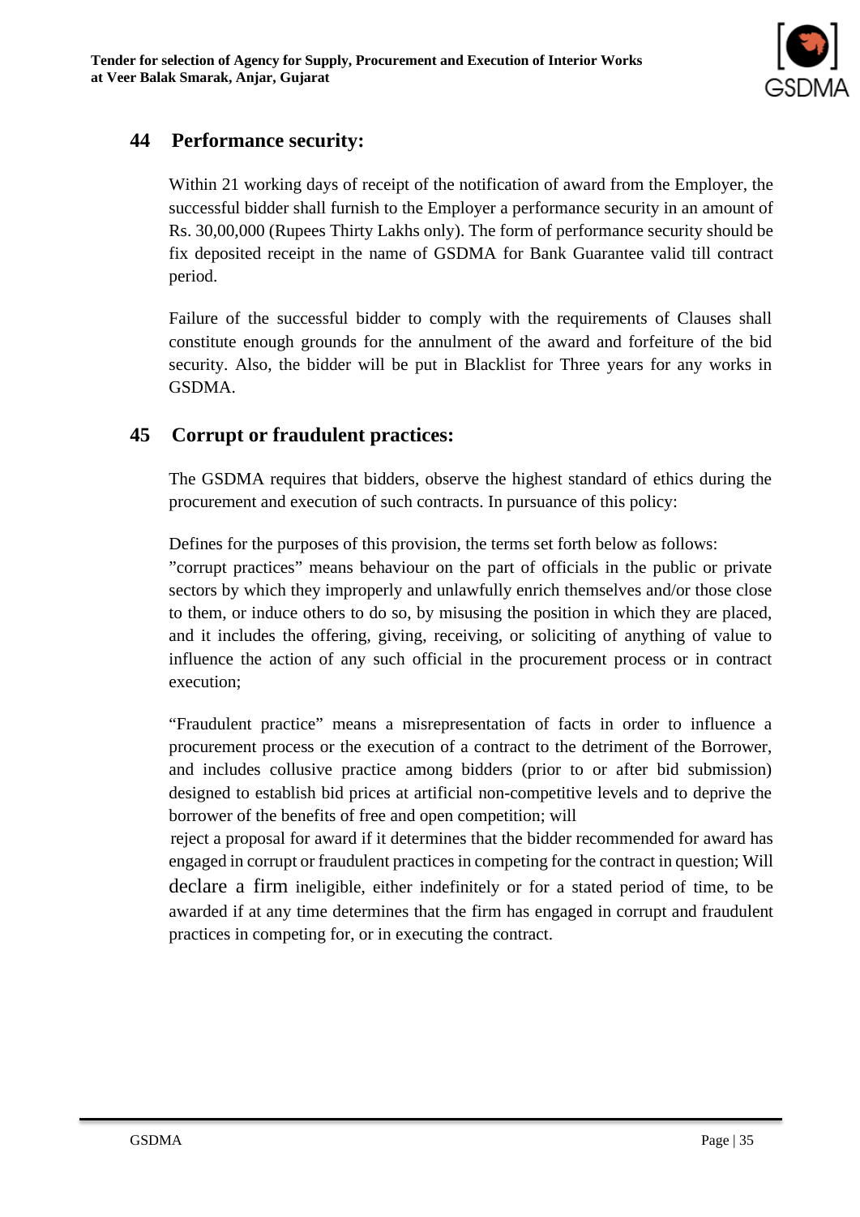## 44 Performance security:

Within 21 working days of receipt of the notification of award from the Employer, the successful bidder shall furnish to the Employer a performance security in an amount of Rs. 30,00,000 (Rupees Thirty Lakhs only). The form of performance security should be fix deposited receipt in the name of GSDMA for Bank Guarantee valid till contract period.

Failure of the successful bidder to comply with the requirements of Clauses shall constitute enough grounds for the annulment of the award and forfeiture of the bid security. Also, the bidder will be put in Blacklist for Three years for any works in GSDMA.

## 45 Corrupt or fraudulent practices:

The GSDMA requires that bidders, observe the highest standard of ethics during the procurement and execution of such contracts. In pursuance of this policy:

Defines for the purposes of this provision, the terms set forth below as follows:
"corrupt practices" means behaviour on the part of officials in the public or private sectors by which they improperly and unlawfully enrich themselves and/or those close to them, or induce others to do so, by misusing the position in which they are placed, and it includes the offering, giving, receiving, or soliciting of anything of value to influence the action of any such official in the procurement process or in contract execution;

"Fraudulent practice" means a misrepresentation of facts in order to influence a procurement process or the execution of a contract to the detriment of the Borrower, and includes collusive practice among bidders (prior to or after bid submission) designed to establish bid prices at artificial non-competitive levels and to deprive the borrower of the benefits of free and open competition; will
reject a proposal for award if it determines that the bidder recommended for award has engaged in corrupt or fraudulent practices in competing for the contract in question; Will declare a firm ineligible, either indefinitely or for a stated period of time, to be awarded if at any time determines that the firm has engaged in corrupt and fraudulent practices in competing for, or in executing the contract.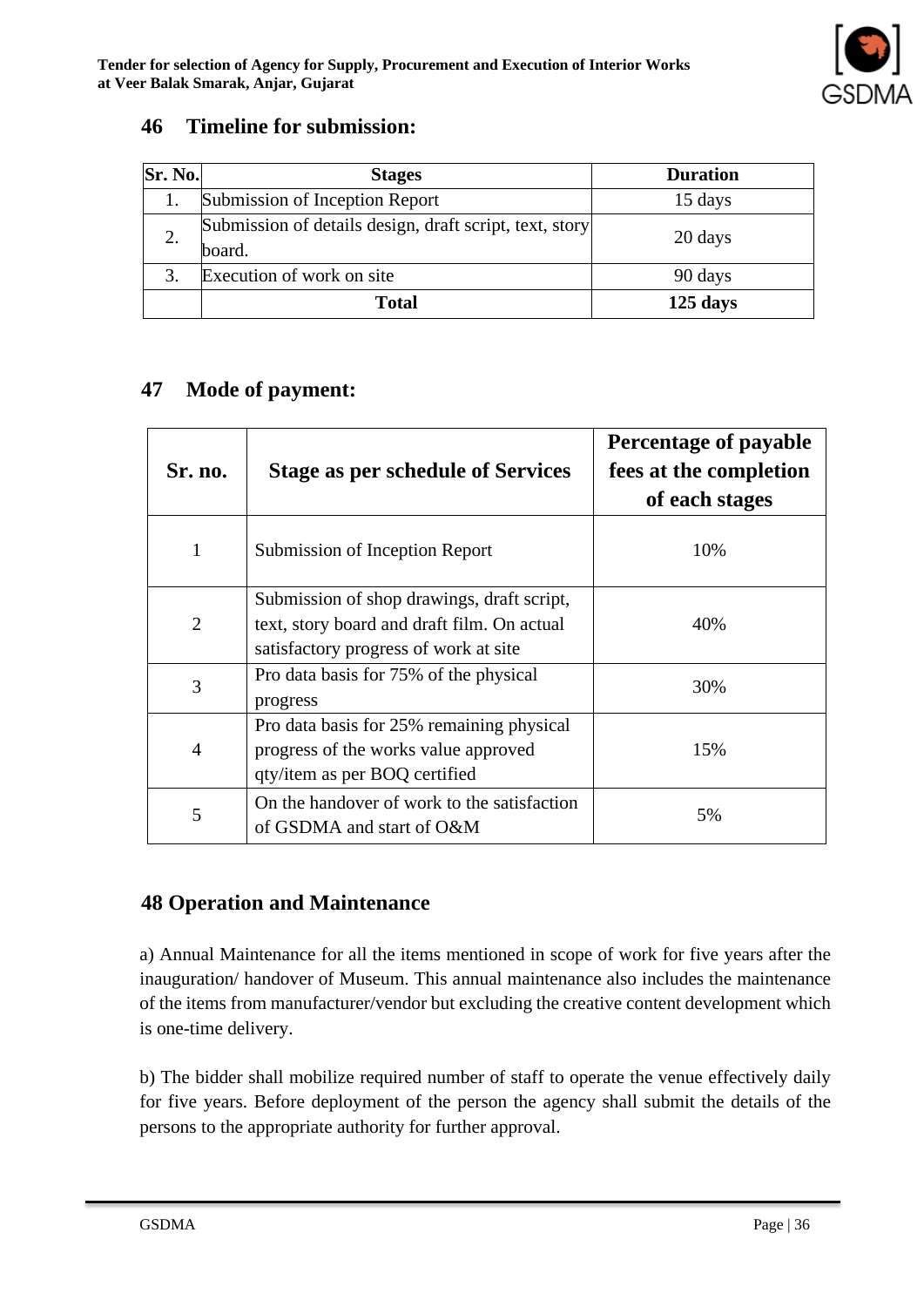## 46 Timeline for submission:

| Sr. No. | Stages | Duration |
|---|---|---|
| 1. | Submission of Inception Report | 15 days |
| 2. | Submission of details design, draft script, text, story board. | 20 days |
| 3. | Execution of work on site | 90 days |
| | **Total** | **125 days** |

## 47 Mode of payment:

| Sr. no. | Stage as per schedule of Services | Percentage of payable fees at the completion of each stages |
|---|---|---|
| 1 | Submission of Inception Report | 10% |
| 2 | Submission of shop drawings, draft script, text, story board and draft film. On actual satisfactory progress of work at site | 40% |
| 3 | Pro data basis for 75% of the physical progress | 30% |
| 4 | Pro data basis for 25% remaining physical progress of the works value approved qty/item as per BOQ certified | 15% |
| 5 | On the handover of work to the satisfaction of GSDMA and start of O&M | 5% |

## 48 Operation and Maintenance

a) Annual Maintenance for all the items mentioned in scope of work for five years after the inauguration/ handover of Museum. This annual maintenance also includes the maintenance of the items from manufacturer/vendor but excluding the creative content development which is one-time delivery.

b) The bidder shall mobilize required number of staff to operate the venue effectively daily for five years. Before deployment of the person the agency shall submit the details of the persons to the appropriate authority for further approval.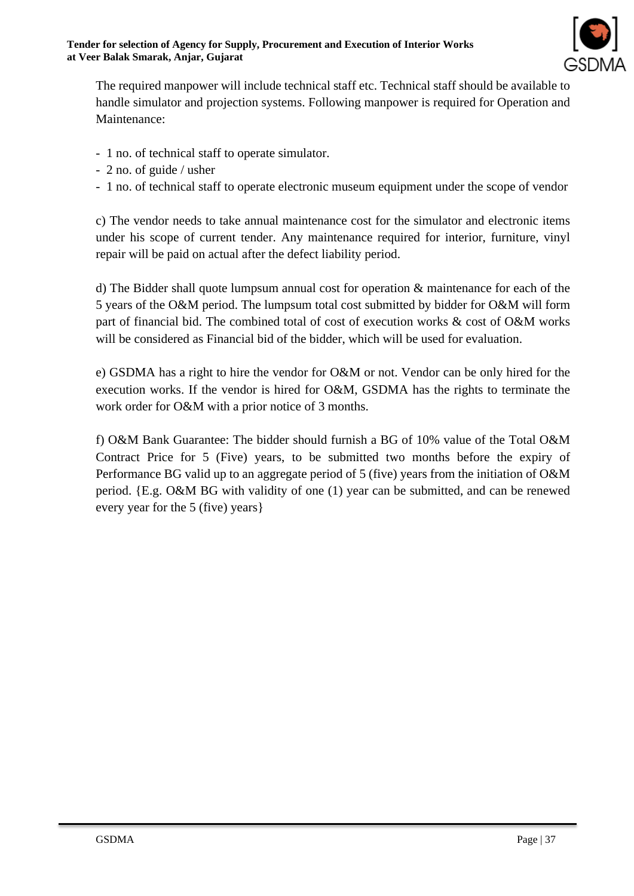The required manpower will include technical staff etc. Technical staff should be available to handle simulator and projection systems. Following manpower is required for Operation and Maintenance:

- 1 no. of technical staff to operate simulator.
- 2 no. of guide / usher
- 1 no. of technical staff to operate electronic museum equipment under the scope of vendor

c) The vendor needs to take annual maintenance cost for the simulator and electronic items under his scope of current tender. Any maintenance required for interior, furniture, vinyl repair will be paid on actual after the defect liability period.

d) The Bidder shall quote lumpsum annual cost for operation & maintenance for each of the 5 years of the O&M period. The lumpsum total cost submitted by bidder for O&M will form part of financial bid. The combined total of cost of execution works & cost of O&M works will be considered as Financial bid of the bidder, which will be used for evaluation.

e) GSDMA has a right to hire the vendor for O&M or not. Vendor can be only hired for the execution works. If the vendor is hired for O&M, GSDMA has the rights to terminate the work order for O&M with a prior notice of 3 months.

f) O&M Bank Guarantee: The bidder should furnish a BG of 10% value of the Total O&M Contract Price for 5 (Five) years, to be submitted two months before the expiry of Performance BG valid up to an aggregate period of 5 (five) years from the initiation of O&M period. {E.g. O&M BG with validity of one (1) year can be submitted, and can be renewed every year for the 5 (five) years}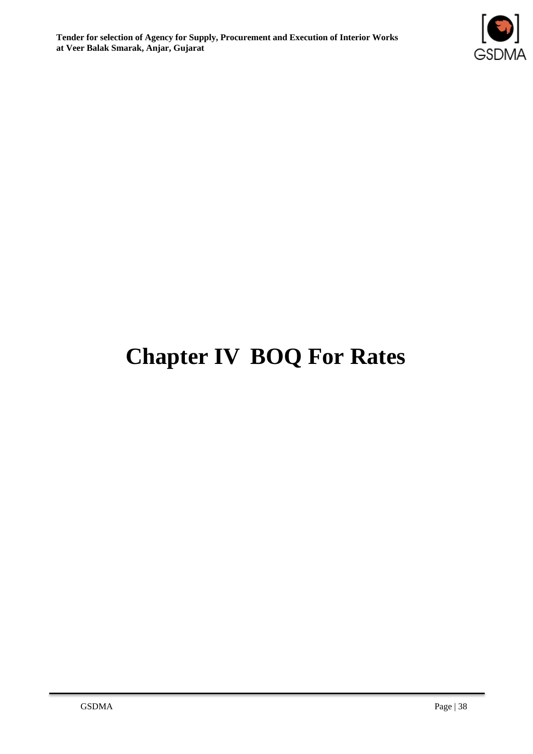# Chapter IV BOQ For Rates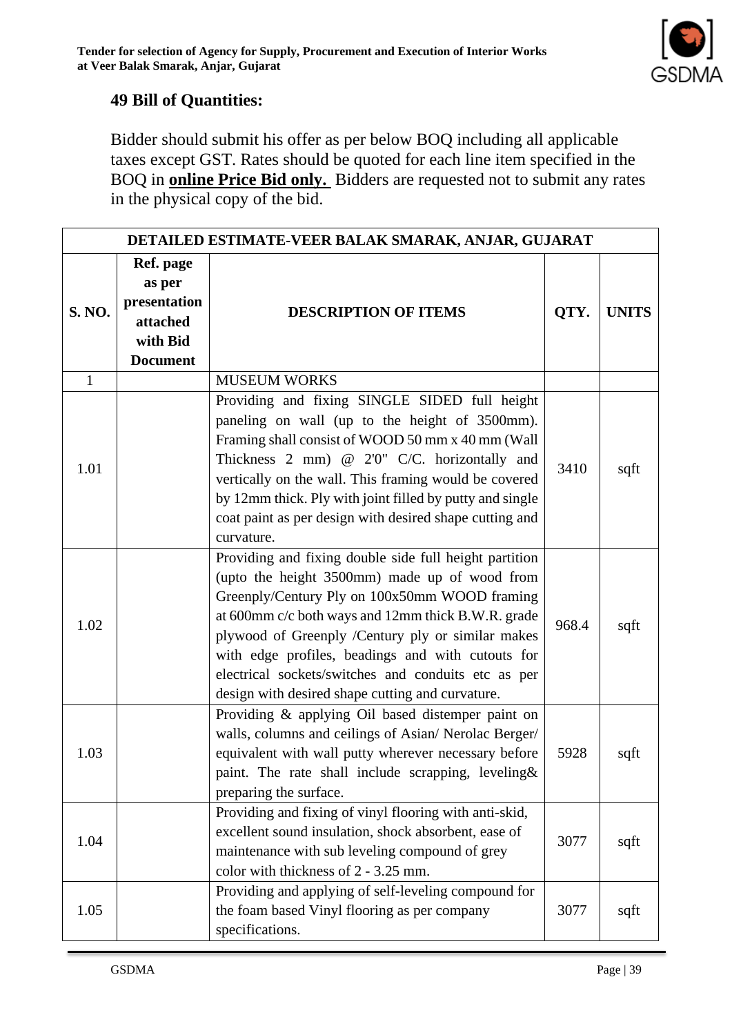## 49 Bill of Quantities:

Bidder should submit his offer as per below BOQ including all applicable taxes except GST. Rates should be quoted for each line item specified in the BOQ in **online Price Bid only.** Bidders are requested not to submit any rates in the physical copy of the bid.

| DETAILED ESTIMATE-VEER BALAK SMARAK, ANJAR, GUJARAT | | | | |
|---|---|---|---|---|
| **S. NO.** | **Ref. page as per presentation attached with Bid Document** | **DESCRIPTION OF ITEMS** | **QTY.** | **UNITS** |
| 1 | | MUSEUM WORKS | | |
| 1.01 | | Providing and fixing SINGLE SIDED full height paneling on wall (up to the height of 3500mm). Framing shall consist of WOOD 50 mm x 40 mm (Wall Thickness 2 mm) @ 2'0" C/C. horizontally and vertically on the wall. This framing would be covered by 12mm thick. Ply with joint filled by putty and single coat paint as per design with desired shape cutting and curvature. | 3410 | sqft |
| 1.02 | | Providing and fixing double side full height partition (upto the height 3500mm) made up of wood from Greenply/Century Ply on 100x50mm WOOD framing at 600mm c/c both ways and 12mm thick B.W.R. grade plywood of Greenply /Century ply or similar makes with edge profiles, beadings and with cutouts for electrical sockets/switches and conduits etc as per design with desired shape cutting and curvature. | 968.4 | sqft |
| 1.03 | | Providing & applying Oil based distemper paint on walls, columns and ceilings of Asian/ Nerolac Berger/ equivalent with wall putty wherever necessary before paint. The rate shall include scrapping, leveling& preparing the surface. | 5928 | sqft |
| 1.04 | | Providing and fixing of vinyl flooring with anti-skid, excellent sound insulation, shock absorbent, ease of maintenance with sub leveling compound of grey color with thickness of 2 - 3.25 mm. | 3077 | sqft |
| 1.05 | | Providing and applying of self-leveling compound for the foam based Vinyl flooring as per company specifications. | 3077 | sqft |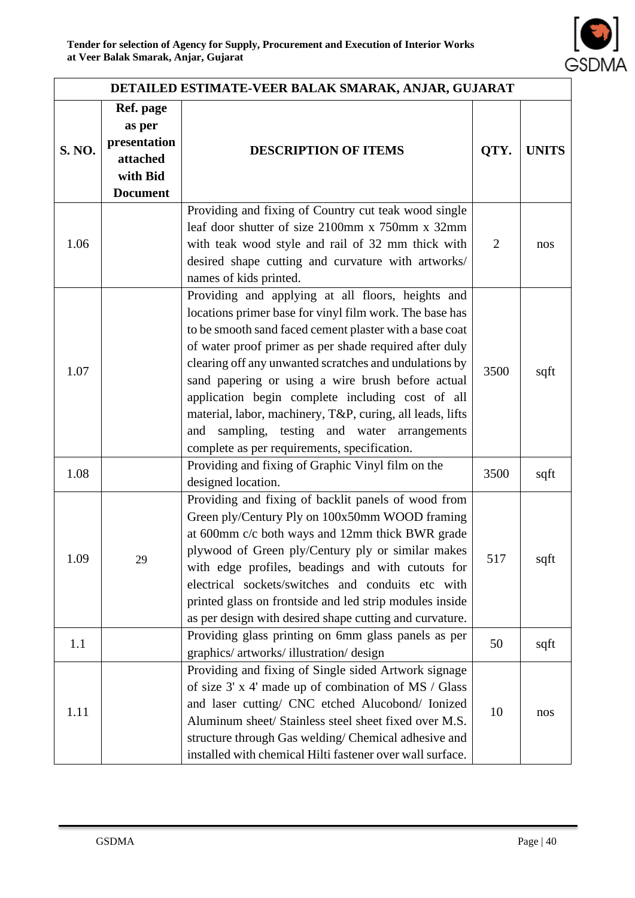| DETAILED ESTIMATE-VEER BALAK SMARAK, ANJAR, GUJARAT | | | | |
|---|---|---|---|---|
| **S. NO.** | **Ref. page as per presentation attached with Bid Document** | **DESCRIPTION OF ITEMS** | **QTY.** | **UNITS** |
| 1.06 | | Providing and fixing of Country cut teak wood single leaf door shutter of size 2100mm x 750mm x 32mm with teak wood style and rail of 32 mm thick with desired shape cutting and curvature with artworks/ names of kids printed. | 2 | nos |
| 1.07 | | Providing and applying at all floors, heights and locations primer base for vinyl film work. The base has to be smooth sand faced cement plaster with a base coat of water proof primer as per shade required after duly clearing off any unwanted scratches and undulations by sand papering or using a wire brush before actual application begin complete including cost of all material, labor, machinery, T&P, curing, all leads, lifts and sampling, testing and water arrangements complete as per requirements, specification. | 3500 | sqft |
| 1.08 | | Providing and fixing of Graphic Vinyl film on the designed location. | 3500 | sqft |
| 1.09 | 29 | Providing and fixing of backlit panels of wood from Green ply/Century Ply on 100x50mm WOOD framing at 600mm c/c both ways and 12mm thick BWR grade plywood of Green ply/Century ply or similar makes with edge profiles, beadings and with cutouts for electrical sockets/switches and conduits etc with printed glass on frontside and led strip modules inside as per design with desired shape cutting and curvature. | 517 | sqft |
| 1.1 | | Providing glass printing on 6mm glass panels as per graphics/ artworks/ illustration/ design | 50 | sqft |
| 1.11 | | Providing and fixing of Single sided Artwork signage of size 3' x 4' made up of combination of MS / Glass and laser cutting/ CNC etched Alucobond/ Ionized Aluminum sheet/ Stainless steel sheet fixed over M.S. structure through Gas welding/ Chemical adhesive and installed with chemical Hilti fastener over wall surface. | 10 | nos |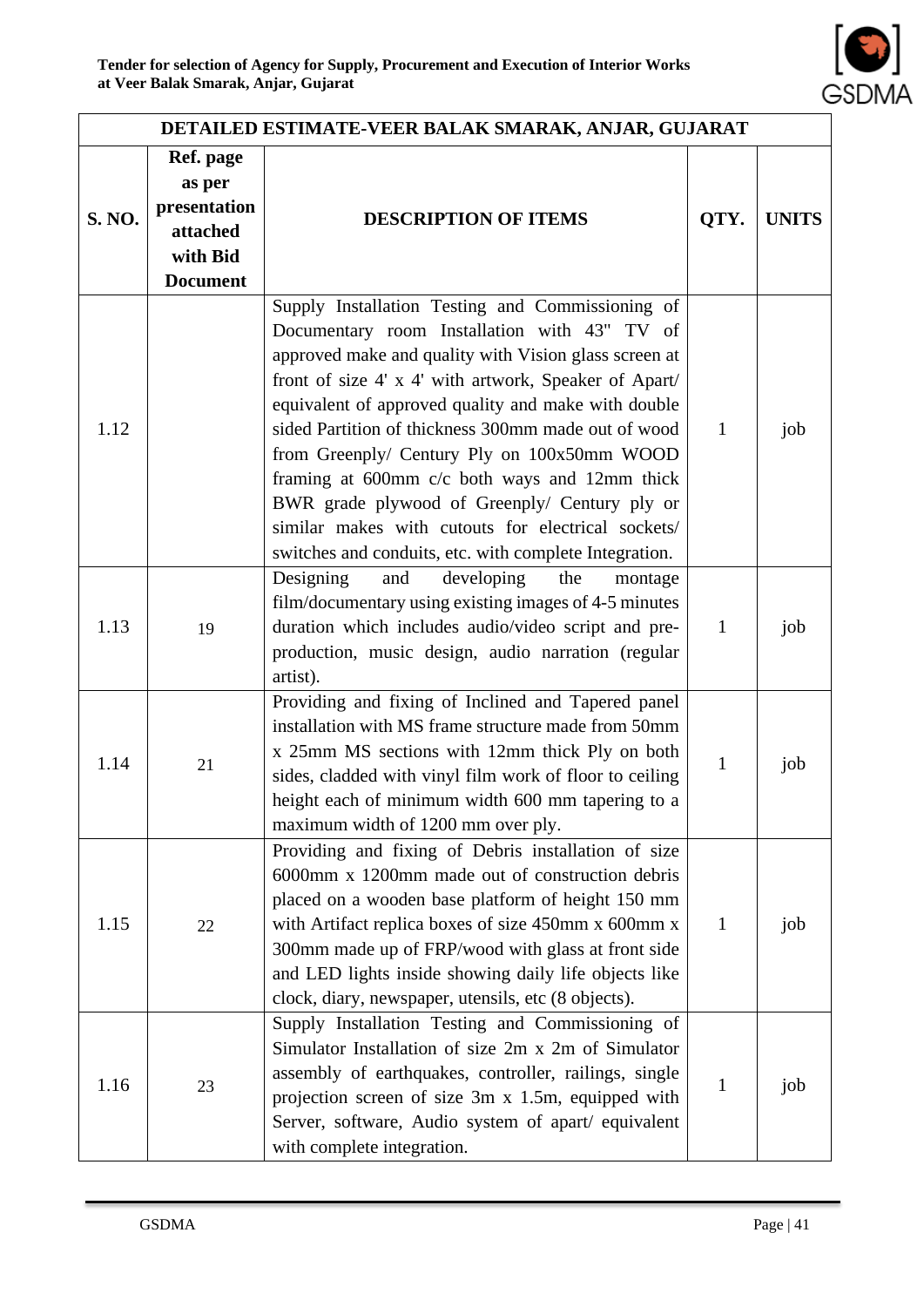| DETAILED ESTIMATE-VEER BALAK SMARAK, ANJAR, GUJARAT | | | | |
|---|---|---|---|---|
| **S. NO.** | **Ref. page as per presentation attached with Bid Document** | **DESCRIPTION OF ITEMS** | **QTY.** | **UNITS** |
| 1.12 | | Supply Installation Testing and Commissioning of Documentary room Installation with 43" TV of approved make and quality with Vision glass screen at front of size 4' x 4' with artwork, Speaker of Apart/ equivalent of approved quality and make with double sided Partition of thickness 300mm made out of wood from Greenply/ Century Ply on 100x50mm WOOD framing at 600mm c/c both ways and 12mm thick BWR grade plywood of Greenply/ Century ply or similar makes with cutouts for electrical sockets/ switches and conduits, etc. with complete Integration. | 1 | job |
| 1.13 | 19 | Designing and developing the montage film/documentary using existing images of 4-5 minutes duration which includes audio/video script and pre-production, music design, audio narration (regular artist). | 1 | job |
| 1.14 | 21 | Providing and fixing of Inclined and Tapered panel installation with MS frame structure made from 50mm x 25mm MS sections with 12mm thick Ply on both sides, cladded with vinyl film work of floor to ceiling height each of minimum width 600 mm tapering to a maximum width of 1200 mm over ply. | 1 | job |
| 1.15 | 22 | Providing and fixing of Debris installation of size 6000mm x 1200mm made out of construction debris placed on a wooden base platform of height 150 mm with Artifact replica boxes of size 450mm x 600mm x 300mm made up of FRP/wood with glass at front side and LED lights inside showing daily life objects like clock, diary, newspaper, utensils, etc (8 objects). | 1 | job |
| 1.16 | 23 | Supply Installation Testing and Commissioning of Simulator Installation of size 2m x 2m of Simulator assembly of earthquakes, controller, railings, single projection screen of size 3m x 1.5m, equipped with Server, software, Audio system of apart/ equivalent with complete integration. | 1 | job |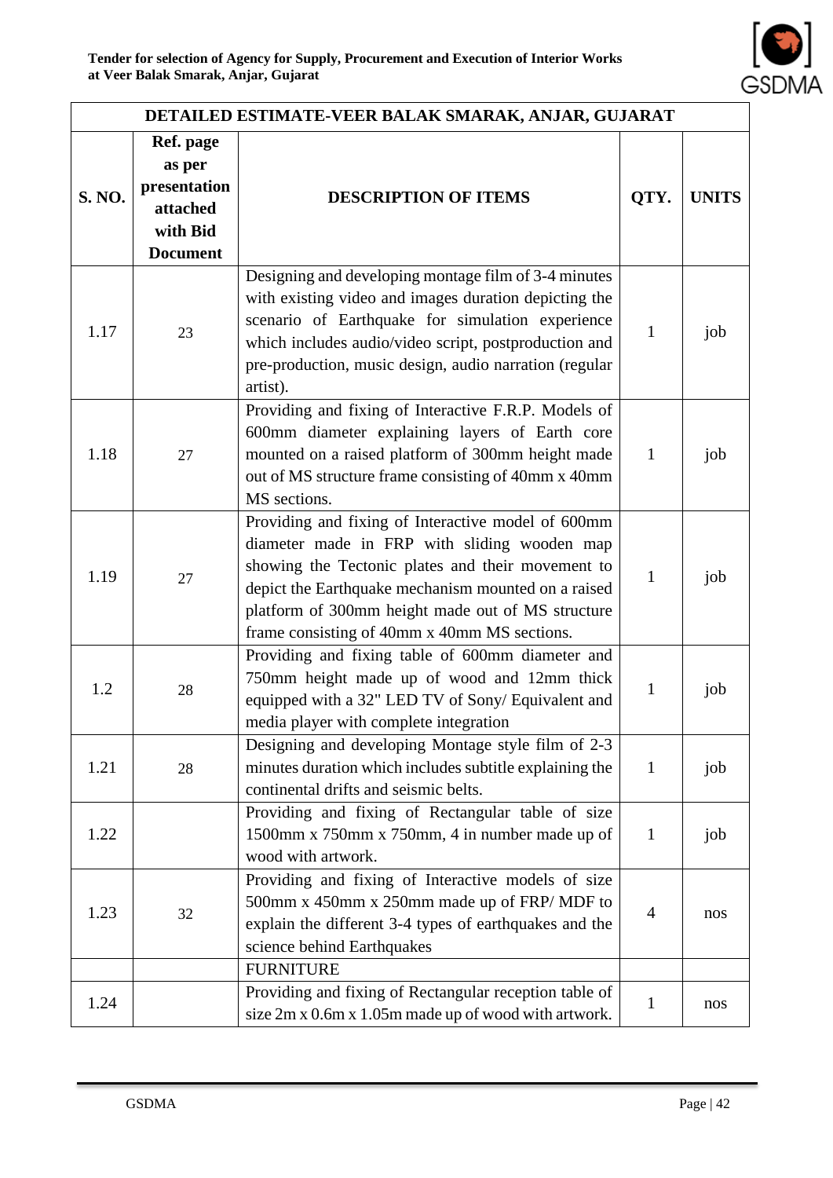| DETAILED ESTIMATE-VEER BALAK SMARAK, ANJAR, GUJARAT | | | | |
|---|---|---|---|---|
| **S. NO.** | **Ref. page as per presentation attached with Bid Document** | **DESCRIPTION OF ITEMS** | **QTY.** | **UNITS** |
| 1.17 | 23 | Designing and developing montage film of 3-4 minutes with existing video and images duration depicting the scenario of Earthquake for simulation experience which includes audio/video script, postproduction and pre-production, music design, audio narration (regular artist). | 1 | job |
| 1.18 | 27 | Providing and fixing of Interactive F.R.P. Models of 600mm diameter explaining layers of Earth core mounted on a raised platform of 300mm height made out of MS structure frame consisting of 40mm x 40mm MS sections. | 1 | job |
| 1.19 | 27 | Providing and fixing of Interactive model of 600mm diameter made in FRP with sliding wooden map showing the Tectonic plates and their movement to depict the Earthquake mechanism mounted on a raised platform of 300mm height made out of MS structure frame consisting of 40mm x 40mm MS sections. | 1 | job |
| 1.2 | 28 | Providing and fixing table of 600mm diameter and 750mm height made up of wood and 12mm thick equipped with a 32" LED TV of Sony/ Equivalent and media player with complete integration | 1 | job |
| 1.21 | 28 | Designing and developing Montage style film of 2-3 minutes duration which includes subtitle explaining the continental drifts and seismic belts. | 1 | job |
| 1.22 | | Providing and fixing of Rectangular table of size 1500mm x 750mm x 750mm, 4 in number made up of wood with artwork. | 1 | job |
| 1.23 | 32 | Providing and fixing of Interactive models of size 500mm x 450mm x 250mm made up of FRP/ MDF to explain the different 3-4 types of earthquakes and the science behind Earthquakes | 4 | nos |
| | | FURNITURE | | |
| 1.24 | | Providing and fixing of Rectangular reception table of size 2m x 0.6m x 1.05m made up of wood with artwork. | 1 | nos |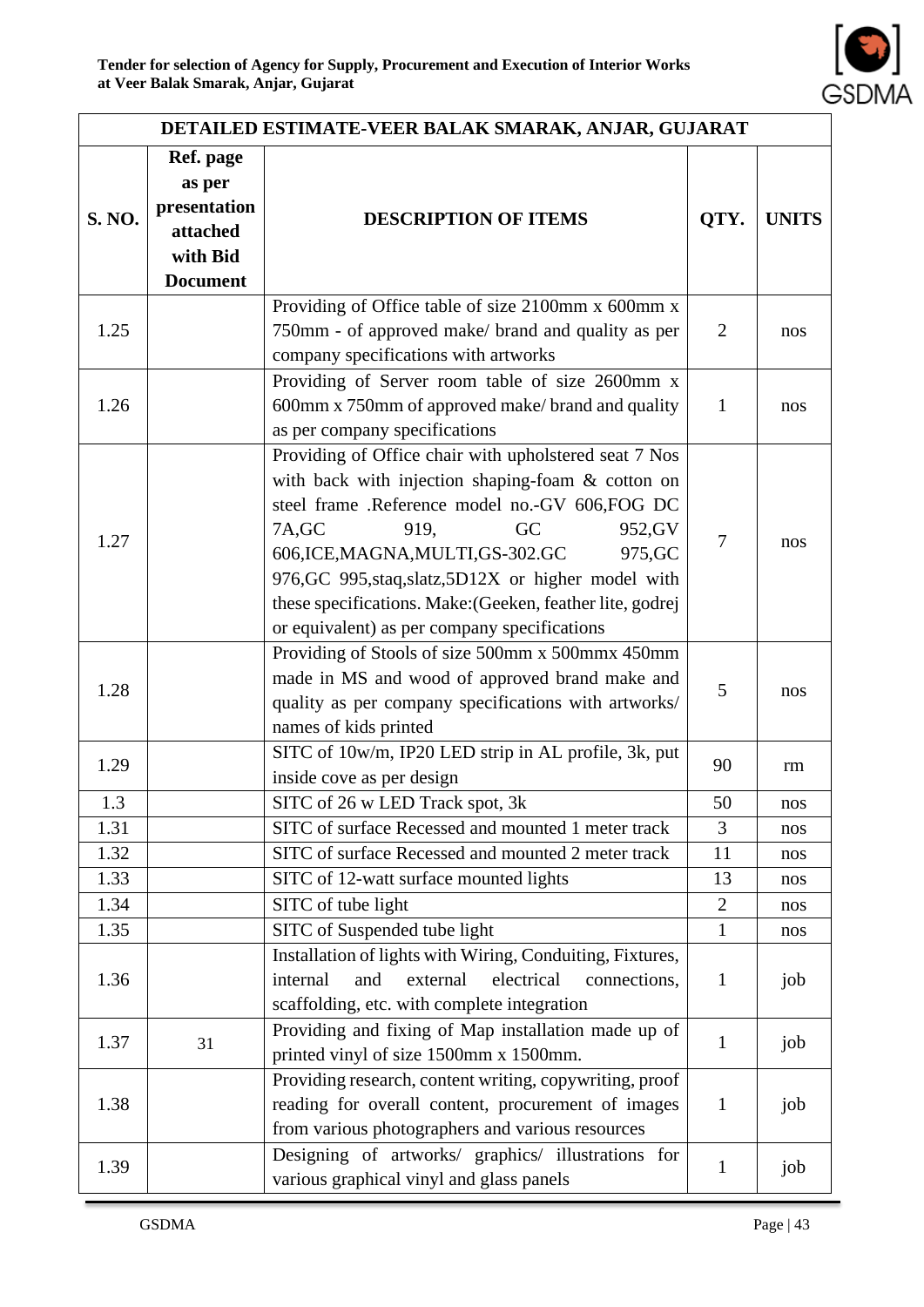| DETAILED ESTIMATE-VEER BALAK SMARAK, ANJAR, GUJARAT | | | | |
|---|---|---|---|---|
| **S. NO.** | **Ref. page as per presentation attached with Bid Document** | **DESCRIPTION OF ITEMS** | **QTY.** | **UNITS** |
| 1.25 | | Providing of Office table of size 2100mm x 600mm x 750mm - of approved make/ brand and quality as per company specifications with artworks | 2 | nos |
| 1.26 | | Providing of Server room table of size 2600mm x 600mm x 750mm of approved make/ brand and quality as per company specifications | 1 | nos |
| 1.27 | | Providing of Office chair with upholstered seat 7 Nos with back with injection shaping-foam & cotton on steel frame .Reference model no.-GV 606,FOG DC 7A,GC 919, GC 952,GV 606,ICE,MAGNA,MULTI,GS-302.GC 975,GC 976,GC 995,staq,slatz,5D12X or higher model with these specifications. Make:(Geeken, feather lite, godrej or equivalent) as per company specifications | 7 | nos |
| 1.28 | | Providing of Stools of size 500mm x 500mmx 450mm made in MS and wood of approved brand make and quality as per company specifications with artworks/ names of kids printed | 5 | nos |
| 1.29 | | SITC of 10w/m, IP20 LED strip in AL profile, 3k, put inside cove as per design | 90 | rm |
| 1.3 | | SITC of 26 w LED Track spot, 3k | 50 | nos |
| 1.31 | | SITC of surface Recessed and mounted 1 meter track | 3 | nos |
| 1.32 | | SITC of surface Recessed and mounted 2 meter track | 11 | nos |
| 1.33 | | SITC of 12-watt surface mounted lights | 13 | nos |
| 1.34 | | SITC of tube light | 2 | nos |
| 1.35 | | SITC of Suspended tube light | 1 | nos |
| 1.36 | | Installation of lights with Wiring, Conduiting, Fixtures, internal and external electrical connections, scaffolding, etc. with complete integration | 1 | job |
| 1.37 | 31 | Providing and fixing of Map installation made up of printed vinyl of size 1500mm x 1500mm. | 1 | job |
| 1.38 | | Providing research, content writing, copywriting, proof reading for overall content, procurement of images from various photographers and various resources | 1 | job |
| 1.39 | | Designing of artworks/ graphics/ illustrations for various graphical vinyl and glass panels | 1 | job |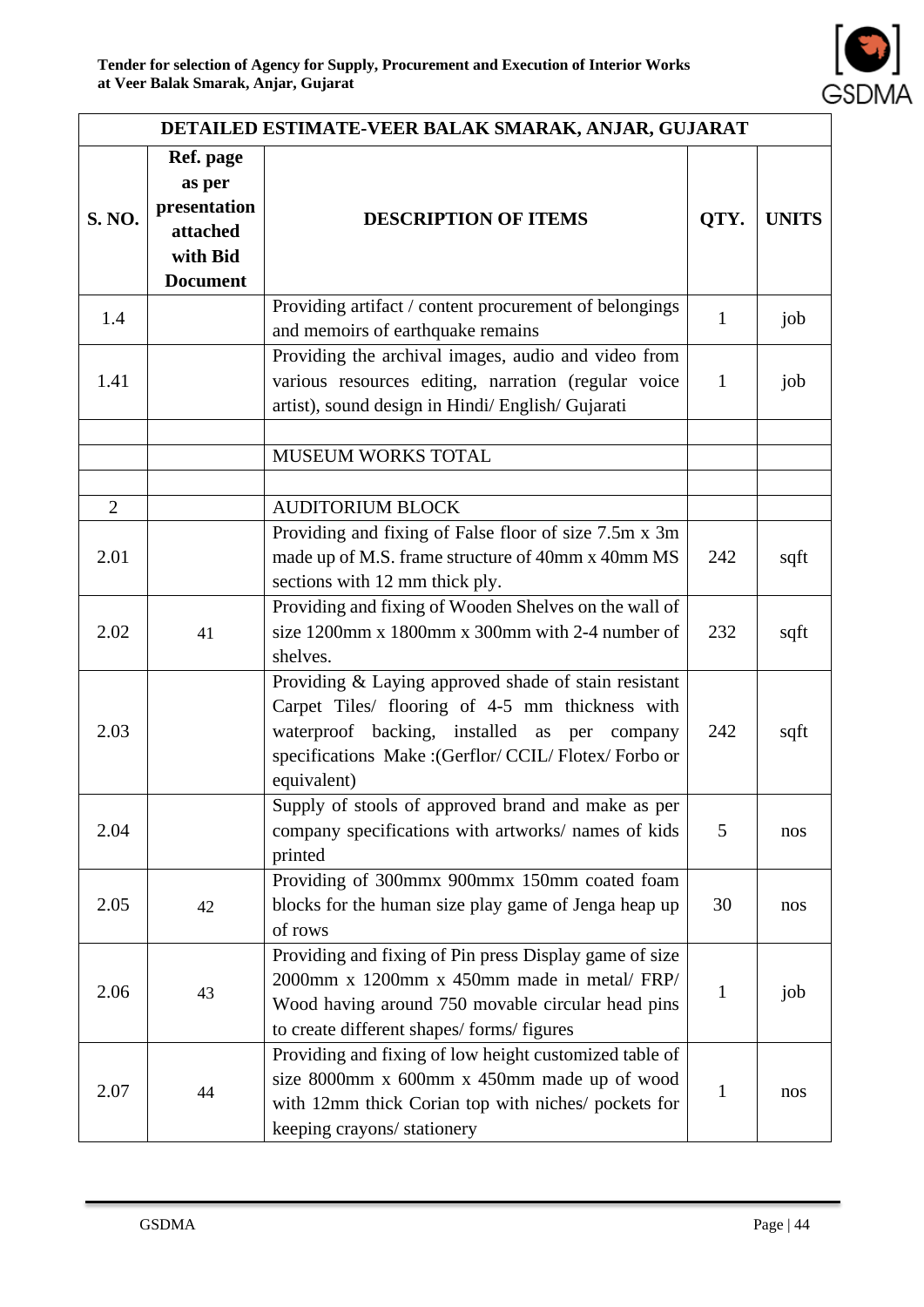| DETAILED ESTIMATE-VEER BALAK SMARAK, ANJAR, GUJARAT | | | | |
|---|---|---|---|---|
| **S. NO.** | **Ref. page as per presentation attached with Bid Document** | **DESCRIPTION OF ITEMS** | **QTY.** | **UNITS** |
| 1.4 | | Providing artifact / content procurement of belongings and memoirs of earthquake remains | 1 | job |
| 1.41 | | Providing the archival images, audio and video from various resources editing, narration (regular voice artist), sound design in Hindi/ English/ Gujarati | 1 | job |
| | | | | |
| | | MUSEUM WORKS TOTAL | | |
| | | | | |
| 2 | | AUDITORIUM BLOCK | | |
| 2.01 | | Providing and fixing of False floor of size 7.5m x 3m made up of M.S. frame structure of 40mm x 40mm MS sections with 12 mm thick ply. | 242 | sqft |
| 2.02 | 41 | Providing and fixing of Wooden Shelves on the wall of size 1200mm x 1800mm x 300mm with 2-4 number of shelves. | 232 | sqft |
| 2.03 | | Providing & Laying approved shade of stain resistant Carpet Tiles/ flooring of 4-5 mm thickness with waterproof backing, installed as per company specifications Make :(Gerflor/ CCIL/ Flotex/ Forbo or equivalent) | 242 | sqft |
| 2.04 | | Supply of stools of approved brand and make as per company specifications with artworks/ names of kids printed | 5 | nos |
| 2.05 | 42 | Providing of 300mmx 900mmx 150mm coated foam blocks for the human size play game of Jenga heap up of rows | 30 | nos |
| 2.06 | 43 | Providing and fixing of Pin press Display game of size 2000mm x 1200mm x 450mm made in metal/ FRP/ Wood having around 750 movable circular head pins to create different shapes/ forms/ figures | 1 | job |
| 2.07 | 44 | Providing and fixing of low height customized table of size 8000mm x 600mm x 450mm made up of wood with 12mm thick Corian top with niches/ pockets for keeping crayons/ stationery | 1 | nos |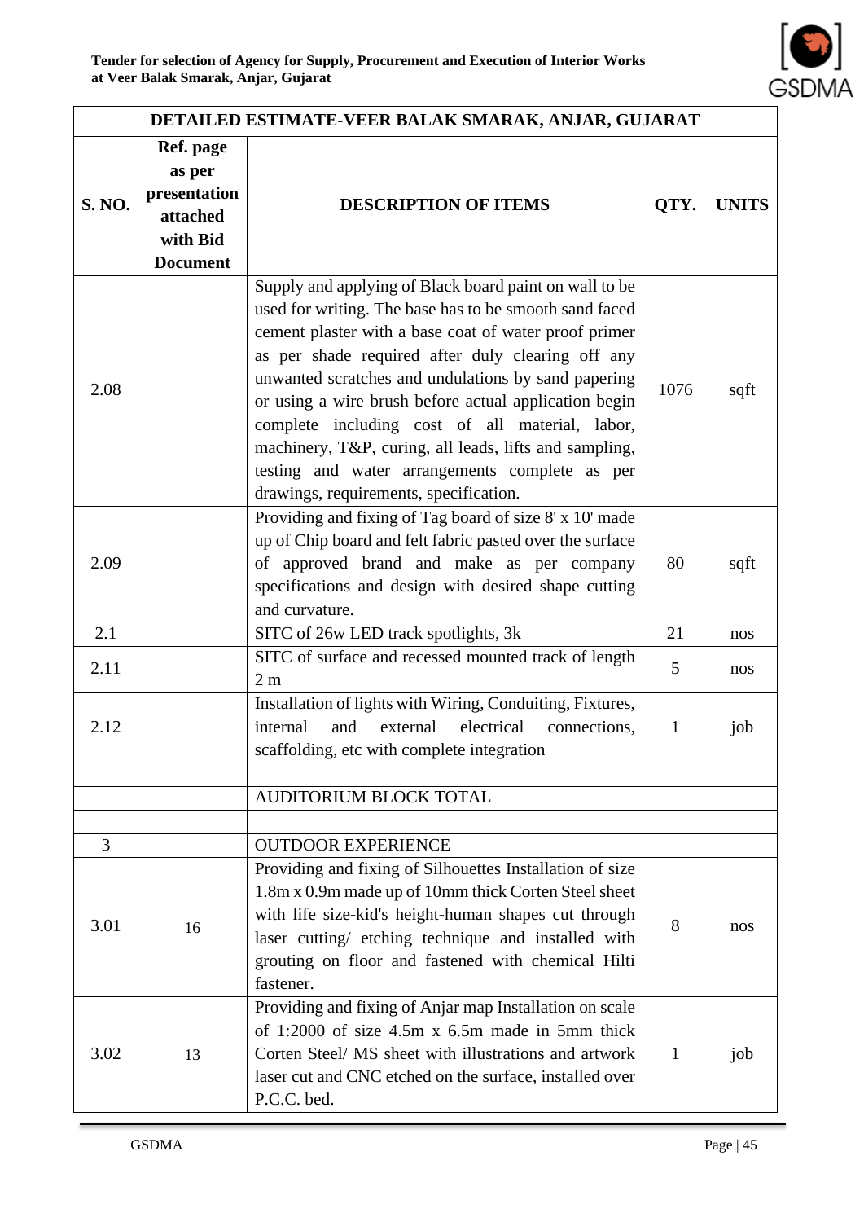| DETAILED ESTIMATE-VEER BALAK SMARAK, ANJAR, GUJARAT | | | | |
|---|---|---|---|---|
| **S. NO.** | **Ref. page as per presentation attached with Bid Document** | **DESCRIPTION OF ITEMS** | **QTY.** | **UNITS** |
| 2.08 | | Supply and applying of Black board paint on wall to be used for writing. The base has to be smooth sand faced cement plaster with a base coat of water proof primer as per shade required after duly clearing off any unwanted scratches and undulations by sand papering or using a wire brush before actual application begin complete including cost of all material, labor, machinery, T&P, curing, all leads, lifts and sampling, testing and water arrangements complete as per drawings, requirements, specification. | 1076 | sqft |
| 2.09 | | Providing and fixing of Tag board of size 8' x 10' made up of Chip board and felt fabric pasted over the surface of approved brand and make as per company specifications and design with desired shape cutting and curvature. | 80 | sqft |
| 2.1 | | SITC of 26w LED track spotlights, 3k | 21 | nos |
| 2.11 | | SITC of surface and recessed mounted track of length 2 m | 5 | nos |
| 2.12 | | Installation of lights with Wiring, Conduiting, Fixtures, internal and external electrical connections, scaffolding, etc with complete integration | 1 | job |
| | | | | |
| | | AUDITORIUM BLOCK TOTAL | | |
| | | | | |
| 3 | | OUTDOOR EXPERIENCE | | |
| 3.01 | 16 | Providing and fixing of Silhouettes Installation of size 1.8m x 0.9m made up of 10mm thick Corten Steel sheet with life size-kid's height-human shapes cut through laser cutting/ etching technique and installed with grouting on floor and fastened with chemical Hilti fastener. | 8 | nos |
| 3.02 | 13 | Providing and fixing of Anjar map Installation on scale of 1:2000 of size 4.5m x 6.5m made in 5mm thick Corten Steel/ MS sheet with illustrations and artwork laser cut and CNC etched on the surface, installed over P.C.C. bed. | 1 | job |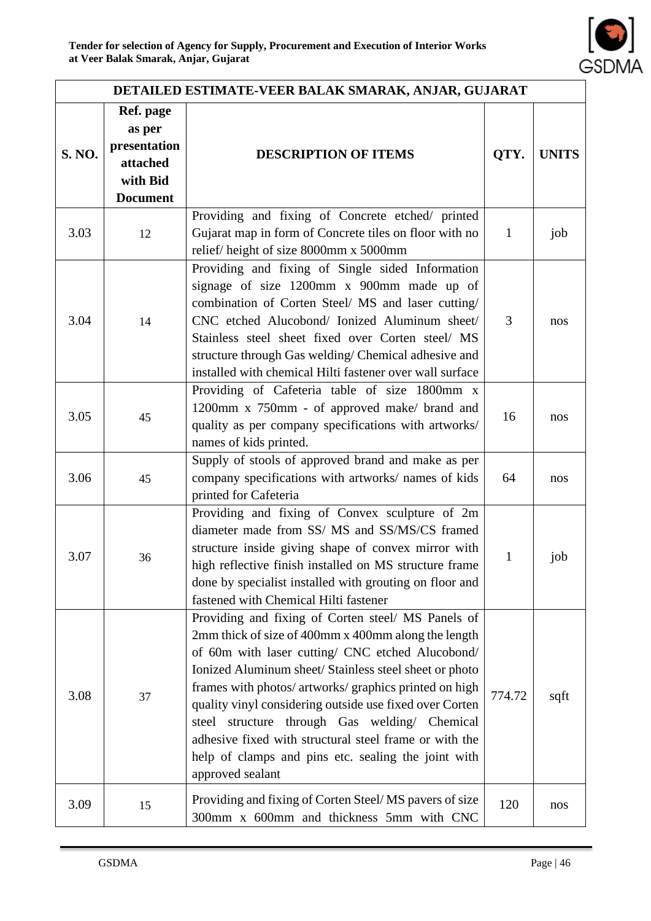| DETAILED ESTIMATE-VEER BALAK SMARAK, ANJAR, GUJARAT | | | | |
|---|---|---|---|---|
| **S. NO.** | **Ref. page as per presentation attached with Bid Document** | **DESCRIPTION OF ITEMS** | **QTY.** | **UNITS** |
| 3.03 | 12 | Providing and fixing of Concrete etched/ printed Gujarat map in form of Concrete tiles on floor with no relief/ height of size 8000mm x 5000mm | 1 | job |
| 3.04 | 14 | Providing and fixing of Single sided Information signage of size 1200mm x 900mm made up of combination of Corten Steel/ MS and laser cutting/ CNC etched Alucobond/ Ionized Aluminum sheet/ Stainless steel sheet fixed over Corten steel/ MS structure through Gas welding/ Chemical adhesive and installed with chemical Hilti fastener over wall surface | 3 | nos |
| 3.05 | 45 | Providing of Cafeteria table of size 1800mm x 1200mm x 750mm - of approved make/ brand and quality as per company specifications with artworks/ names of kids printed. | 16 | nos |
| 3.06 | 45 | Supply of stools of approved brand and make as per company specifications with artworks/ names of kids printed for Cafeteria | 64 | nos |
| 3.07 | 36 | Providing and fixing of Convex sculpture of 2m diameter made from SS/ MS and SS/MS/CS framed structure inside giving shape of convex mirror with high reflective finish installed on MS structure frame done by specialist installed with grouting on floor and fastened with Chemical Hilti fastener | 1 | job |
| 3.08 | 37 | Providing and fixing of Corten steel/ MS Panels of 2mm thick of size of 400mm x 400mm along the length of 60m with laser cutting/ CNC etched Alucobond/ Ionized Aluminum sheet/ Stainless steel sheet or photo frames with photos/ artworks/ graphics printed on high quality vinyl considering outside use fixed over Corten steel structure through Gas welding/ Chemical adhesive fixed with structural steel frame or with the help of clamps and pins etc. sealing the joint with approved sealant | 774.72 | sqft |
| 3.09 | 15 | Providing and fixing of Corten Steel/ MS pavers of size 300mm x 600mm and thickness 5mm with CNC | 120 | nos |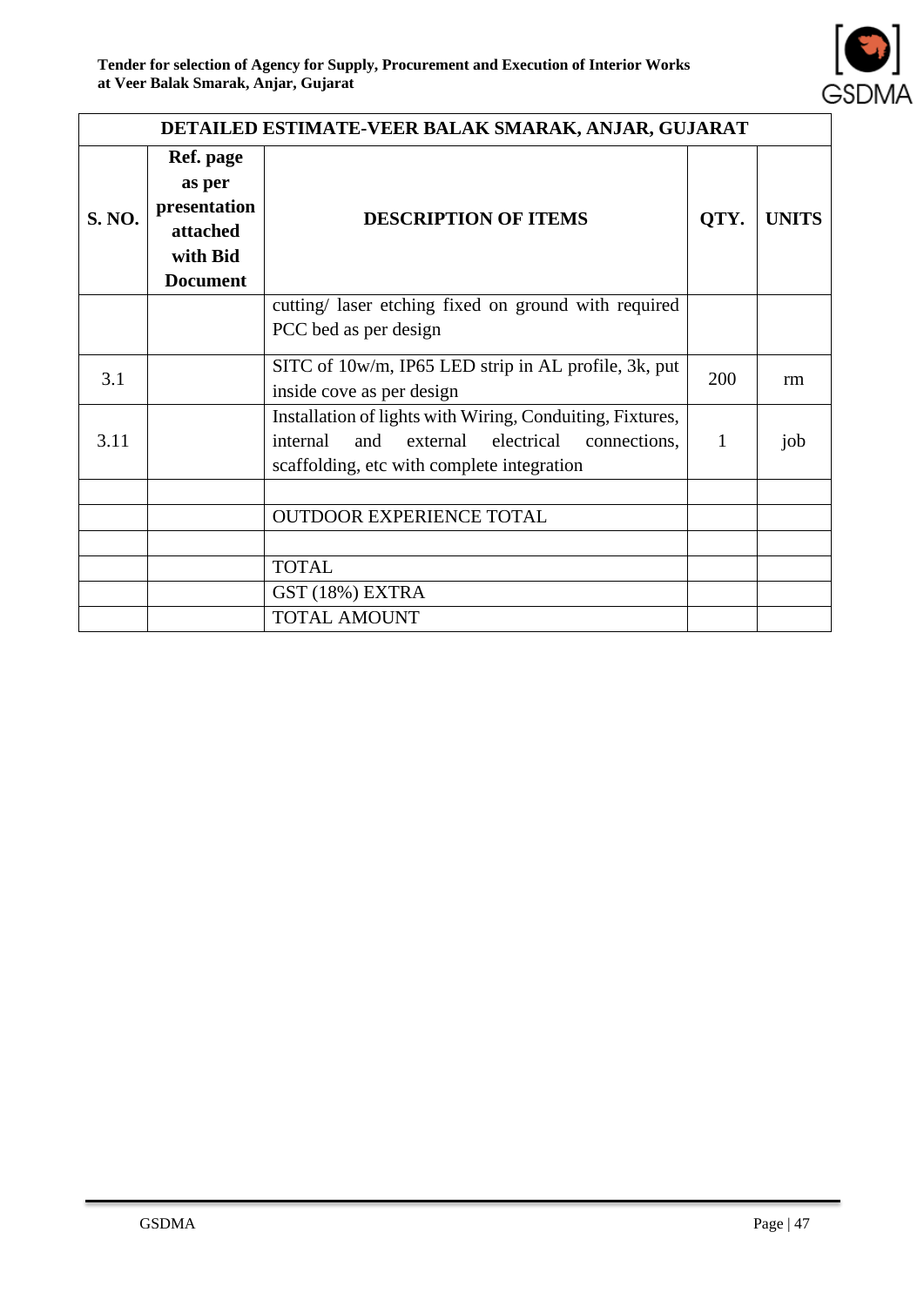| DETAILED ESTIMATE-VEER BALAK SMARAK, ANJAR, GUJARAT | | | | |
|---|---|---|---|---|
| **S. NO.** | **Ref. page as per presentation attached with Bid Document** | **DESCRIPTION OF ITEMS** | **QTY.** | **UNITS** |
| | | cutting/ laser etching fixed on ground with required PCC bed as per design | | |
| 3.1 | | SITC of 10w/m, IP65 LED strip in AL profile, 3k, put inside cove as per design | 200 | rm |
| 3.11 | | Installation of lights with Wiring, Conduiting, Fixtures, internal and external electrical connections, scaffolding, etc with complete integration | 1 | job |
| | | | | |
| | | OUTDOOR EXPERIENCE TOTAL | | |
| | | | | |
| | | TOTAL | | |
| | | GST (18%) EXTRA | | |
| | | TOTAL AMOUNT | | |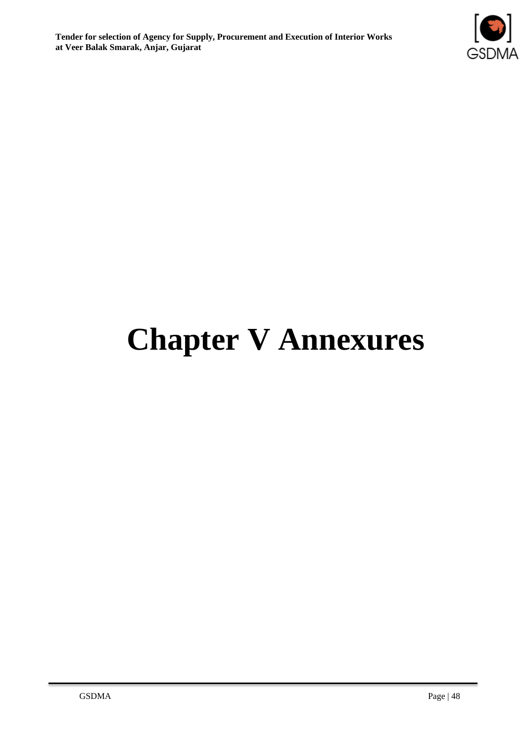# Chapter V Annexures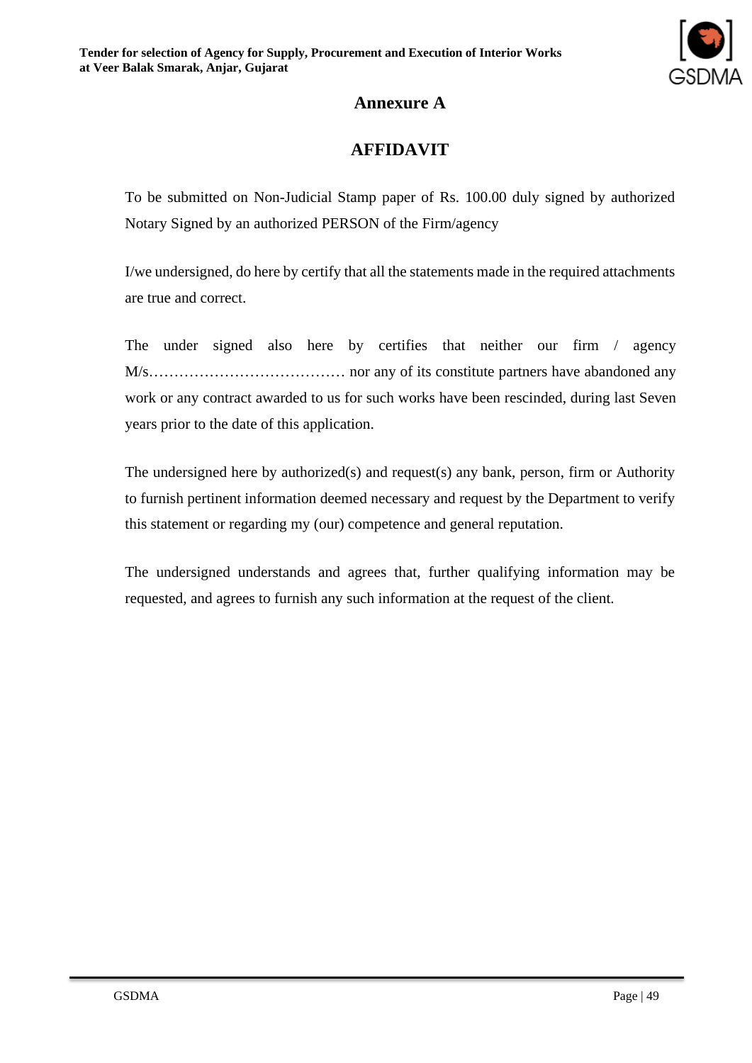## Annexure A

## AFFIDAVIT

To be submitted on Non-Judicial Stamp paper of Rs. 100.00 duly signed by authorized Notary Signed by an authorized PERSON of the Firm/agency

I/we undersigned, do here by certify that all the statements made in the required attachments are true and correct.

The under signed also here by certifies that neither our firm / agency M/s………………………………… nor any of its constitute partners have abandoned any work or any contract awarded to us for such works have been rescinded, during last Seven years prior to the date of this application.

The undersigned here by authorized(s) and request(s) any bank, person, firm or Authority to furnish pertinent information deemed necessary and request by the Department to verify this statement or regarding my (our) competence and general reputation.

The undersigned understands and agrees that, further qualifying information may be requested, and agrees to furnish any such information at the request of the client.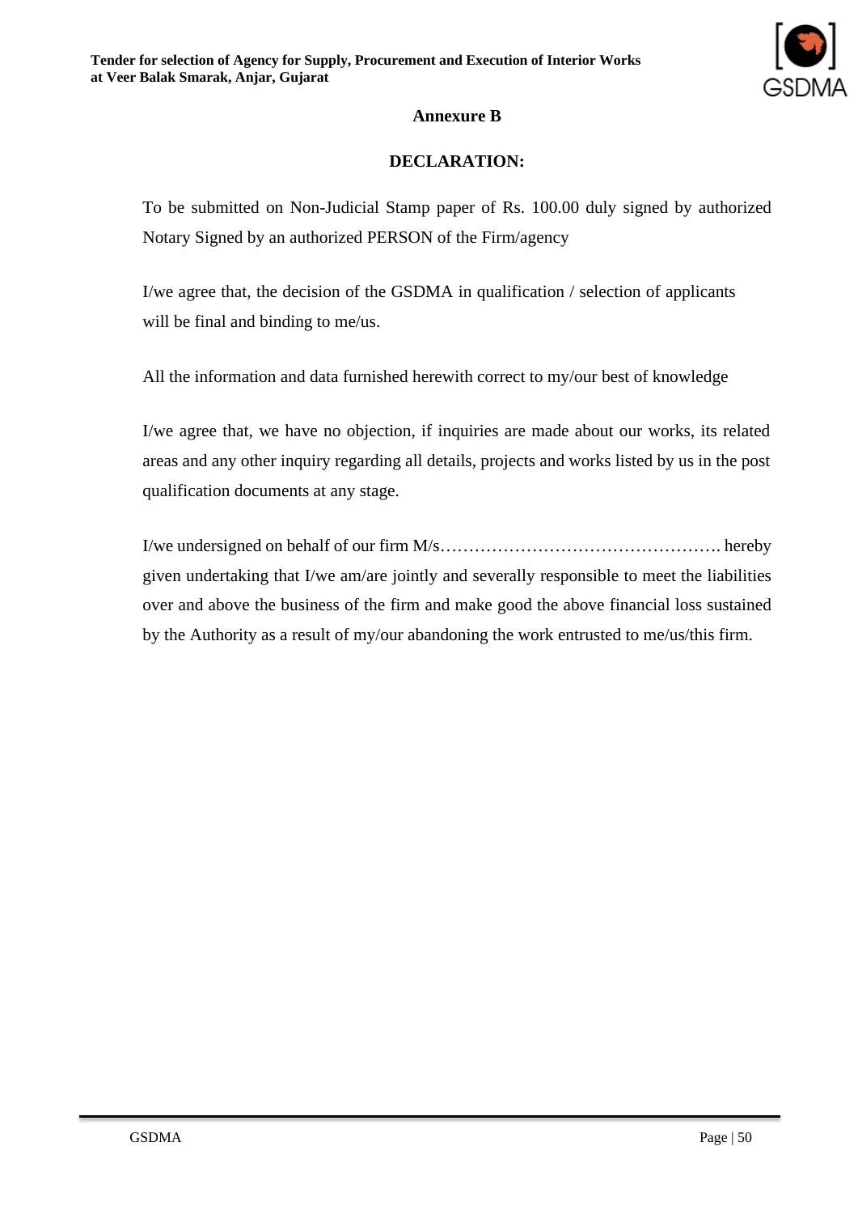## Annexure B

## DECLARATION:

To be submitted on Non-Judicial Stamp paper of Rs. 100.00 duly signed by authorized Notary Signed by an authorized PERSON of the Firm/agency

I/we agree that, the decision of the GSDMA in qualification / selection of applicants will be final and binding to me/us.

All the information and data furnished herewith correct to my/our best of knowledge

I/we agree that, we have no objection, if inquiries are made about our works, its related areas and any other inquiry regarding all details, projects and works listed by us in the post qualification documents at any stage.

I/we undersigned on behalf of our firm M/s…………………………………………. hereby given undertaking that I/we am/are jointly and severally responsible to meet the liabilities over and above the business of the firm and make good the above financial loss sustained by the Authority as a result of my/our abandoning the work entrusted to me/us/this firm.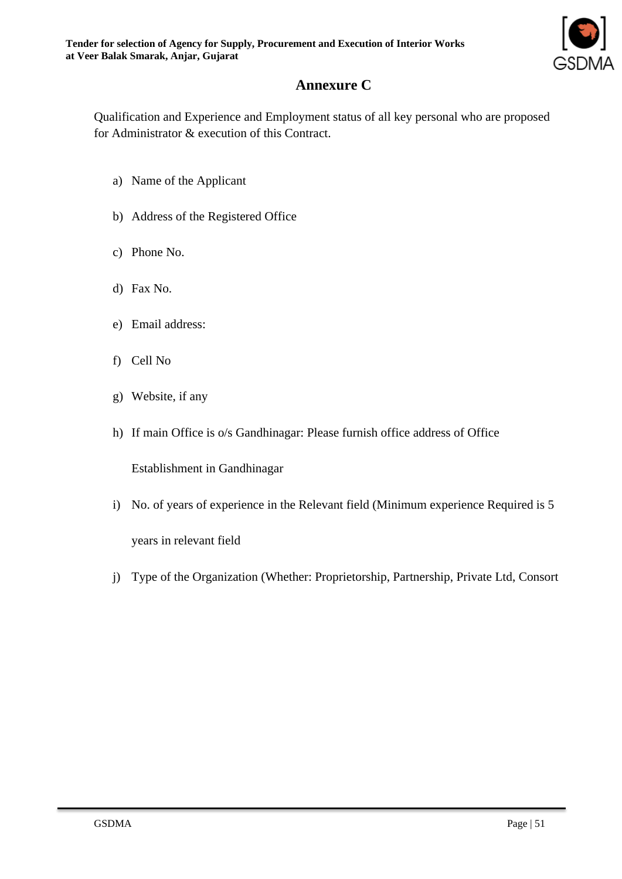## Annexure C

Qualification and Experience and Employment status of all key personal who are proposed for Administrator & execution of this Contract.

a) Name of the Applicant

b) Address of the Registered Office

c) Phone No.

d) Fax No.

e) Email address:

f) Cell No

g) Website, if any

h) If main Office is o/s Gandhinagar: Please furnish office address of Office Establishment in Gandhinagar

i) No. of years of experience in the Relevant field (Minimum experience Required is 5 years in relevant field

j) Type of the Organization (Whether: Proprietorship, Partnership, Private Ltd, Consort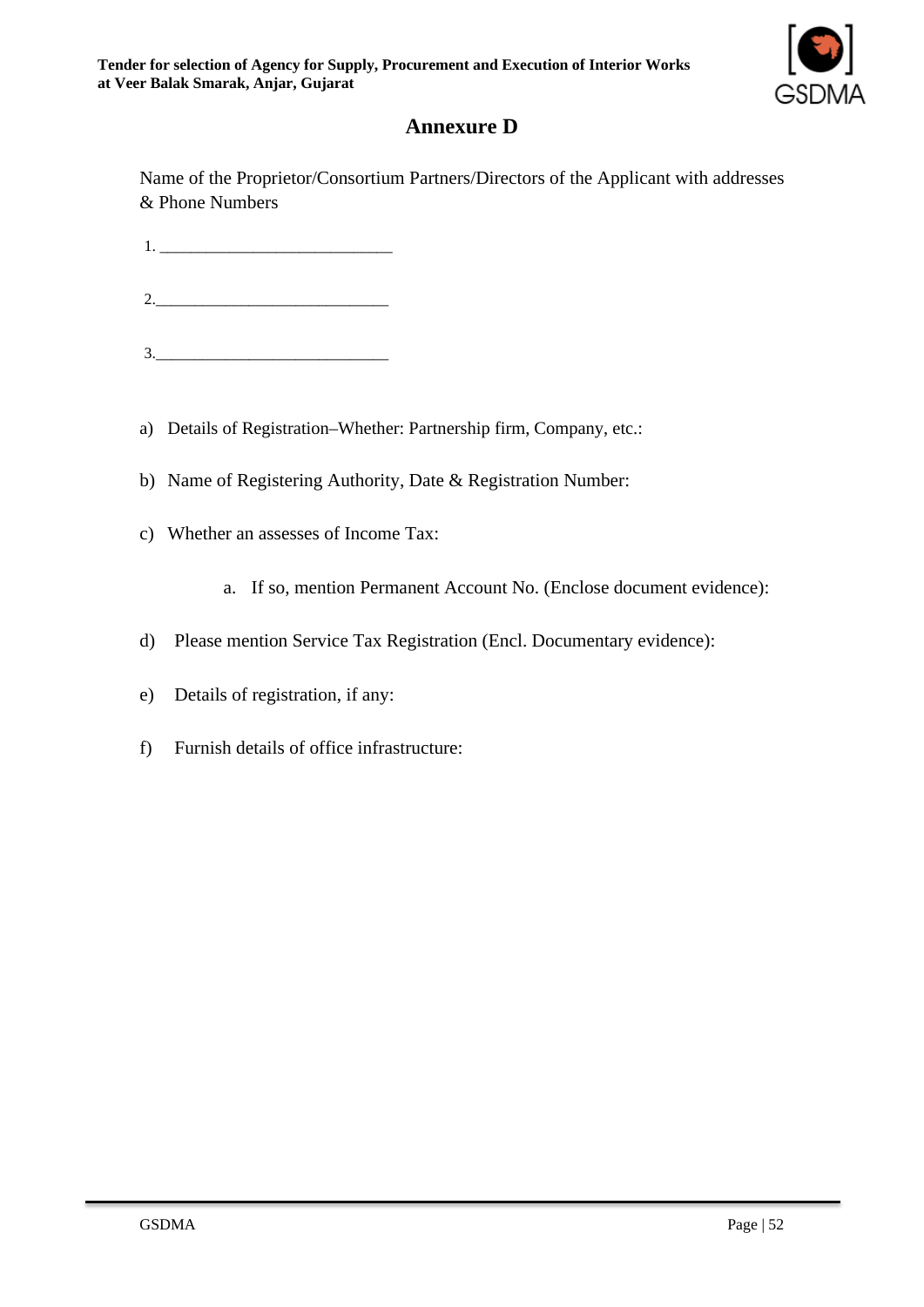# Annexure D

Name of the Proprietor/Consortium Partners/Directors of the Applicant with addresses & Phone Numbers

1. _____________________________

2. _____________________________

3. _____________________________

a) Details of Registration–Whether: Partnership firm, Company, etc.:

b) Name of Registering Authority, Date & Registration Number:

c) Whether an assesses of Income Tax:

   a. If so, mention Permanent Account No. (Enclose document evidence):

d) Please mention Service Tax Registration (Encl. Documentary evidence):

e) Details of registration, if any:

f) Furnish details of office infrastructure: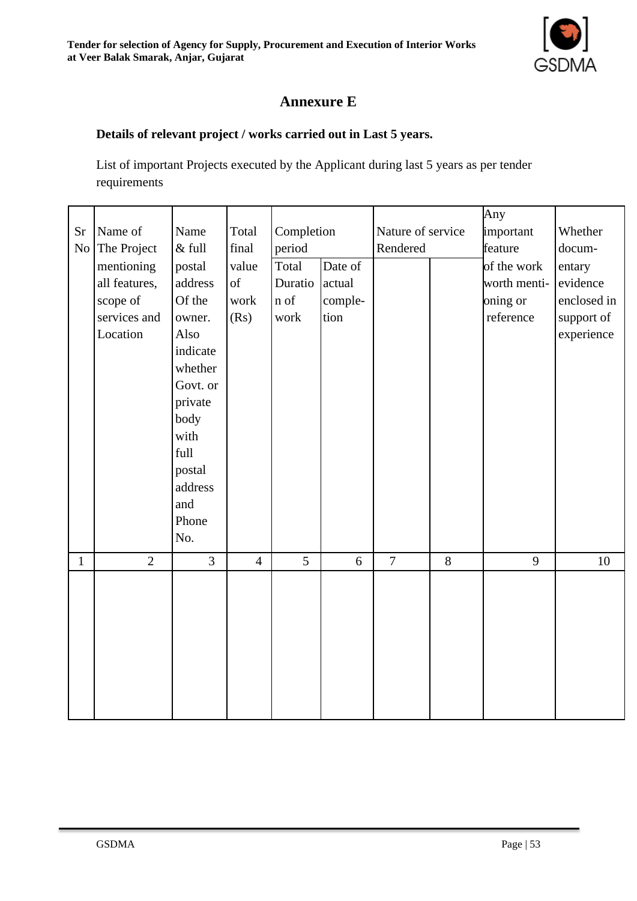## Annexure E

**Details of relevant project / works carried out in Last 5 years.**

List of important Projects executed by the Applicant during last 5 years as per tender requirements

| Sr No | Name of The Project mentioning all features, scope of services and Location | Name & full postal address Of the owner. Also indicate whether Govt. or private body with full postal address and Phone No. | Total final value of work (Rs) | Completion period | | Nature of service Rendered | | Any important feature of the work worth menti-oning or reference | Whether docum-entary evidence enclosed in support of experience |
|---|---|---|---|---|---|---|---|---|---|
| | | | | Total Duration of work | Date of actual comple-tion | | | | |
| 1 | 2 | 3 | 4 | 5 | 6 | 7 | 8 | 9 | 10 |
| | | | | | | | | | |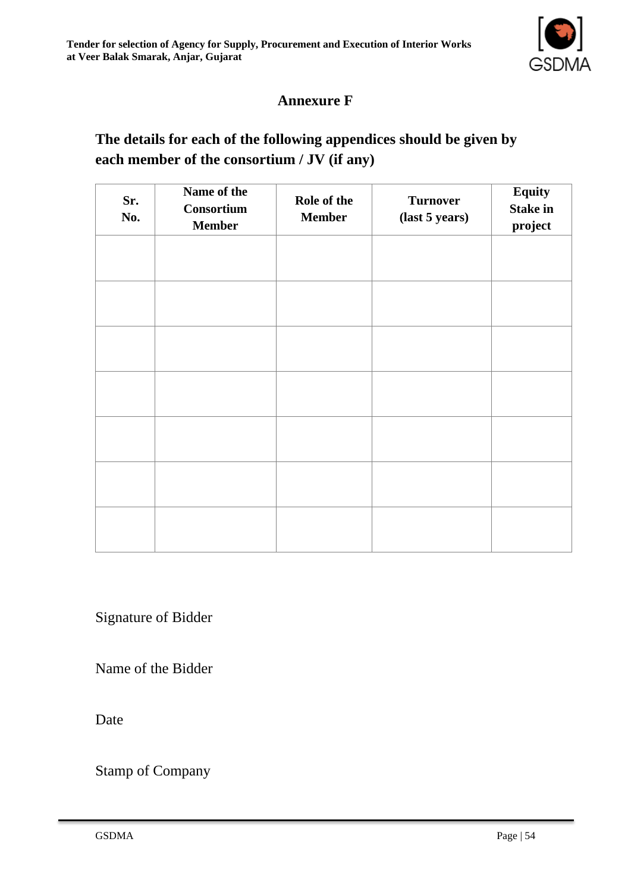## Annexure F

### The details for each of the following appendices should be given by each member of the consortium / JV (if any)

| Sr. No. | Name of the Consortium Member | Role of the Member | Turnover (last 5 years) | Equity Stake in project |
|---|---|---|---|---|
| | | | | |
| | | | | |
| | | | | |
| | | | | |
| | | | | |
| | | | | |
| | | | | |

Signature of Bidder

Name of the Bidder

Date

Stamp of Company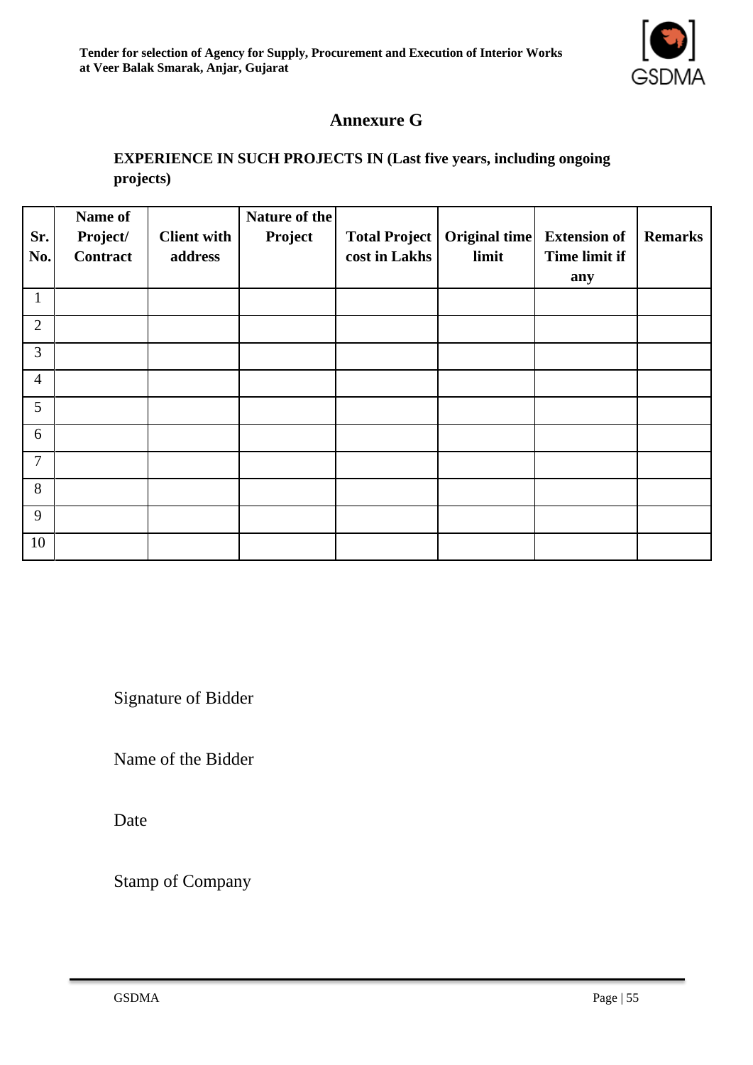# Annexure G

**EXPERIENCE IN SUCH PROJECTS IN (Last five years, including ongoing projects)**

| Sr. No. | Name of Project/ Contract | Client with address | Nature of the Project | Total Project cost in Lakhs | Original time limit | Extension of Time limit if any | Remarks |
|---|---|---|---|---|---|---|---|
| 1 | | | | | | | |
| 2 | | | | | | | |
| 3 | | | | | | | |
| 4 | | | | | | | |
| 5 | | | | | | | |
| 6 | | | | | | | |
| 7 | | | | | | | |
| 8 | | | | | | | |
| 9 | | | | | | | |
| 10 | | | | | | | |

Signature of Bidder

Name of the Bidder

Date

Stamp of Company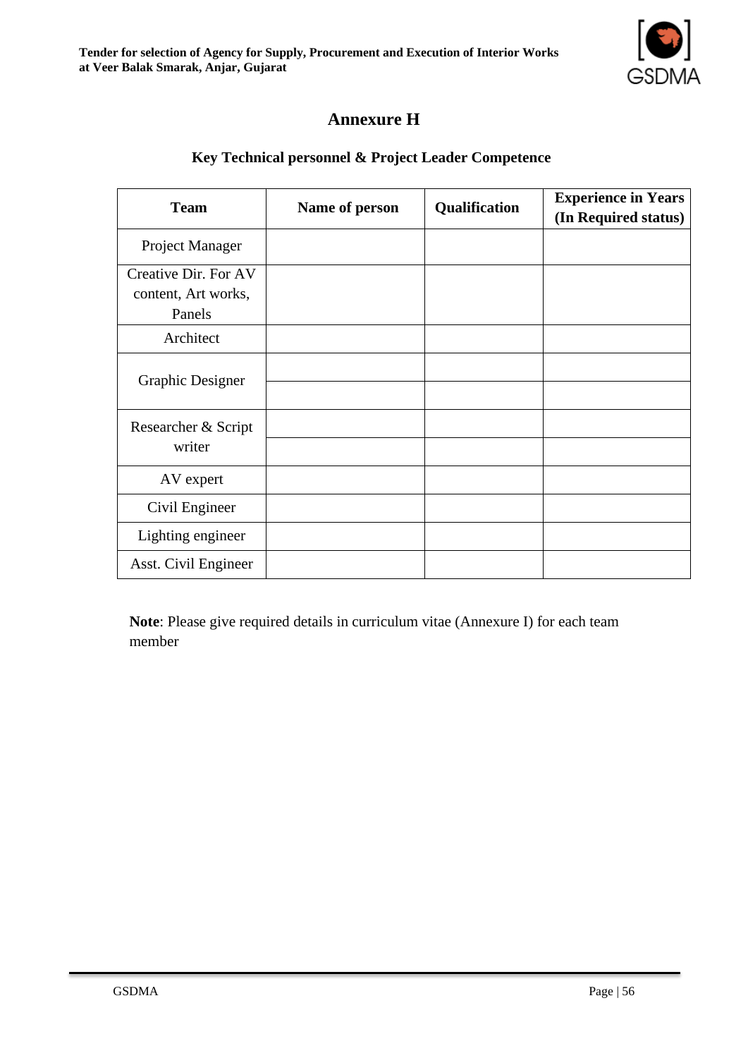# Annexure H

## Key Technical personnel & Project Leader Competence

| Team | Name of person | Qualification | Experience in Years (In Required status) |
|---|---|---|---|
| Project Manager | | | |
| Creative Dir. For AV content, Art works, Panels | | | |
| Architect | | | |
| Graphic Designer | | | |
| | | | |
| Researcher & Script writer | | | |
| | | | |
| AV expert | | | |
| Civil Engineer | | | |
| Lighting engineer | | | |
| Asst. Civil Engineer | | | |

**Note**: Please give required details in curriculum vitae (Annexure I) for each team member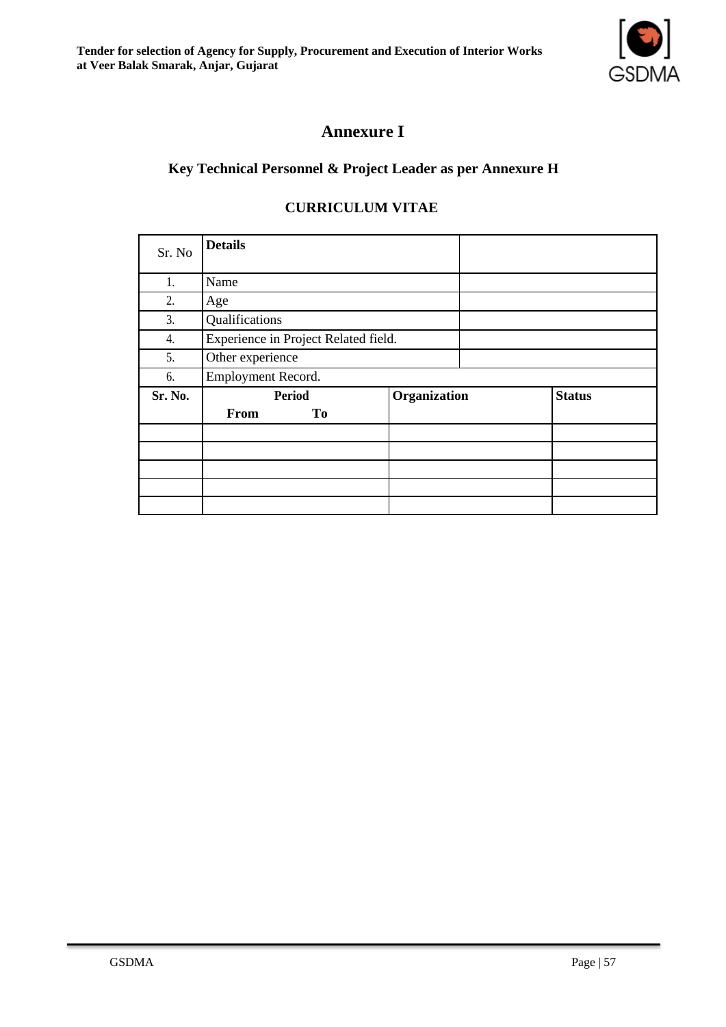# Annexure I

## Key Technical Personnel & Project Leader as per Annexure H

### CURRICULUM VITAE

| Sr. No | Details | |
|---|---|---|
| 1. | Name | |
| 2. | Age | |
| 3. | Qualifications | |
| 4. | Experience in Project Related field. | |
| 5. | Other experience | |
| 6. | Employment Record. | |

| Sr. No. | Period | | Organization | Status |
|---|---|---|---|---|
| | **From** | **To** | | |
| | | | | |
| | | | | |
| | | | | |
| | | | | |
| | | | | |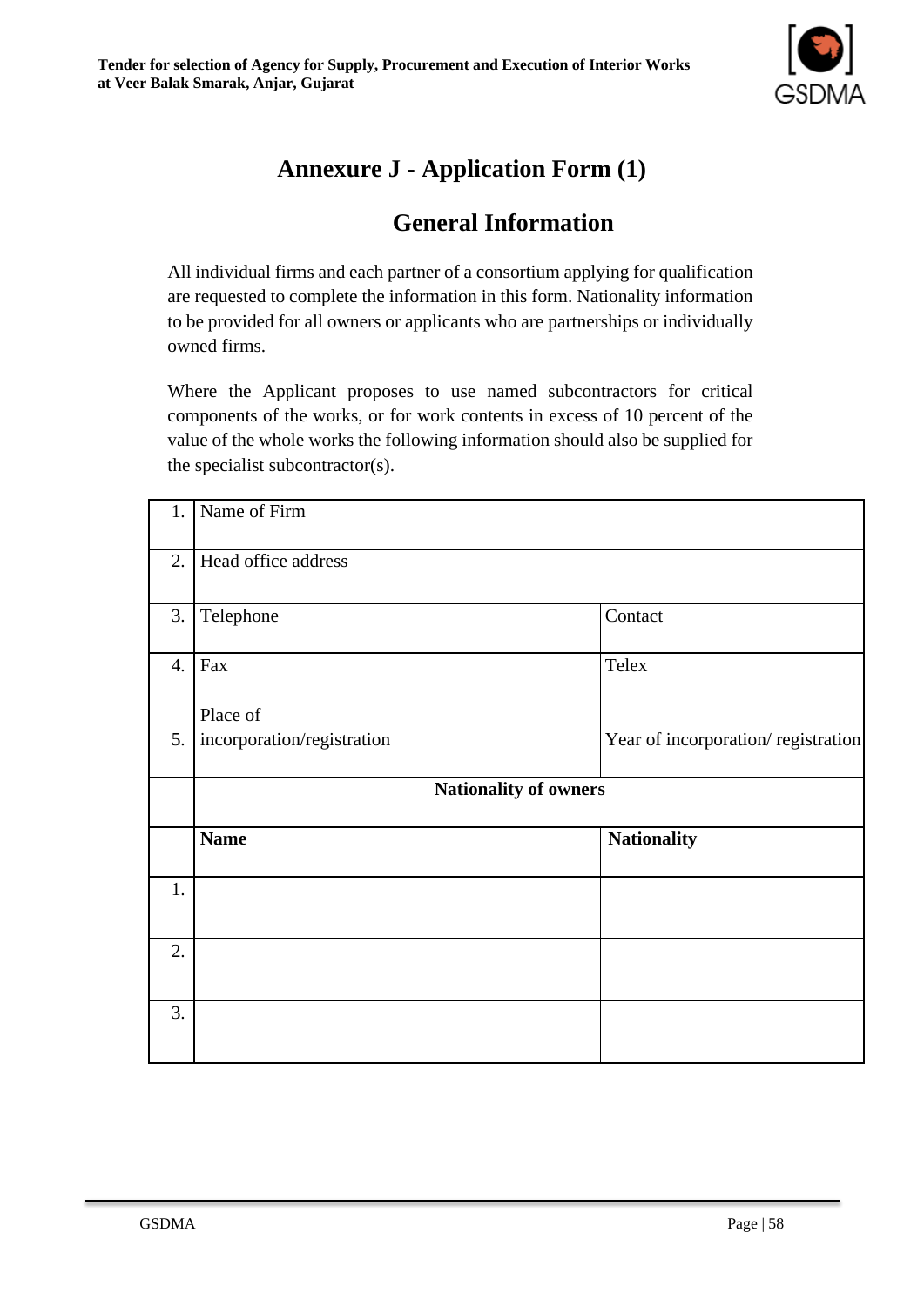# Annexure J - Application Form (1)

## General Information

All individual firms and each partner of a consortium applying for qualification are requested to complete the information in this form. Nationality information to be provided for all owners or applicants who are partnerships or individually owned firms.

Where the Applicant proposes to use named subcontractors for critical components of the works, or for work contents in excess of 10 percent of the value of the whole works the following information should also be supplied for the specialist subcontractor(s).

| | | |
|---|---|---|
| 1. | Name of Firm | |
| 2. | Head office address | |
| 3. | Telephone | Contact |
| 4. | Fax | Telex |
| 5. | Place of incorporation/registration | Year of incorporation/ registration |
| | **Nationality of owners** | |
| | **Name** | **Nationality** |
| 1. | | |
| 2. | | |
| 3. | | |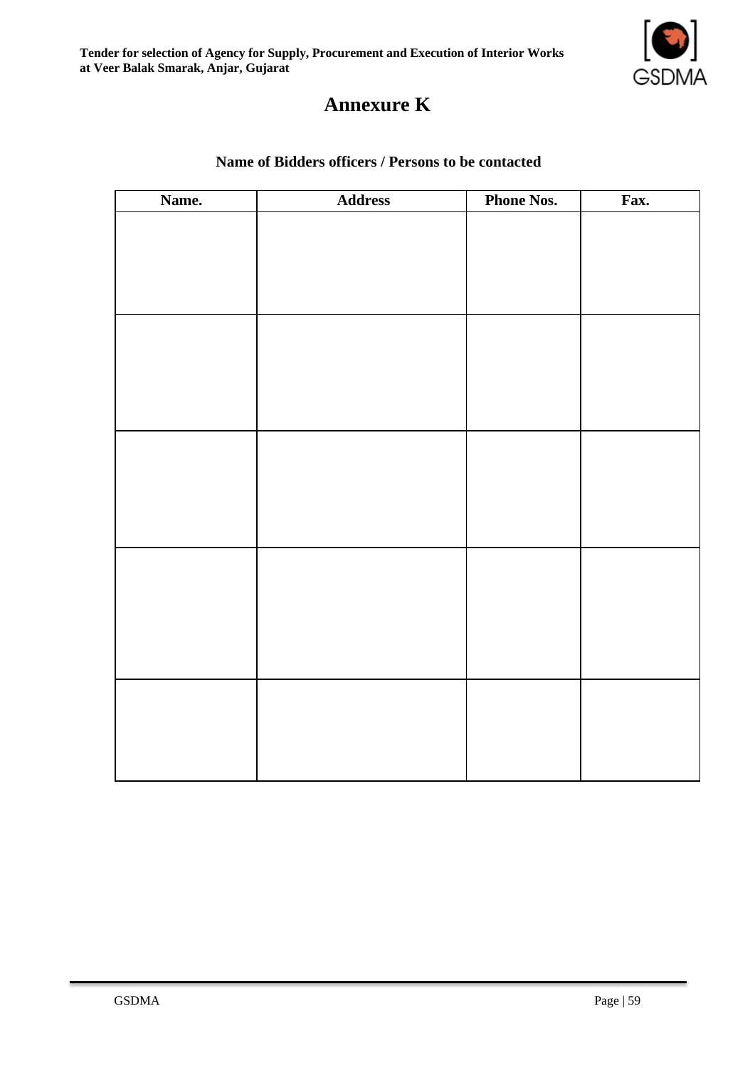# Annexure K

**Name of Bidders officers / Persons to be contacted**

| Name. | Address | Phone Nos. | Fax. |
|---|---|---|---|
| | | | |
| | | | |
| | | | |
| | | | |
| | | | |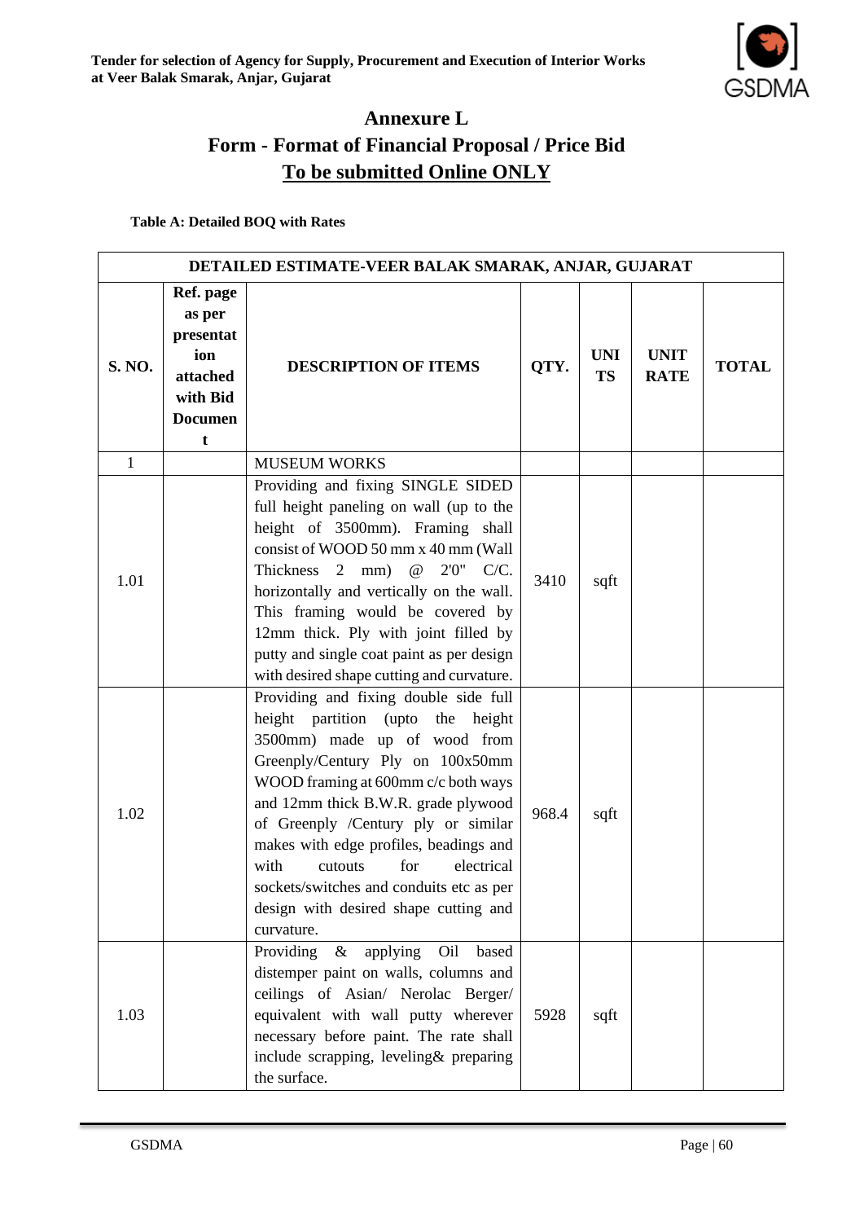# Annexure L

## Form - Format of Financial Proposal / Price Bid

## To be submitted Online ONLY

**Table A: Detailed BOQ with Rates**

| DETAILED ESTIMATE-VEER BALAK SMARAK, ANJAR, GUJARAT | | | | | | |
|---|---|---|---|---|---|---|
| **S. NO.** | **Ref. page as per presentation attached with Bid Document** | **DESCRIPTION OF ITEMS** | **QTY.** | **UNITS** | **UNIT RATE** | **TOTAL** |
| 1 | | MUSEUM WORKS | | | | |
| 1.01 | | Providing and fixing SINGLE SIDED full height paneling on wall (up to the height of 3500mm). Framing shall consist of WOOD 50 mm x 40 mm (Wall Thickness 2 mm) @ 2'0" C/C. horizontally and vertically on the wall. This framing would be covered by 12mm thick. Ply with joint filled by putty and single coat paint as per design with desired shape cutting and curvature. | 3410 | sqft | | |
| 1.02 | | Providing and fixing double side full height partition (upto the height 3500mm) made up of wood from Greenply/Century Ply on 100x50mm WOOD framing at 600mm c/c both ways and 12mm thick B.W.R. grade plywood of Greenply /Century ply or similar makes with edge profiles, beadings and with cutouts for electrical sockets/switches and conduits etc as per design with desired shape cutting and curvature. | 968.4 | sqft | | |
| 1.03 | | Providing & applying Oil based distemper paint on walls, columns and ceilings of Asian/ Nerolac Berger/ equivalent with wall putty wherever necessary before paint. The rate shall include scrapping, leveling& preparing the surface. | 5928 | sqft | | |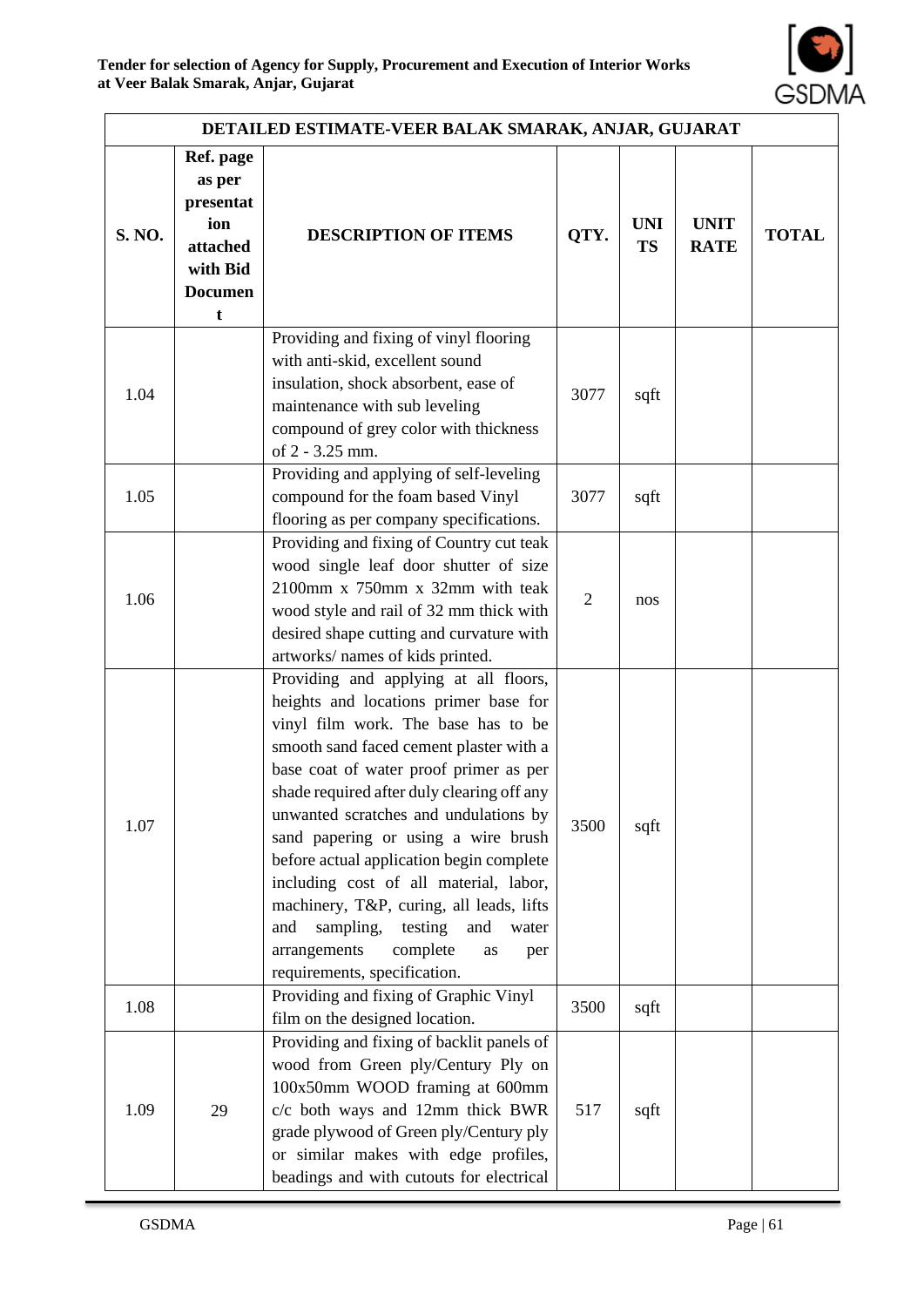| DETAILED ESTIMATE-VEER BALAK SMARAK, ANJAR, GUJARAT | | | | | | |
|---|---|---|---|---|---|---|
| **S. NO.** | **Ref. page as per presentation attached with Bid Document** | **DESCRIPTION OF ITEMS** | **QTY.** | **UNITS** | **UNIT RATE** | **TOTAL** |
| 1.04 | | Providing and fixing of vinyl flooring with anti-skid, excellent sound insulation, shock absorbent, ease of maintenance with sub leveling compound of grey color with thickness of 2 - 3.25 mm. | 3077 | sqft | | |
| 1.05 | | Providing and applying of self-leveling compound for the foam based Vinyl flooring as per company specifications. | 3077 | sqft | | |
| 1.06 | | Providing and fixing of Country cut teak wood single leaf door shutter of size 2100mm x 750mm x 32mm with teak wood style and rail of 32 mm thick with desired shape cutting and curvature with artworks/ names of kids printed. | 2 | nos | | |
| 1.07 | | Providing and applying at all floors, heights and locations primer base for vinyl film work. The base has to be smooth sand faced cement plaster with a base coat of water proof primer as per shade required after duly clearing off any unwanted scratches and undulations by sand papering or using a wire brush before actual application begin complete including cost of all material, labor, machinery, T&P, curing, all leads, lifts and sampling, testing and water arrangements complete as per requirements, specification. | 3500 | sqft | | |
| 1.08 | | Providing and fixing of Graphic Vinyl film on the designed location. | 3500 | sqft | | |
| 1.09 | 29 | Providing and fixing of backlit panels of wood from Green ply/Century Ply on 100x50mm WOOD framing at 600mm c/c both ways and 12mm thick BWR grade plywood of Green ply/Century ply or similar makes with edge profiles, beadings and with cutouts for electrical | 517 | sqft | | |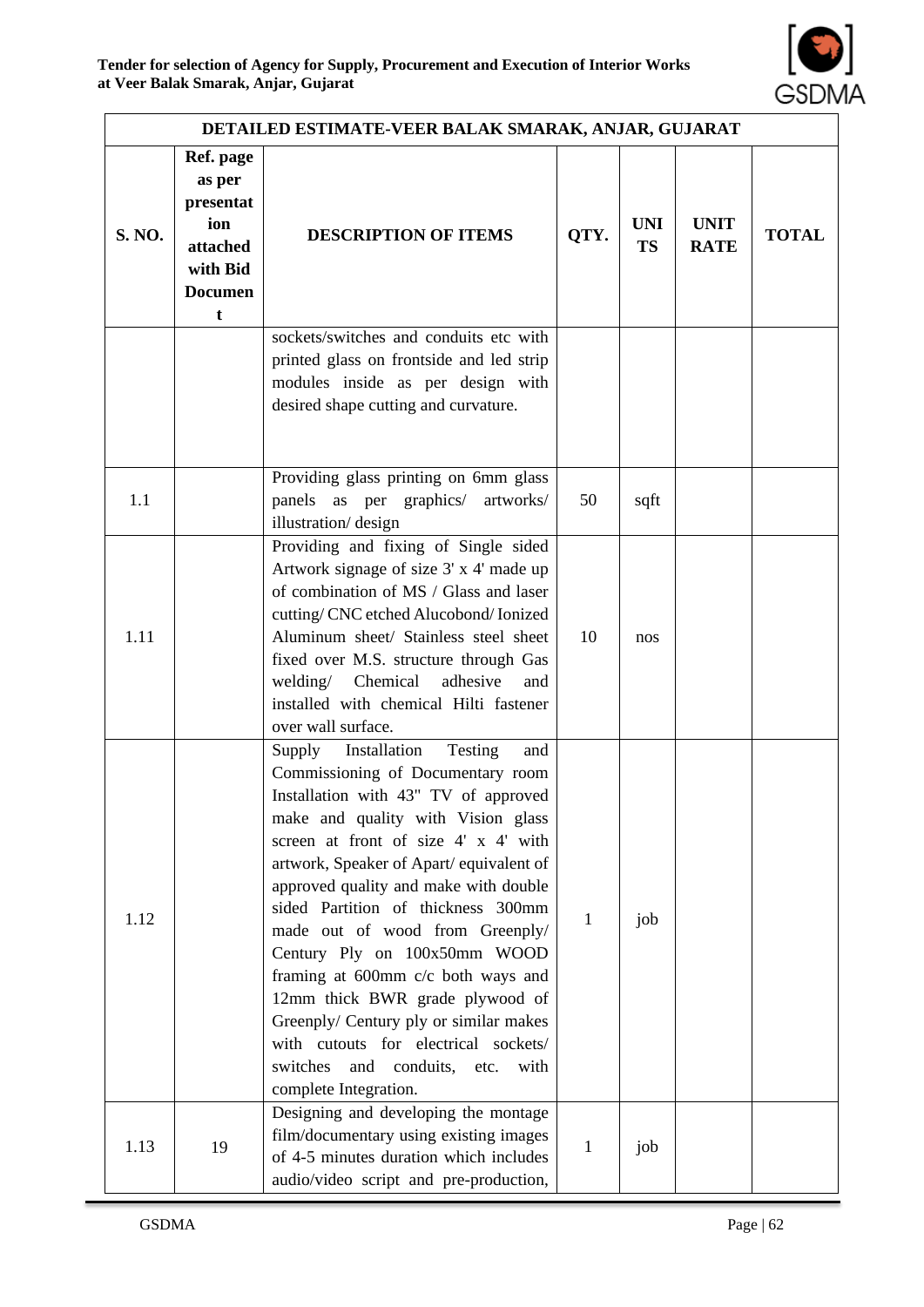| DETAILED ESTIMATE-VEER BALAK SMARAK, ANJAR, GUJARAT | | | | | | |
|---|---|---|---|---|---|---|
| S. NO. | Ref. page as per presentation attached with Bid Document | DESCRIPTION OF ITEMS | QTY. | UNITS | UNIT RATE | TOTAL |
| | | sockets/switches and conduits etc with printed glass on frontside and led strip modules inside as per design with desired shape cutting and curvature. | | | | |
| 1.1 | | Providing glass printing on 6mm glass panels as per graphics/ artworks/ illustration/ design | 50 | sqft | | |
| 1.11 | | Providing and fixing of Single sided Artwork signage of size 3' x 4' made up of combination of MS / Glass and laser cutting/ CNC etched Alucobond/ Ionized Aluminum sheet/ Stainless steel sheet fixed over M.S. structure through Gas welding/ Chemical adhesive and installed with chemical Hilti fastener over wall surface. | 10 | nos | | |
| 1.12 | | Supply Installation Testing and Commissioning of Documentary room Installation with 43" TV of approved make and quality with Vision glass screen at front of size 4' x 4' with artwork, Speaker of Apart/ equivalent of approved quality and make with double sided Partition of thickness 300mm made out of wood from Greenply/ Century Ply on 100x50mm WOOD framing at 600mm c/c both ways and 12mm thick BWR grade plywood of Greenply/ Century ply or similar makes with cutouts for electrical sockets/ switches and conduits, etc. with complete Integration. | 1 | job | | |
| 1.13 | 19 | Designing and developing the montage film/documentary using existing images of 4-5 minutes duration which includes audio/video script and pre-production, | 1 | job | | |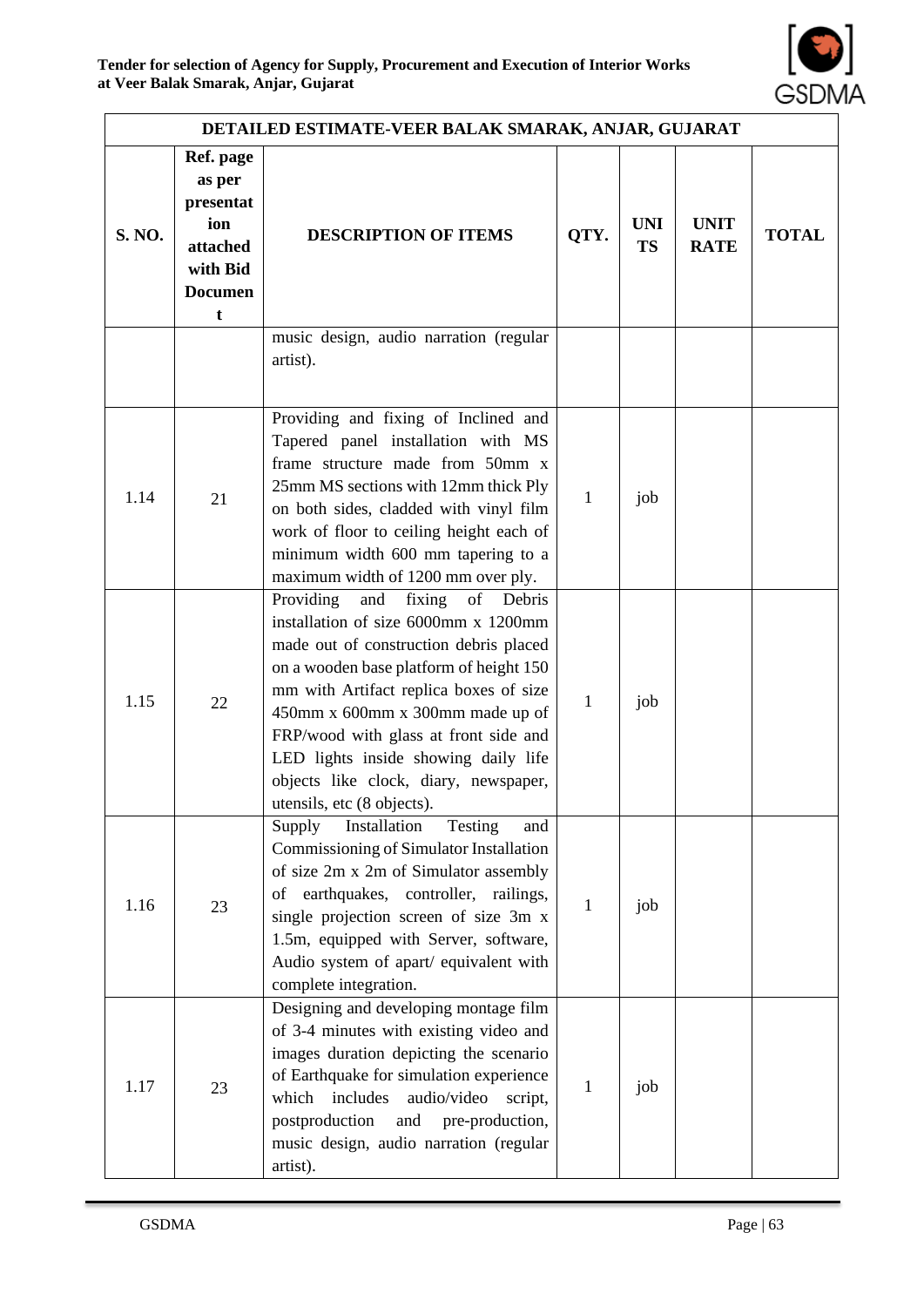| DETAILED ESTIMATE-VEER BALAK SMARAK, ANJAR, GUJARAT | | | | | | |
|---|---|---|---|---|---|---|
| S. NO. | Ref. page as per presentation attached with Bid Document | DESCRIPTION OF ITEMS | QTY. | UNITS | UNIT RATE | TOTAL |
| | | music design, audio narration (regular artist). | | | | |
| 1.14 | 21 | Providing and fixing of Inclined and Tapered panel installation with MS frame structure made from 50mm x 25mm MS sections with 12mm thick Ply on both sides, cladded with vinyl film work of floor to ceiling height each of minimum width 600 mm tapering to a maximum width of 1200 mm over ply. | 1 | job | | |
| 1.15 | 22 | Providing and fixing of Debris installation of size 6000mm x 1200mm made out of construction debris placed on a wooden base platform of height 150 mm with Artifact replica boxes of size 450mm x 600mm x 300mm made up of FRP/wood with glass at front side and LED lights inside showing daily life objects like clock, diary, newspaper, utensils, etc (8 objects). | 1 | job | | |
| 1.16 | 23 | Supply Installation Testing and Commissioning of Simulator Installation of size 2m x 2m of Simulator assembly of earthquakes, controller, railings, single projection screen of size 3m x 1.5m, equipped with Server, software, Audio system of apart/ equivalent with complete integration. | 1 | job | | |
| 1.17 | 23 | Designing and developing montage film of 3-4 minutes with existing video and images duration depicting the scenario of Earthquake for simulation experience which includes audio/video script, postproduction and pre-production, music design, audio narration (regular artist). | 1 | job | | |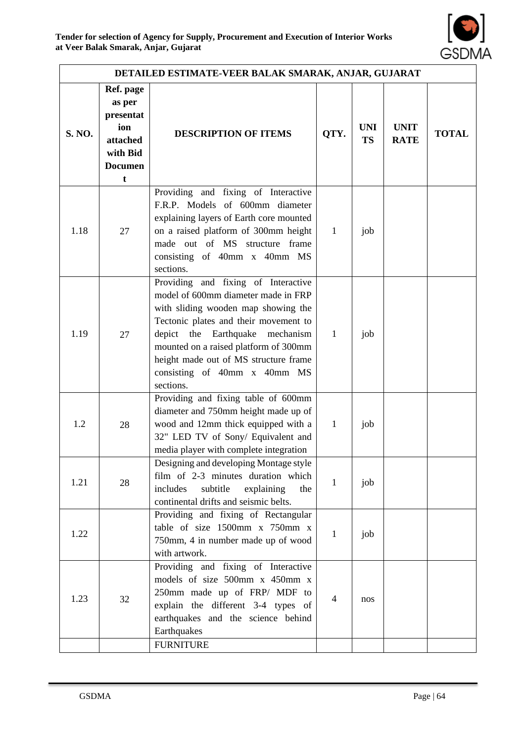| DETAILED ESTIMATE-VEER BALAK SMARAK, ANJAR, GUJARAT | | | | | | |
|---|---|---|---|---|---|---|
| S. NO. | Ref. page as per presentation attached with Bid Document | DESCRIPTION OF ITEMS | QTY. | UNITS | UNIT RATE | TOTAL |
| 1.18 | 27 | Providing and fixing of Interactive F.R.P. Models of 600mm diameter explaining layers of Earth core mounted on a raised platform of 300mm height made out of MS structure frame consisting of 40mm x 40mm MS sections. | 1 | job | | |
| 1.19 | 27 | Providing and fixing of Interactive model of 600mm diameter made in FRP with sliding wooden map showing the Tectonic plates and their movement to depict the Earthquake mechanism mounted on a raised platform of 300mm height made out of MS structure frame consisting of 40mm x 40mm MS sections. | 1 | job | | |
| 1.2 | 28 | Providing and fixing table of 600mm diameter and 750mm height made up of wood and 12mm thick equipped with a 32" LED TV of Sony/ Equivalent and media player with complete integration | 1 | job | | |
| 1.21 | 28 | Designing and developing Montage style film of 2-3 minutes duration which includes subtitle explaining the continental drifts and seismic belts. | 1 | job | | |
| 1.22 | | Providing and fixing of Rectangular table of size 1500mm x 750mm x 750mm, 4 in number made up of wood with artwork. | 1 | job | | |
| 1.23 | 32 | Providing and fixing of Interactive models of size 500mm x 450mm x 250mm made up of FRP/ MDF to explain the different 3-4 types of earthquakes and the science behind Earthquakes | 4 | nos | | |
| | | FURNITURE | | | | |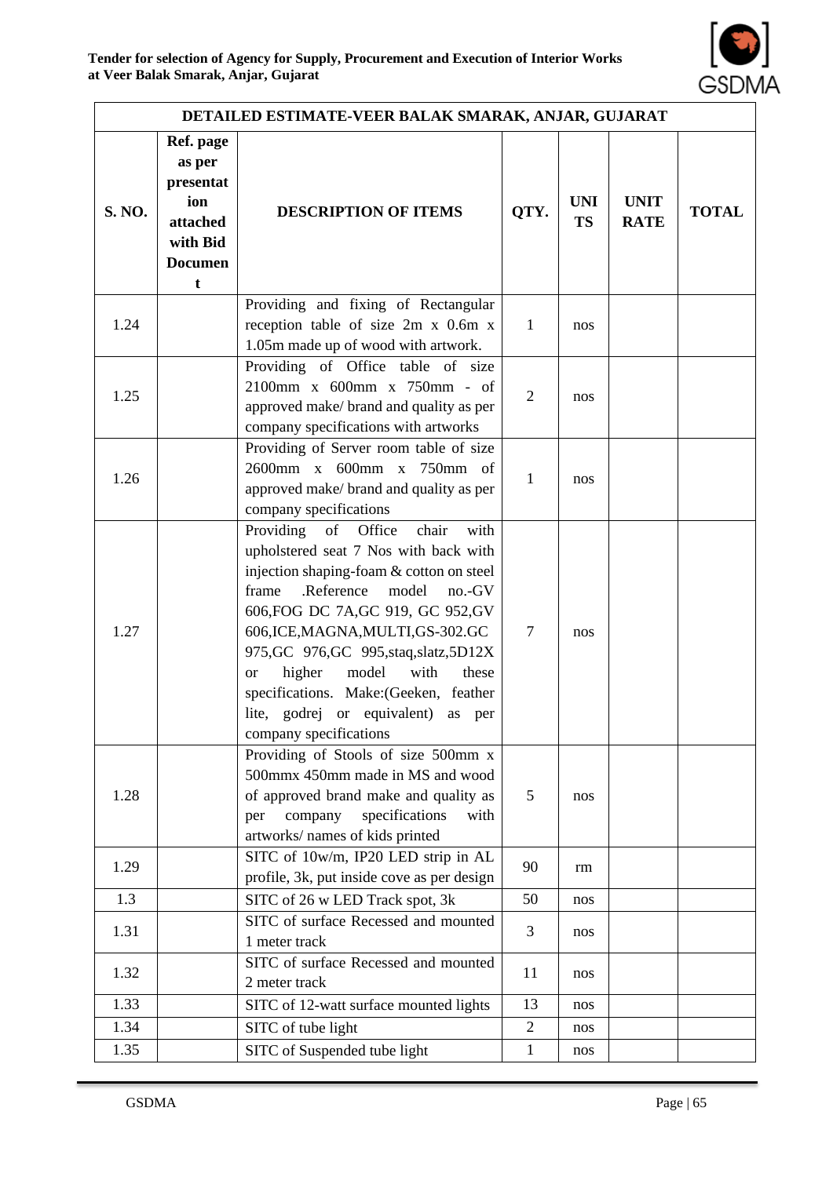| DETAILED ESTIMATE-VEER BALAK SMARAK, ANJAR, GUJARAT | | | | | | |
|---|---|---|---|---|---|---|
| **S. NO.** | **Ref. page as per presentation attached with Bid Document** | **DESCRIPTION OF ITEMS** | **QTY.** | **UNITS** | **UNIT RATE** | **TOTAL** |
| 1.24 | | Providing and fixing of Rectangular reception table of size 2m x 0.6m x 1.05m made up of wood with artwork. | 1 | nos | | |
| 1.25 | | Providing of Office table of size 2100mm x 600mm x 750mm - of approved make/ brand and quality as per company specifications with artworks | 2 | nos | | |
| 1.26 | | Providing of Server room table of size 2600mm x 600mm x 750mm of approved make/ brand and quality as per company specifications | 1 | nos | | |
| 1.27 | | Providing of Office chair with upholstered seat 7 Nos with back with injection shaping-foam & cotton on steel frame .Reference model no.-GV 606,FOG DC 7A,GC 919, GC 952,GV 606,ICE,MAGNA,MULTI,GS-302.GC 975,GC 976,GC 995,staq,slatz,5D12X or higher model with these specifications. Make:(Geeken, feather lite, godrej or equivalent) as per company specifications | 7 | nos | | |
| 1.28 | | Providing of Stools of size 500mm x 500mmx 450mm made in MS and wood of approved brand make and quality as per company specifications with artworks/ names of kids printed | 5 | nos | | |
| 1.29 | | SITC of 10w/m, IP20 LED strip in AL profile, 3k, put inside cove as per design | 90 | rm | | |
| 1.3 | | SITC of 26 w LED Track spot, 3k | 50 | nos | | |
| 1.31 | | SITC of surface Recessed and mounted 1 meter track | 3 | nos | | |
| 1.32 | | SITC of surface Recessed and mounted 2 meter track | 11 | nos | | |
| 1.33 | | SITC of 12-watt surface mounted lights | 13 | nos | | |
| 1.34 | | SITC of tube light | 2 | nos | | |
| 1.35 | | SITC of Suspended tube light | 1 | nos | | |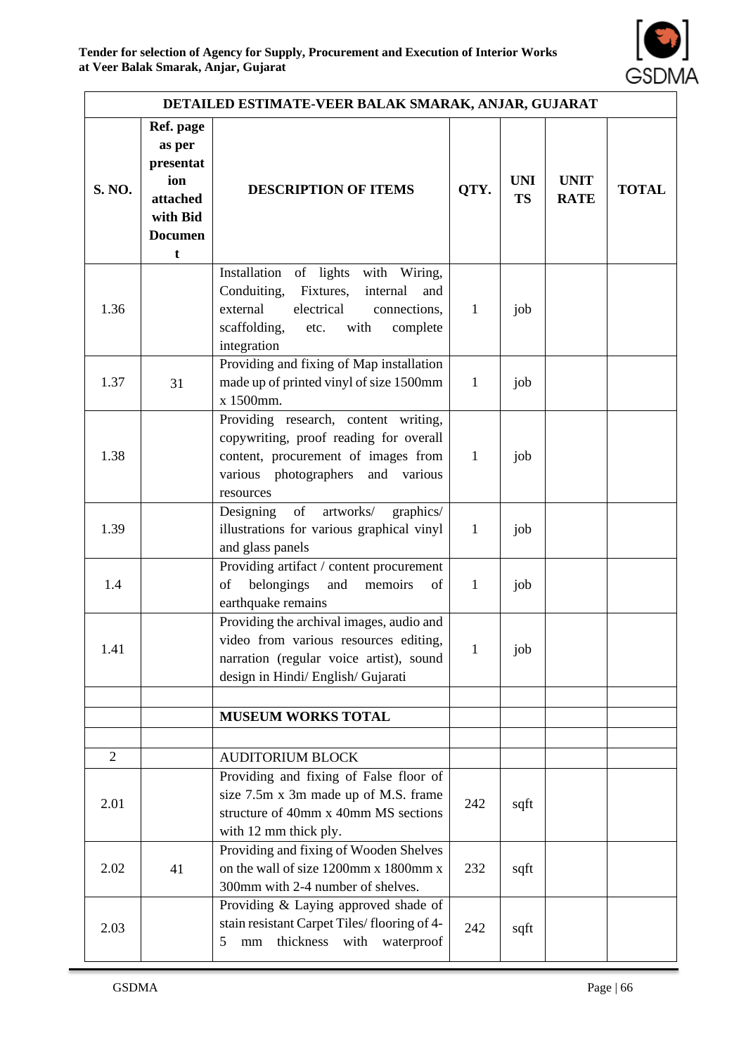| DETAILED ESTIMATE-VEER BALAK SMARAK, ANJAR, GUJARAT | | | | | | |
|---|---|---|---|---|---|---|
| **S. NO.** | **Ref. page as per presentation attached with Bid Document** | **DESCRIPTION OF ITEMS** | **QTY.** | **UNITS** | **UNIT RATE** | **TOTAL** |
| 1.36 | | Installation of lights with Wiring, Conduiting, Fixtures, internal and external electrical connections, scaffolding, etc. with complete integration | 1 | job | | |
| 1.37 | 31 | Providing and fixing of Map installation made up of printed vinyl of size 1500mm x 1500mm. | 1 | job | | |
| 1.38 | | Providing research, content writing, copywriting, proof reading for overall content, procurement of images from various photographers and various resources | 1 | job | | |
| 1.39 | | Designing of artworks/ graphics/ illustrations for various graphical vinyl and glass panels | 1 | job | | |
| 1.4 | | Providing artifact / content procurement of belongings and memoirs of earthquake remains | 1 | job | | |
| 1.41 | | Providing the archival images, audio and video from various resources editing, narration (regular voice artist), sound design in Hindi/ English/ Gujarati | 1 | job | | |
| | | | | | | |
| | | **MUSEUM WORKS TOTAL** | | | | |
| | | | | | | |
| 2 | | AUDITORIUM BLOCK | | | | |
| 2.01 | | Providing and fixing of False floor of size 7.5m x 3m made up of M.S. frame structure of 40mm x 40mm MS sections with 12 mm thick ply. | 242 | sqft | | |
| 2.02 | 41 | Providing and fixing of Wooden Shelves on the wall of size 1200mm x 1800mm x 300mm with 2-4 number of shelves. | 232 | sqft | | |
| 2.03 | | Providing & Laying approved shade of stain resistant Carpet Tiles/ flooring of 4-5 mm thickness with waterproof | 242 | sqft | | |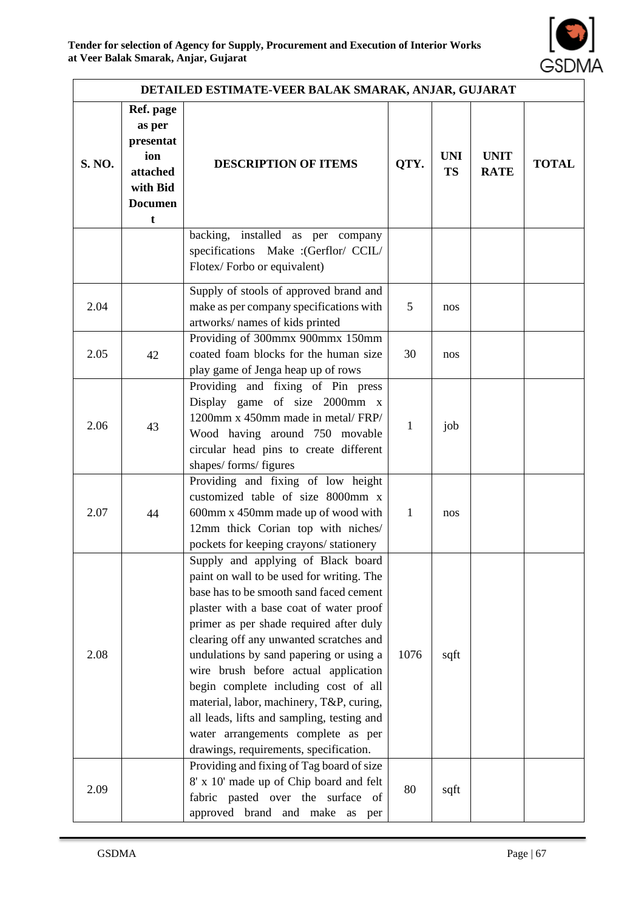| DETAILED ESTIMATE-VEER BALAK SMARAK, ANJAR, GUJARAT | | | | | | |
|---|---|---|---|---|---|---|
| **S. NO.** | **Ref. page as per presentation attached with Bid Document** | **DESCRIPTION OF ITEMS** | **QTY.** | **UNITS** | **UNIT RATE** | **TOTAL** |
| | | backing, installed as per company specifications Make :(Gerflor/ CCIL/ Flotex/ Forbo or equivalent) | | | | |
| 2.04 | | Supply of stools of approved brand and make as per company specifications with artworks/ names of kids printed | 5 | nos | | |
| 2.05 | 42 | Providing of 300mmx 900mmx 150mm coated foam blocks for the human size play game of Jenga heap up of rows | 30 | nos | | |
| 2.06 | 43 | Providing and fixing of Pin press Display game of size 2000mm x 1200mm x 450mm made in metal/ FRP/ Wood having around 750 movable circular head pins to create different shapes/ forms/ figures | 1 | job | | |
| 2.07 | 44 | Providing and fixing of low height customized table of size 8000mm x 600mm x 450mm made up of wood with 12mm thick Corian top with niches/ pockets for keeping crayons/ stationery | 1 | nos | | |
| 2.08 | | Supply and applying of Black board paint on wall to be used for writing. The base has to be smooth sand faced cement plaster with a base coat of water proof primer as per shade required after duly clearing off any unwanted scratches and undulations by sand papering or using a wire brush before actual application begin complete including cost of all material, labor, machinery, T&P, curing, all leads, lifts and sampling, testing and water arrangements complete as per drawings, requirements, specification. | 1076 | sqft | | |
| 2.09 | | Providing and fixing of Tag board of size 8' x 10' made up of Chip board and felt fabric pasted over the surface of approved brand and make as per | 80 | sqft | | |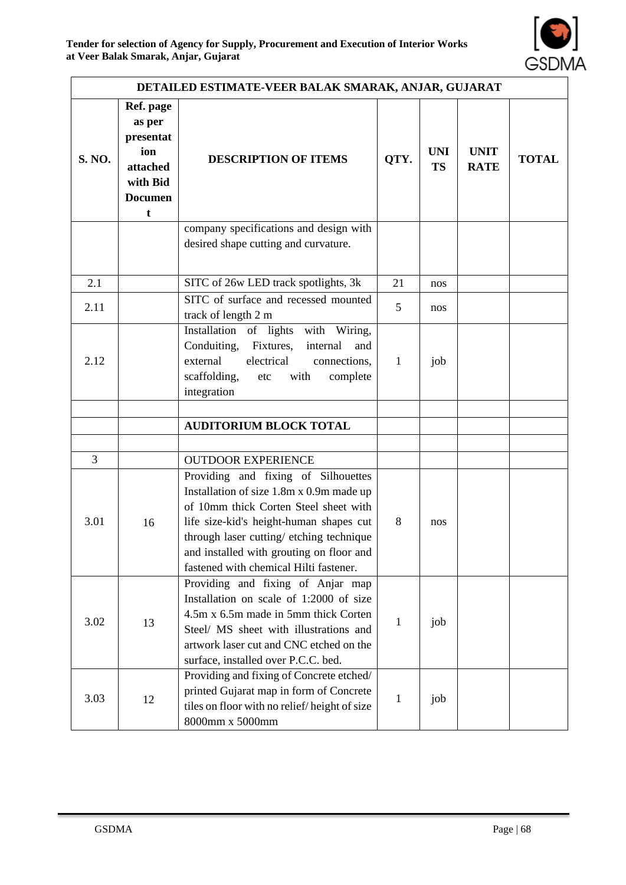| DETAILED ESTIMATE-VEER BALAK SMARAK, ANJAR, GUJARAT | | | | | | |
|---|---|---|---|---|---|---|
| **S. NO.** | **Ref. page as per presentation attached with Bid Document** | **DESCRIPTION OF ITEMS** | **QTY.** | **UNITS** | **UNIT RATE** | **TOTAL** |
| | | company specifications and design with desired shape cutting and curvature. | | | | |
| 2.1 | | SITC of 26w LED track spotlights, 3k | 21 | nos | | |
| 2.11 | | SITC of surface and recessed mounted track of length 2 m | 5 | nos | | |
| 2.12 | | Installation of lights with Wiring, Conduiting, Fixtures, internal and external electrical connections, scaffolding, etc with complete integration | 1 | job | | |
| | | | | | | |
| | | **AUDITORIUM BLOCK TOTAL** | | | | |
| | | | | | | |
| 3 | | OUTDOOR EXPERIENCE | | | | |
| 3.01 | 16 | Providing and fixing of Silhouettes Installation of size 1.8m x 0.9m made up of 10mm thick Corten Steel sheet with life size-kid's height-human shapes cut through laser cutting/ etching technique and installed with grouting on floor and fastened with chemical Hilti fastener. | 8 | nos | | |
| 3.02 | 13 | Providing and fixing of Anjar map Installation on scale of 1:2000 of size 4.5m x 6.5m made in 5mm thick Corten Steel/ MS sheet with illustrations and artwork laser cut and CNC etched on the surface, installed over P.C.C. bed. | 1 | job | | |
| 3.03 | 12 | Providing and fixing of Concrete etched/ printed Gujarat map in form of Concrete tiles on floor with no relief/ height of size 8000mm x 5000mm | 1 | job | | |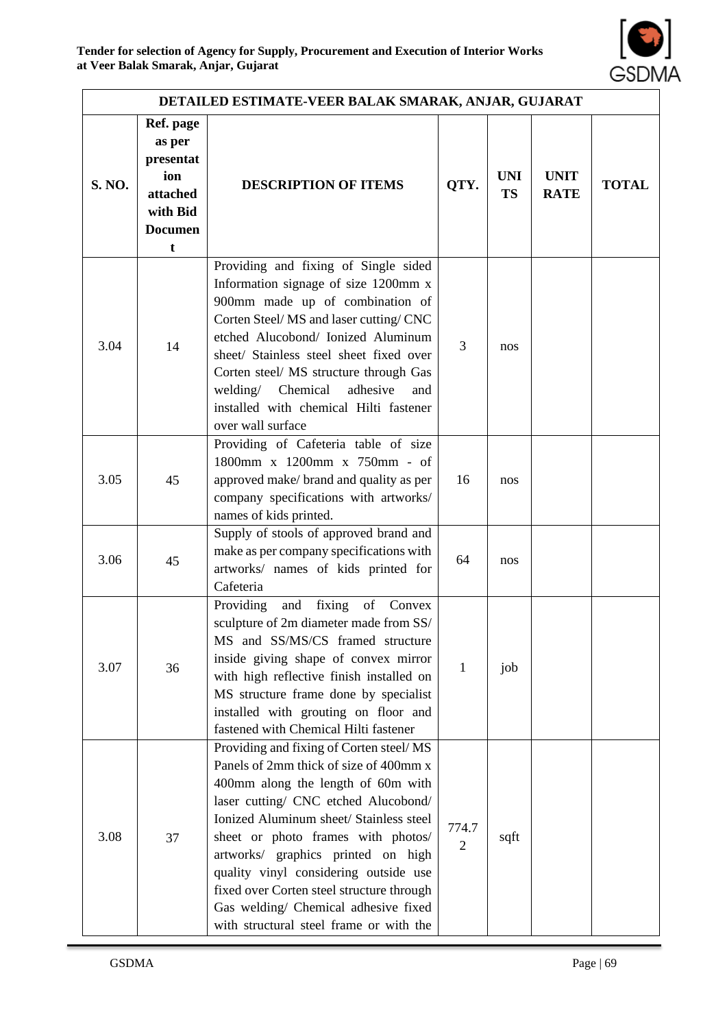| DETAILED ESTIMATE-VEER BALAK SMARAK, ANJAR, GUJARAT | | | | | | |
|---|---|---|---|---|---|---|
| **S. NO.** | **Ref. page as per presentation attached with Bid Document** | **DESCRIPTION OF ITEMS** | **QTY.** | **UNITS** | **UNIT RATE** | **TOTAL** |
| 3.04 | 14 | Providing and fixing of Single sided Information signage of size 1200mm x 900mm made up of combination of Corten Steel/ MS and laser cutting/ CNC etched Alucobond/ Ionized Aluminum sheet/ Stainless steel sheet fixed over Corten steel/ MS structure through Gas welding/ Chemical adhesive and installed with chemical Hilti fastener over wall surface | 3 | nos | | |
| 3.05 | 45 | Providing of Cafeteria table of size 1800mm x 1200mm x 750mm - of approved make/ brand and quality as per company specifications with artworks/ names of kids printed. | 16 | nos | | |
| 3.06 | 45 | Supply of stools of approved brand and make as per company specifications with artworks/ names of kids printed for Cafeteria | 64 | nos | | |
| 3.07 | 36 | Providing and fixing of Convex sculpture of 2m diameter made from SS/ MS and SS/MS/CS framed structure inside giving shape of convex mirror with high reflective finish installed on MS structure frame done by specialist installed with grouting on floor and fastened with Chemical Hilti fastener | 1 | job | | |
| 3.08 | 37 | Providing and fixing of Corten steel/ MS Panels of 2mm thick of size of 400mm x 400mm along the length of 60m with laser cutting/ CNC etched Alucobond/ Ionized Aluminum sheet/ Stainless steel sheet or photo frames with photos/ artworks/ graphics printed on high quality vinyl considering outside use fixed over Corten steel structure through Gas welding/ Chemical adhesive fixed with structural steel frame or with the | 774.72 | sqft | | |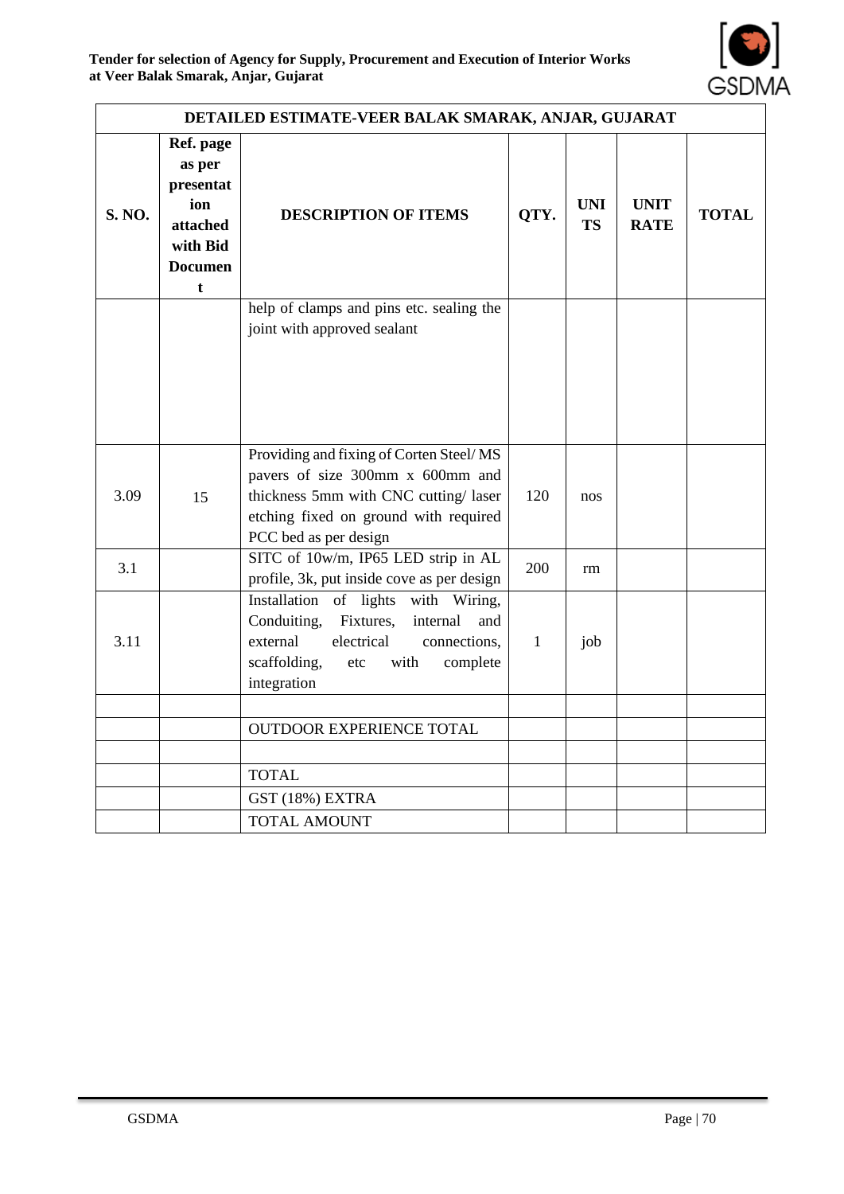| DETAILED ESTIMATE-VEER BALAK SMARAK, ANJAR, GUJARAT | | | | | | |
|---|---|---|---|---|---|---|
| S. NO. | Ref. page as per presentation attached with Bid Document | DESCRIPTION OF ITEMS | QTY. | UNITS | UNIT RATE | TOTAL |
| | | help of clamps and pins etc. sealing the joint with approved sealant | | | | |
| 3.09 | 15 | Providing and fixing of Corten Steel/ MS pavers of size 300mm x 600mm and thickness 5mm with CNC cutting/ laser etching fixed on ground with required PCC bed as per design | 120 | nos | | |
| 3.1 | | SITC of 10w/m, IP65 LED strip in AL profile, 3k, put inside cove as per design | 200 | rm | | |
| 3.11 | | Installation of lights with Wiring, Conduiting, Fixtures, internal and external electrical connections, scaffolding, etc with complete integration | 1 | job | | |
| | | | | | | |
| | | OUTDOOR EXPERIENCE TOTAL | | | | |
| | | | | | | |
| | | TOTAL | | | | |
| | | GST (18%) EXTRA | | | | |
| | | TOTAL AMOUNT | | | | |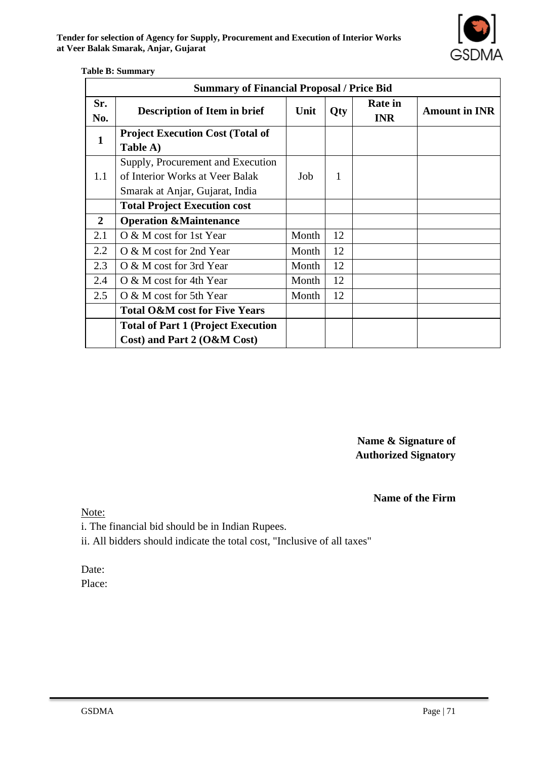**Table B: Summary**

| Summary of Financial Proposal / Price Bid | | | | | |
|---|---|---|---|---|---|
| **Sr. No.** | **Description of Item in brief** | **Unit** | **Qty** | **Rate in INR** | **Amount in INR** |
| **1** | **Project Execution Cost (Total of Table A)** | | | | |
| 1.1 | Supply, Procurement and Execution of Interior Works at Veer Balak Smarak at Anjar, Gujarat, India | Job | 1 | | |
| | **Total Project Execution cost** | | | | |
| **2** | **Operation &Maintenance** | | | | |
| 2.1 | O & M cost for 1st Year | Month | 12 | | |
| 2.2 | O & M cost for 2nd Year | Month | 12 | | |
| 2.3 | O & M cost for 3rd Year | Month | 12 | | |
| 2.4 | O & M cost for 4th Year | Month | 12 | | |
| 2.5 | O & M cost for 5th Year | Month | 12 | | |
| | **Total O&M cost for Five Years** | | | | |
| | **Total of Part 1 (Project Execution Cost) and Part 2 (O&M Cost)** | | | | |

**Name & Signature of Authorized Signatory**

**Name of the Firm**

Note:

i. The financial bid should be in Indian Rupees.

ii. All bidders should indicate the total cost, "Inclusive of all taxes"

Date:

Place: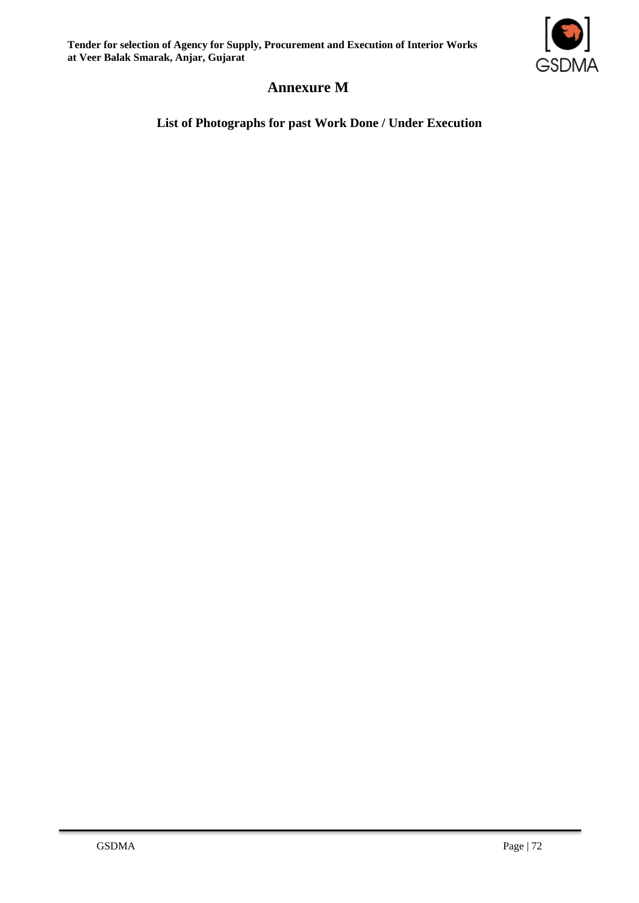# Annexure M

## List of Photographs for past Work Done / Under Execution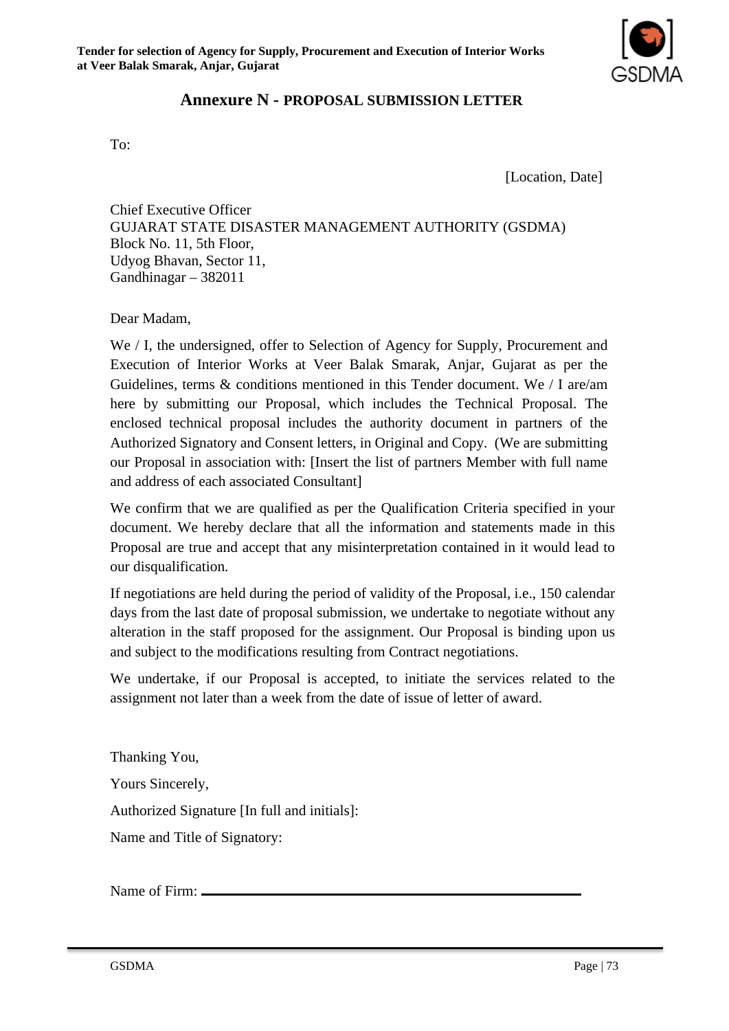## Annexure N - PROPOSAL SUBMISSION LETTER

To:

[Location, Date]

Chief Executive Officer
GUJARAT STATE DISASTER MANAGEMENT AUTHORITY (GSDMA)
Block No. 11, 5th Floor,
Udyog Bhavan, Sector 11,
Gandhinagar – 382011

Dear Madam,

We / I, the undersigned, offer to Selection of Agency for Supply, Procurement and Execution of Interior Works at Veer Balak Smarak, Anjar, Gujarat as per the Guidelines, terms & conditions mentioned in this Tender document. We / I are/am here by submitting our Proposal, which includes the Technical Proposal. The enclosed technical proposal includes the authority document in partners of the Authorized Signatory and Consent letters, in Original and Copy. (We are submitting our Proposal in association with: [Insert the list of partners Member with full name and address of each associated Consultant]

We confirm that we are qualified as per the Qualification Criteria specified in your document. We hereby declare that all the information and statements made in this Proposal are true and accept that any misinterpretation contained in it would lead to our disqualification.

If negotiations are held during the period of validity of the Proposal, i.e., 150 calendar days from the last date of proposal submission, we undertake to negotiate without any alteration in the staff proposed for the assignment. Our Proposal is binding upon us and subject to the modifications resulting from Contract negotiations.

We undertake, if our Proposal is accepted, to initiate the services related to the assignment not later than a week from the date of issue of letter of award.

Thanking You,

Yours Sincerely,

Authorized Signature [In full and initials]:

Name and Title of Signatory:

Name of Firm: ________________________________________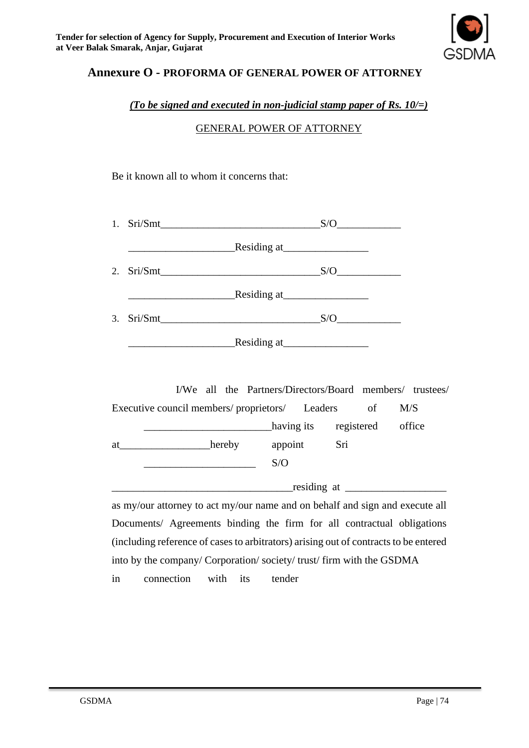## Annexure O - PROFORMA OF GENERAL POWER OF ATTORNEY

***(To be signed and executed in non-judicial stamp paper of Rs. 10/=)***

GENERAL POWER OF ATTORNEY

Be it known all to whom it concerns that:

1. Sri/Smt_____________________________S/O___________

   ___________________Residing at_______________

2. Sri/Smt_____________________________S/O___________

   ___________________Residing at_______________

3. Sri/Smt_____________________________S/O___________

   ___________________Residing at_______________

I/We all the Partners/Directors/Board members/ trustees/ Executive council members/ proprietors/ Leaders of M/S _______________________having its registered office at________________hereby appoint Sri ____________________ S/O _________________________________residing at __________________ as my/our attorney to act my/our name and on behalf and sign and execute all Documents/ Agreements binding the firm for all contractual obligations (including reference of cases to arbitrators) arising out of contracts to be entered into by the company/ Corporation/ society/ trust/ firm with the GSDMA in connection with its tender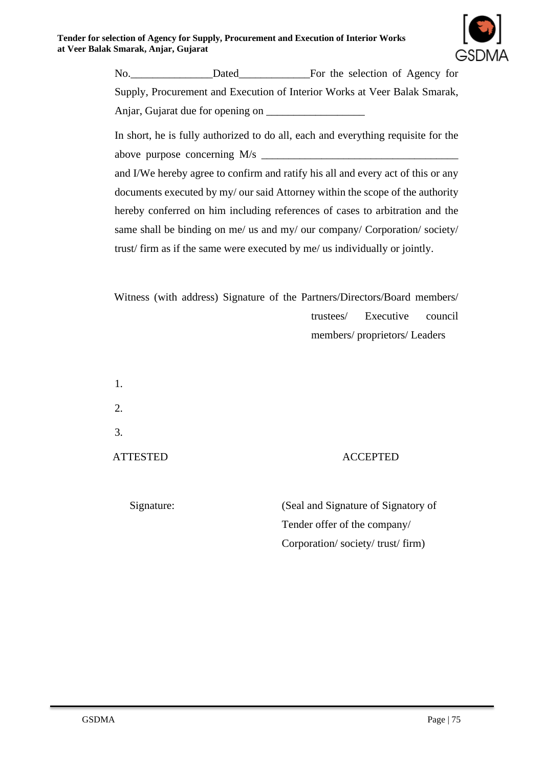No.______________Dated____________For the selection of Agency for Supply, Procurement and Execution of Interior Works at Veer Balak Smarak, Anjar, Gujarat due for opening on _________________

In short, he is fully authorized to do all, each and everything requisite for the above purpose concerning M/s ___________________________________ and I/We hereby agree to confirm and ratify his all and every act of this or any documents executed by my/ our said Attorney within the scope of the authority hereby conferred on him including references of cases to arbitration and the same shall be binding on me/ us and my/ our company/ Corporation/ society/ trust/ firm as if the same were executed by me/ us individually or jointly.

Witness (with address) Signature of the Partners/Directors/Board members/ trustees/ Executive council members/ proprietors/ Leaders

1.

2.

3.

ATTESTED ACCEPTED

Signature: (Seal and Signature of Signatory of Tender offer of the company/ Corporation/ society/ trust/ firm)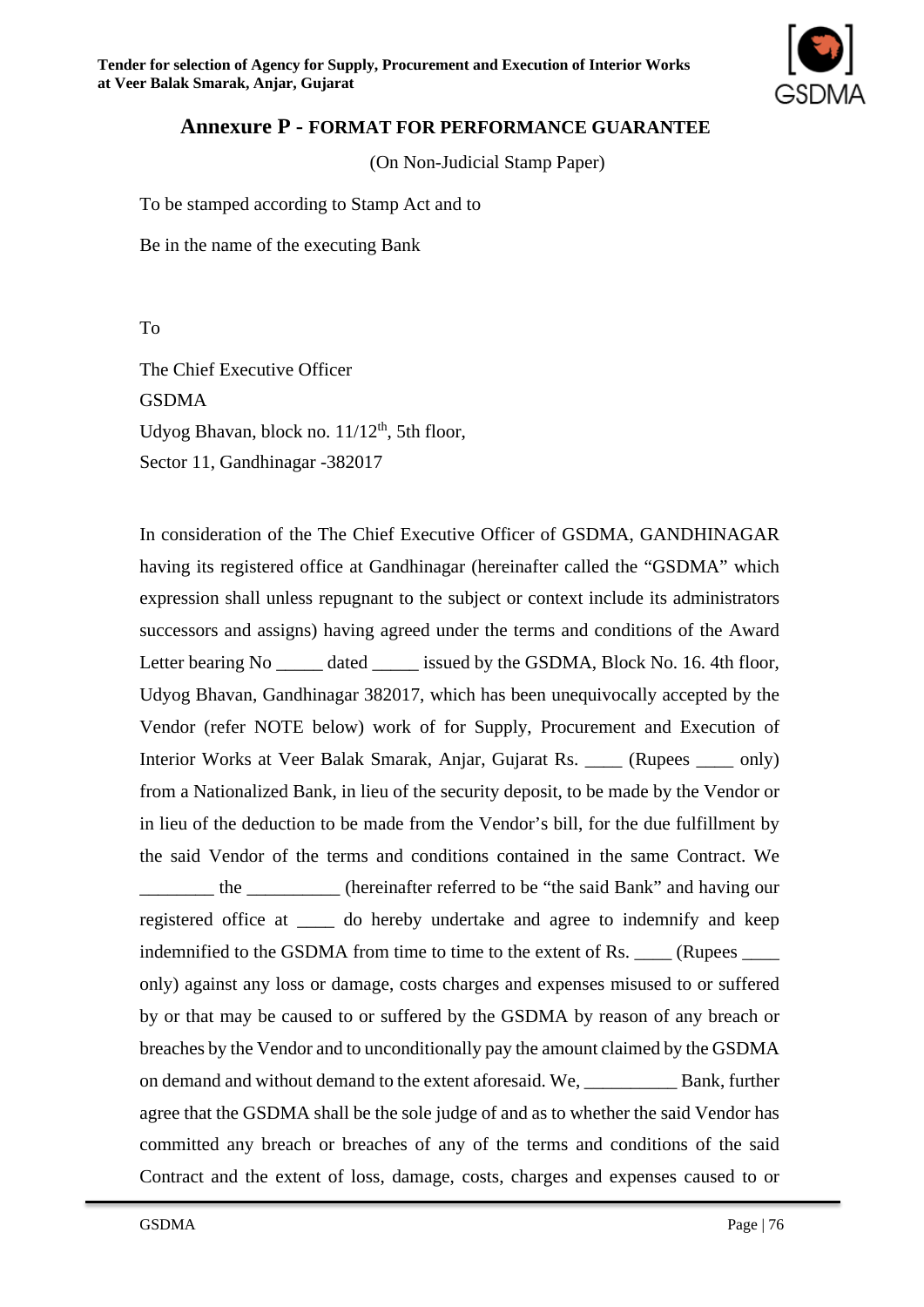## Annexure P - FORMAT FOR PERFORMANCE GUARANTEE

(On Non-Judicial Stamp Paper)

To be stamped according to Stamp Act and to

Be in the name of the executing Bank

To

The Chief Executive Officer
GSDMA
Udyog Bhavan, block no. 11/12th, 5th floor,
Sector 11, Gandhinagar -382017

In consideration of the The Chief Executive Officer of GSDMA, GANDHINAGAR having its registered office at Gandhinagar (hereinafter called the "GSDMA" which expression shall unless repugnant to the subject or context include its administrators successors and assigns) having agreed under the terms and conditions of the Award Letter bearing No _____ dated _____ issued by the GSDMA, Block No. 16. 4th floor, Udyog Bhavan, Gandhinagar 382017, which has been unequivocally accepted by the Vendor (refer NOTE below) work of for Supply, Procurement and Execution of Interior Works at Veer Balak Smarak, Anjar, Gujarat Rs. ____ (Rupees ____ only) from a Nationalized Bank, in lieu of the security deposit, to be made by the Vendor or in lieu of the deduction to be made from the Vendor's bill, for the due fulfillment by the said Vendor of the terms and conditions contained in the same Contract. We ________ the __________ (hereinafter referred to be "the said Bank" and having our registered office at ____ do hereby undertake and agree to indemnify and keep indemnified to the GSDMA from time to time to the extent of Rs. ____ (Rupees ____ only) against any loss or damage, costs charges and expenses misused to or suffered by or that may be caused to or suffered by the GSDMA by reason of any breach or breaches by the Vendor and to unconditionally pay the amount claimed by the GSDMA on demand and without demand to the extent aforesaid. We, __________ Bank, further agree that the GSDMA shall be the sole judge of and as to whether the said Vendor has committed any breach or breaches of any of the terms and conditions of the said Contract and the extent of loss, damage, costs, charges and expenses caused to or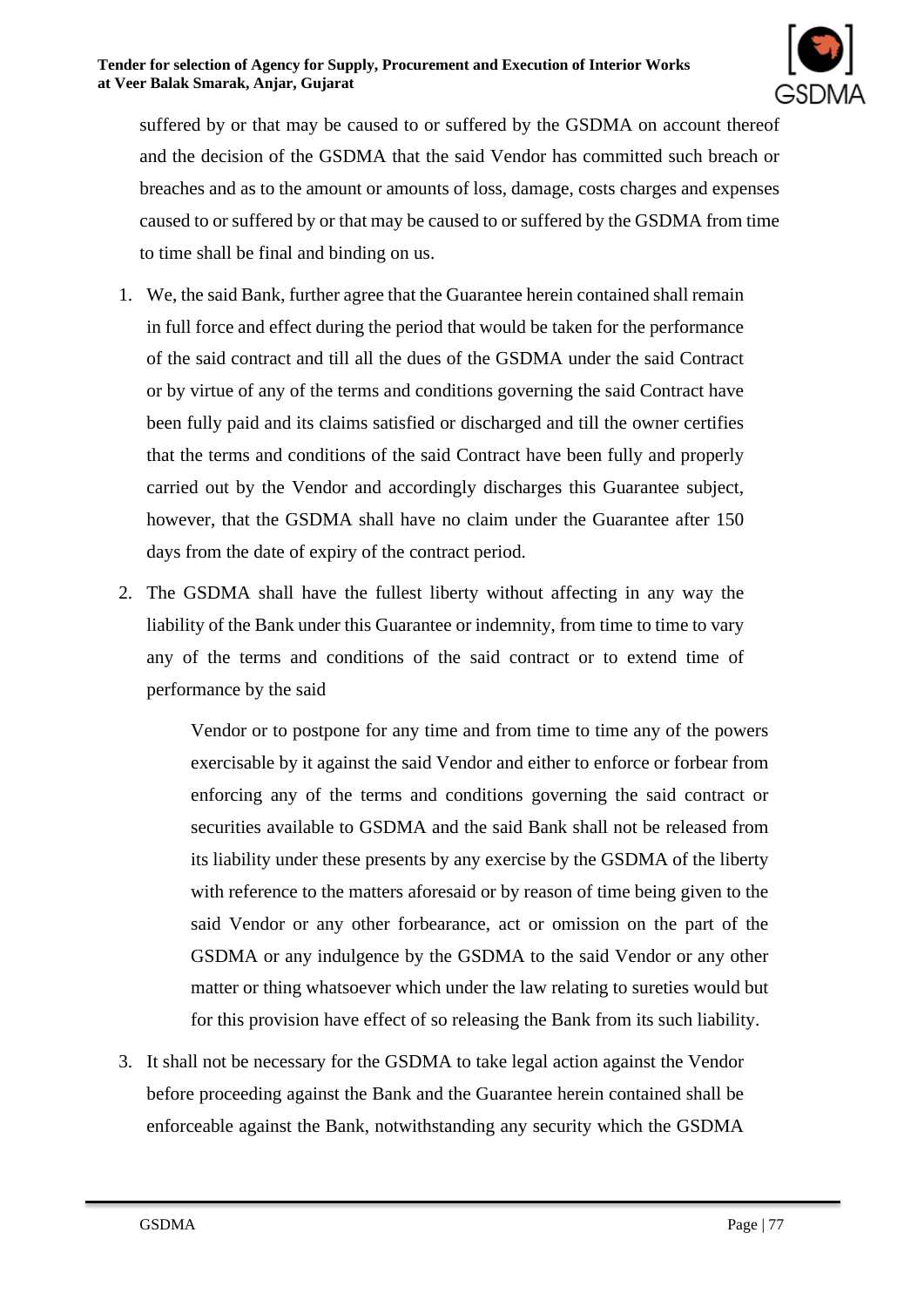suffered by or that may be caused to or suffered by the GSDMA on account thereof and the decision of the GSDMA that the said Vendor has committed such breach or breaches and as to the amount or amounts of loss, damage, costs charges and expenses caused to or suffered by or that may be caused to or suffered by the GSDMA from time to time shall be final and binding on us.

1. We, the said Bank, further agree that the Guarantee herein contained shall remain in full force and effect during the period that would be taken for the performance of the said contract and till all the dues of the GSDMA under the said Contract or by virtue of any of the terms and conditions governing the said Contract have been fully paid and its claims satisfied or discharged and till the owner certifies that the terms and conditions of the said Contract have been fully and properly carried out by the Vendor and accordingly discharges this Guarantee subject, however, that the GSDMA shall have no claim under the Guarantee after 150 days from the date of expiry of the contract period.
2. The GSDMA shall have the fullest liberty without affecting in any way the liability of the Bank under this Guarantee or indemnity, from time to time to vary any of the terms and conditions of the said contract or to extend time of performance by the said

   Vendor or to postpone for any time and from time to time any of the powers exercisable by it against the said Vendor and either to enforce or forbear from enforcing any of the terms and conditions governing the said contract or securities available to GSDMA and the said Bank shall not be released from its liability under these presents by any exercise by the GSDMA of the liberty with reference to the matters aforesaid or by reason of time being given to the said Vendor or any other forbearance, act or omission on the part of the GSDMA or any indulgence by the GSDMA to the said Vendor or any other matter or thing whatsoever which under the law relating to sureties would but for this provision have effect of so releasing the Bank from its such liability.
3. It shall not be necessary for the GSDMA to take legal action against the Vendor before proceeding against the Bank and the Guarantee herein contained shall be enforceable against the Bank, notwithstanding any security which the GSDMA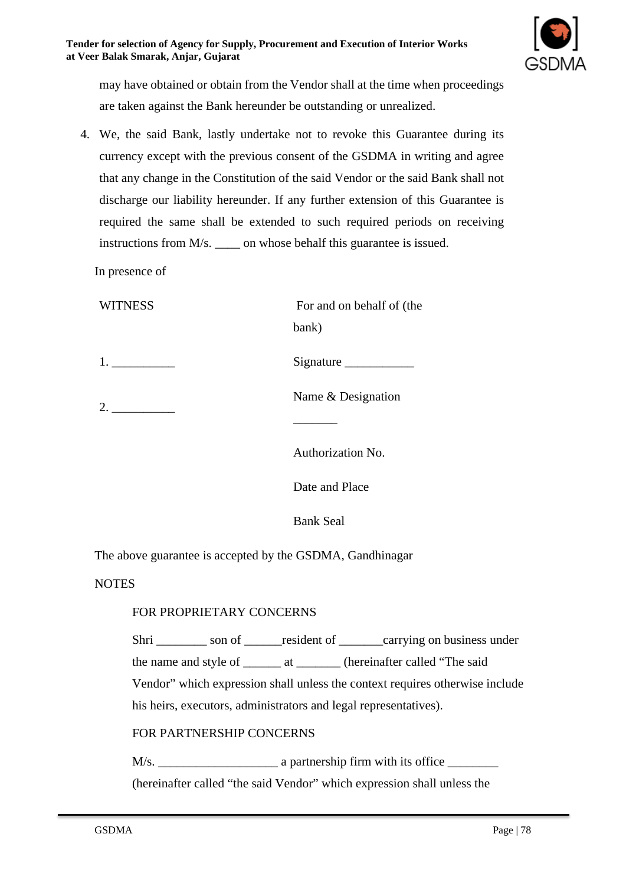may have obtained or obtain from the Vendor shall at the time when proceedings are taken against the Bank hereunder be outstanding or unrealized.

4. We, the said Bank, lastly undertake not to revoke this Guarantee during its currency except with the previous consent of the GSDMA in writing and agree that any change in the Constitution of the said Vendor or the said Bank shall not discharge our liability hereunder. If any further extension of this Guarantee is required the same shall be extended to such required periods on receiving instructions from M/s. ____ on whose behalf this guarantee is issued.

In presence of

| WITNESS | For and on behalf of (the bank) |
|---|---|
| 1. __________ | Signature ___________ |
| 2. __________ | Name & Designation _______ |
| | Authorization No. |
| | Date and Place |
| | Bank Seal |

The above guarantee is accepted by the GSDMA, Gandhinagar

NOTES

FOR PROPRIETARY CONCERNS

Shri ________ son of ______resident of _______carrying on business under the name and style of ______ at _______ (hereinafter called "The said Vendor" which expression shall unless the context requires otherwise include his heirs, executors, administrators and legal representatives).

FOR PARTNERSHIP CONCERNS

M/s. ___________________ a partnership firm with its office ________ (hereinafter called "the said Vendor" which expression shall unless the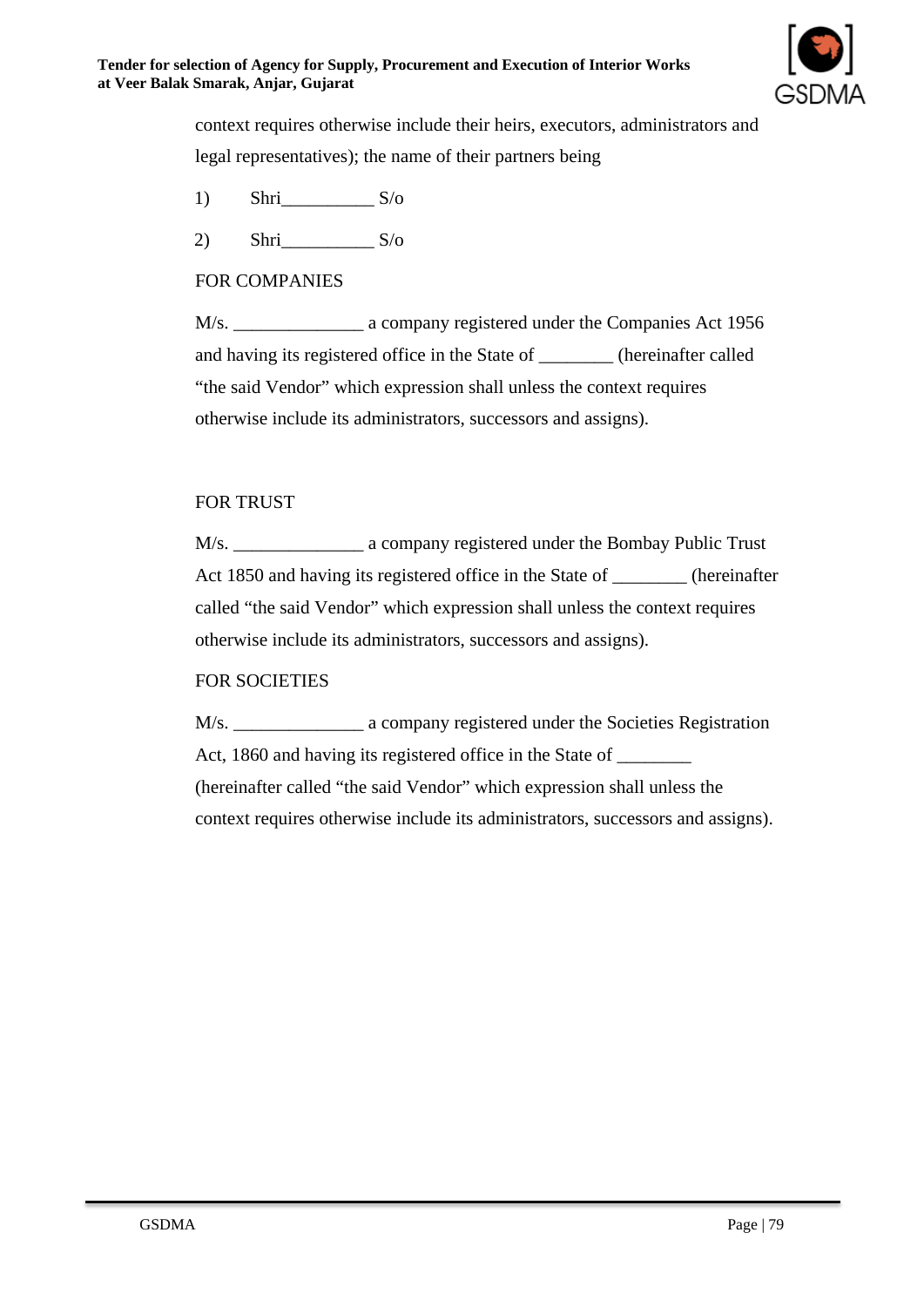context requires otherwise include their heirs, executors, administrators and legal representatives); the name of their partners being

1) Shri__________ S/o

2) Shri__________ S/o

FOR COMPANIES

M/s. ______________ a company registered under the Companies Act 1956 and having its registered office in the State of ________ (hereinafter called “the said Vendor” which expression shall unless the context requires otherwise include its administrators, successors and assigns).

FOR TRUST

M/s. ______________ a company registered under the Bombay Public Trust Act 1850 and having its registered office in the State of ________ (hereinafter called “the said Vendor” which expression shall unless the context requires otherwise include its administrators, successors and assigns).

FOR SOCIETIES

M/s. ______________ a company registered under the Societies Registration Act, 1860 and having its registered office in the State of ________ (hereinafter called “the said Vendor” which expression shall unless the context requires otherwise include its administrators, successors and assigns).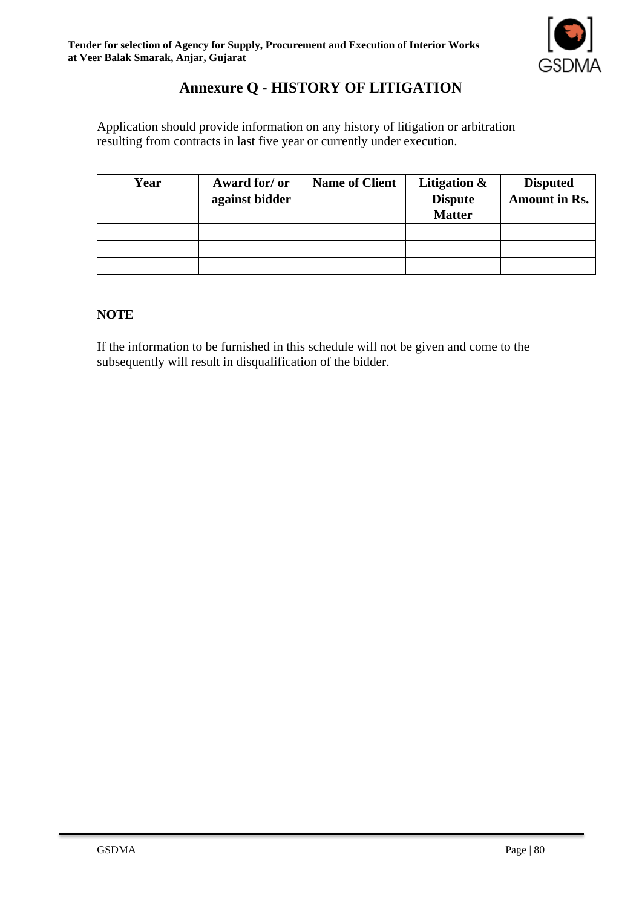# Annexure Q - HISTORY OF LITIGATION

Application should provide information on any history of litigation or arbitration resulting from contracts in last five year or currently under execution.

| Year | Award for/ or against bidder | Name of Client | Litigation & Dispute Matter | Disputed Amount in Rs. |
|---|---|---|---|---|
| | | | | |
| | | | | |
| | | | | |

**NOTE**

If the information to be furnished in this schedule will not be given and come to the subsequently will result in disqualification of the bidder.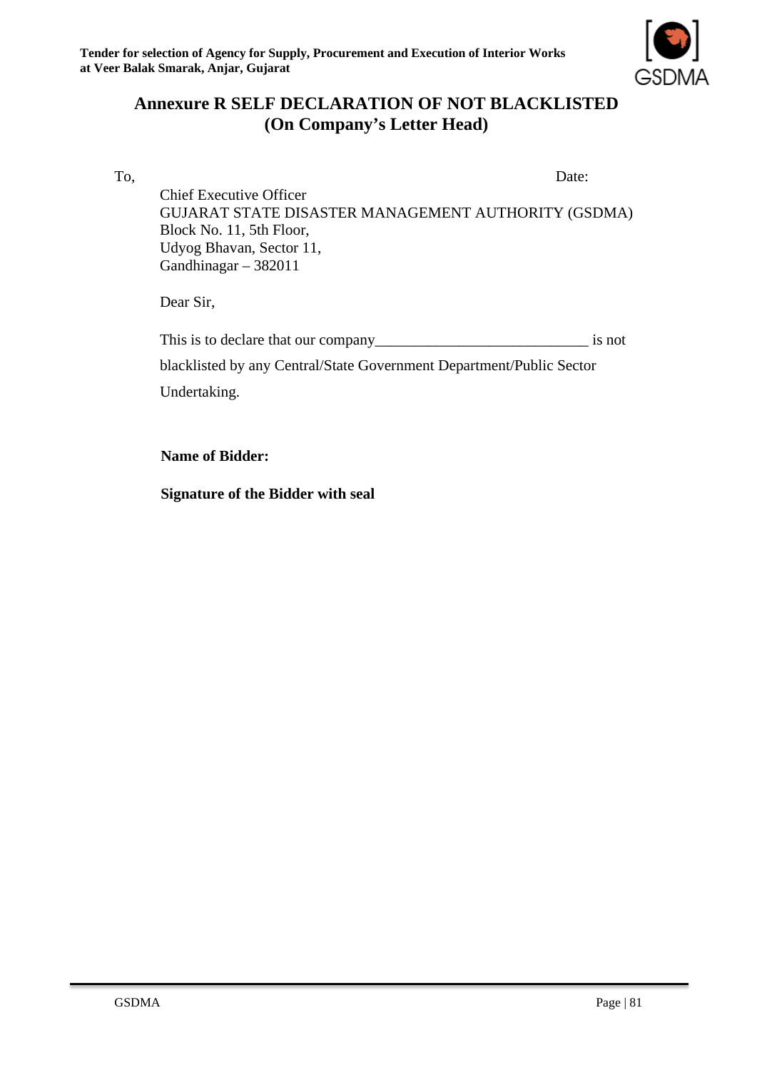# Annexure R SELF DECLARATION OF NOT BLACKLISTED
## (On Company's Letter Head)

To, Date:

Chief Executive Officer
GUJARAT STATE DISASTER MANAGEMENT AUTHORITY (GSDMA)
Block No. 11, 5th Floor,
Udyog Bhavan, Sector 11,
Gandhinagar – 382011

Dear Sir,

This is to declare that our company____________________________ is not blacklisted by any Central/State Government Department/Public Sector Undertaking.

**Name of Bidder:**

**Signature of the Bidder with seal**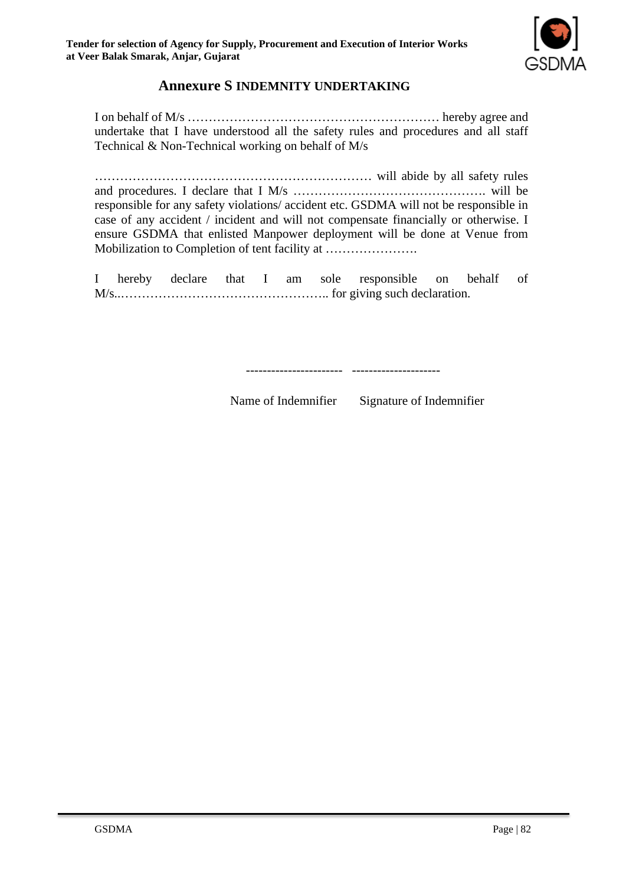## Annexure S INDEMNITY UNDERTAKING

I on behalf of M/s …………………………………………………… hereby agree and undertake that I have understood all the safety rules and procedures and all staff Technical & Non-Technical working on behalf of M/s

………………………………………………………… will abide by all safety rules and procedures. I declare that I M/s ………………………………………. will be responsible for any safety violations/ accident etc. GSDMA will not be responsible in case of any accident / incident and will not compensate financially or otherwise. I ensure GSDMA that enlisted Manpower deployment will be done at Venue from Mobilization to Completion of tent facility at ………………….

I hereby declare that I am sole responsible on behalf of M/s..…………………………………………….. for giving such declaration.

----------------------- ---------------------

Name of Indemnifier      Signature of Indemnifier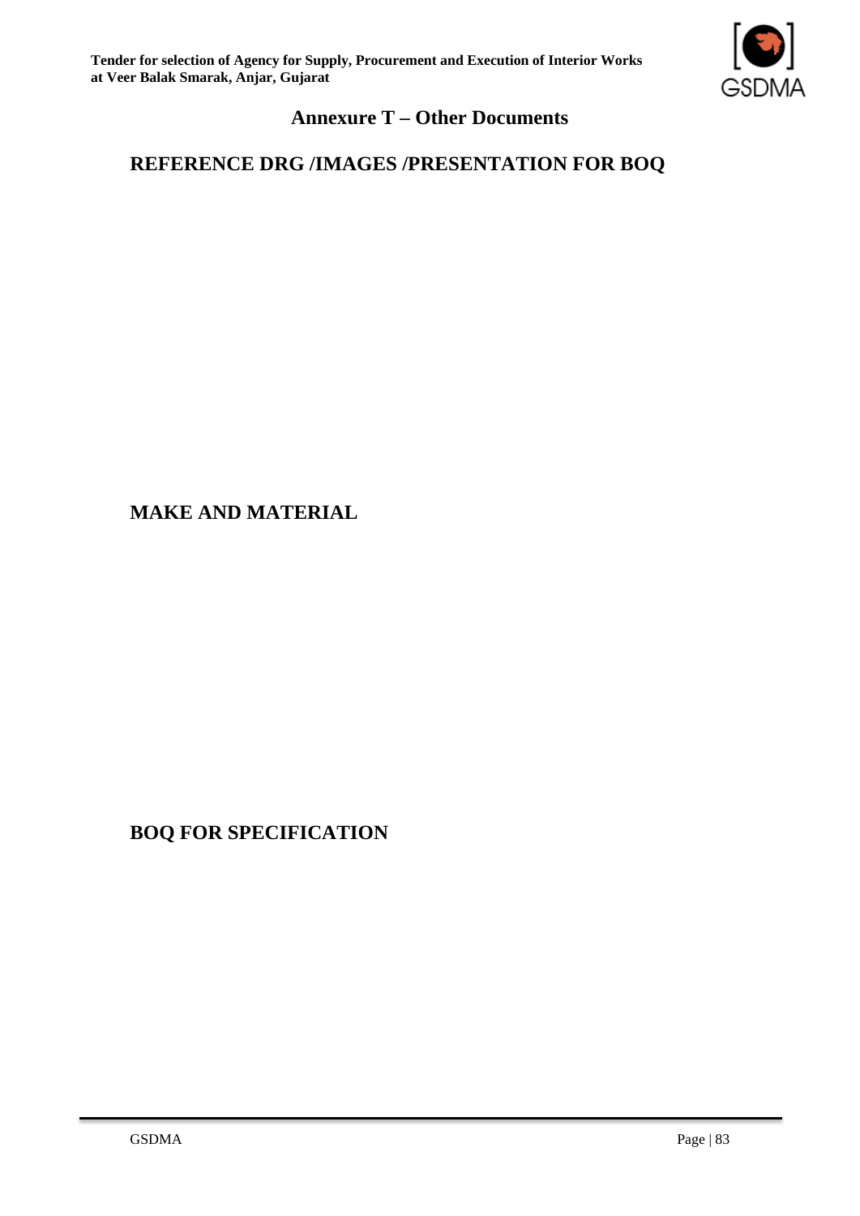# Annexure T – Other Documents

## REFERENCE DRG /IMAGES /PRESENTATION FOR BOQ

## MAKE AND MATERIAL

## BOQ FOR SPECIFICATION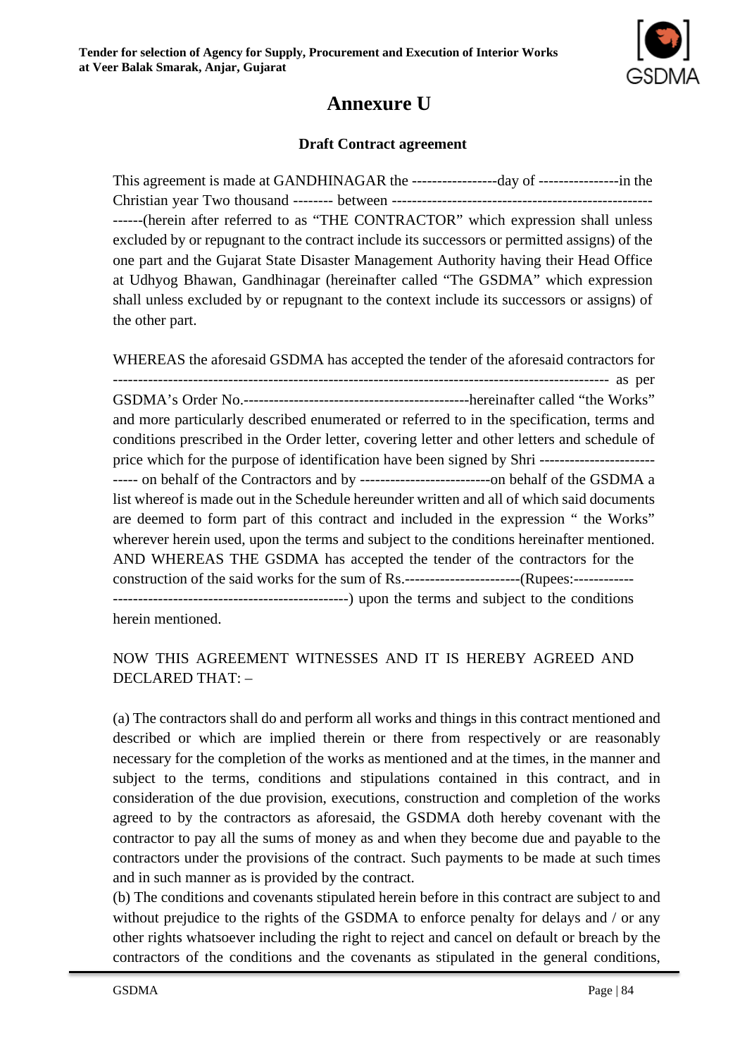# Annexure U

### Draft Contract agreement

This agreement is made at GANDHINAGAR the -----------------day of ----------------in the Christian year Two thousand -------- between ------------------------------------------------------(herein after referred to as "THE CONTRACTOR" which expression shall unless excluded by or repugnant to the contract include its successors or permitted assigns) of the one part and the Gujarat State Disaster Management Authority having their Head Office at Udhyog Bhawan, Gandhinagar (hereinafter called "The GSDMA" which expression shall unless excluded by or repugnant to the context include its successors or assigns) of the other part.

WHEREAS the aforesaid GSDMA has accepted the tender of the aforesaid contractors for ------------------------------------------------------------------------------------------------ as per GSDMA's Order No.---------------------------------------------hereinafter called "the Works" and more particularly described enumerated or referred to in the specification, terms and conditions prescribed in the Order letter, covering letter and other letters and schedule of price which for the purpose of identification have been signed by Shri ---------------------------- on behalf of the Contractors and by --------------------------on behalf of the GSDMA a list whereof is made out in the Schedule hereunder written and all of which said documents are deemed to form part of this contract and included in the expression " the Works" wherever herein used, upon the terms and subject to the conditions hereinafter mentioned. AND WHEREAS THE GSDMA has accepted the tender of the contractors for the construction of the said works for the sum of Rs.-----------------------(Rupees:------------------------------------------------------------) upon the terms and subject to the conditions herein mentioned.

NOW THIS AGREEMENT WITNESSES AND IT IS HEREBY AGREED AND DECLARED THAT: –

(a) The contractors shall do and perform all works and things in this contract mentioned and described or which are implied therein or there from respectively or are reasonably necessary for the completion of the works as mentioned and at the times, in the manner and subject to the terms, conditions and stipulations contained in this contract, and in consideration of the due provision, executions, construction and completion of the works agreed to by the contractors as aforesaid, the GSDMA doth hereby covenant with the contractor to pay all the sums of money as and when they become due and payable to the contractors under the provisions of the contract. Such payments to be made at such times and in such manner as is provided by the contract.

(b) The conditions and covenants stipulated herein before in this contract are subject to and without prejudice to the rights of the GSDMA to enforce penalty for delays and / or any other rights whatsoever including the right to reject and cancel on default or breach by the contractors of the conditions and the covenants as stipulated in the general conditions,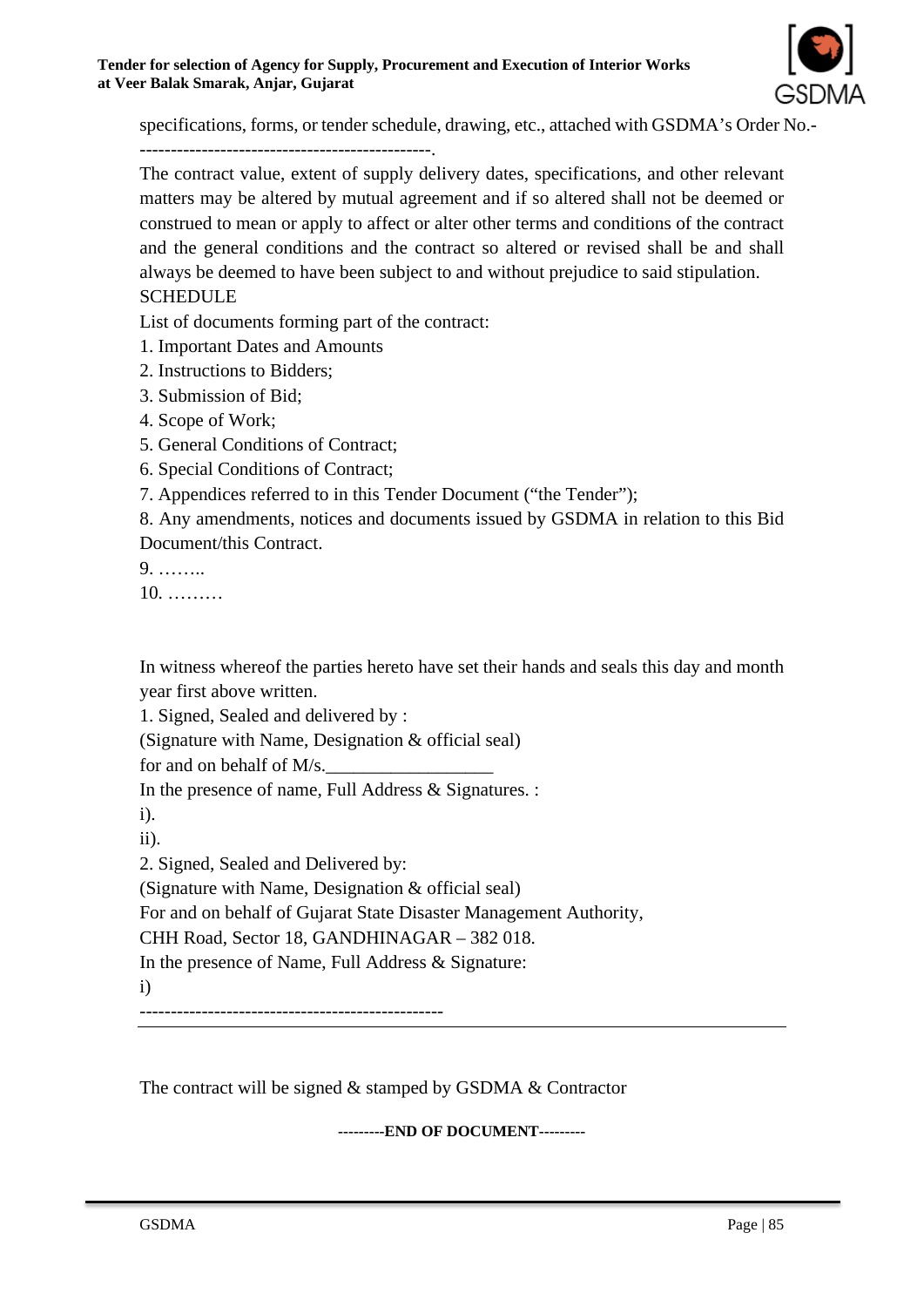specifications, forms, or tender schedule, drawing, etc., attached with GSDMA's Order No.-
-----------------------------------------------.

The contract value, extent of supply delivery dates, specifications, and other relevant matters may be altered by mutual agreement and if so altered shall not be deemed or construed to mean or apply to affect or alter other terms and conditions of the contract and the general conditions and the contract so altered or revised shall be and shall always be deemed to have been subject to and without prejudice to said stipulation.

SCHEDULE

List of documents forming part of the contract:

1. Important Dates and Amounts
2. Instructions to Bidders;
3. Submission of Bid;
4. Scope of Work;
5. General Conditions of Contract;
6. Special Conditions of Contract;
7. Appendices referred to in this Tender Document ("the Tender");
8. Any amendments, notices and documents issued by GSDMA in relation to this Bid Document/this Contract.
9. ……..
10. ………

In witness whereof the parties hereto have set their hands and seals this day and month year first above written.

1. Signed, Sealed and delivered by :

(Signature with Name, Designation & official seal)

for and on behalf of M/s.__________________

In the presence of name, Full Address & Signatures. :

i).

ii).

2. Signed, Sealed and Delivered by:

(Signature with Name, Designation & official seal)

For and on behalf of Gujarat State Disaster Management Authority,

CHH Road, Sector 18, GANDHINAGAR – 382 018.

In the presence of Name, Full Address & Signature:

i)

-------------------------------------------------

---

The contract will be signed & stamped by GSDMA & Contractor

**---------END OF DOCUMENT--------**